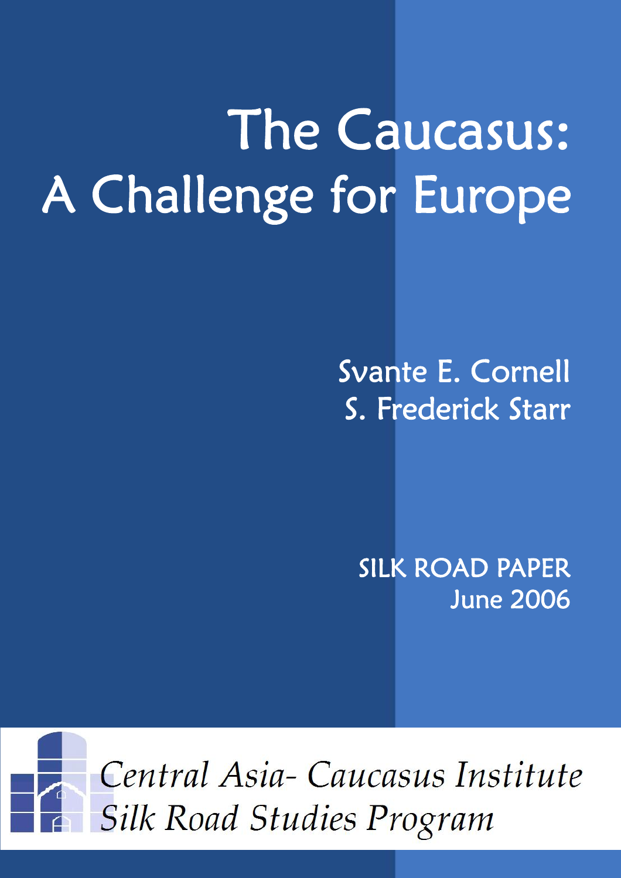# The Caucasus: A Challenge for Europe

Svante E. Cornell
S. Frederick Starr

SILK ROAD PAPER
June 2006

*Central Asia- Caucasus Institute*
*Silk Road Studies Program*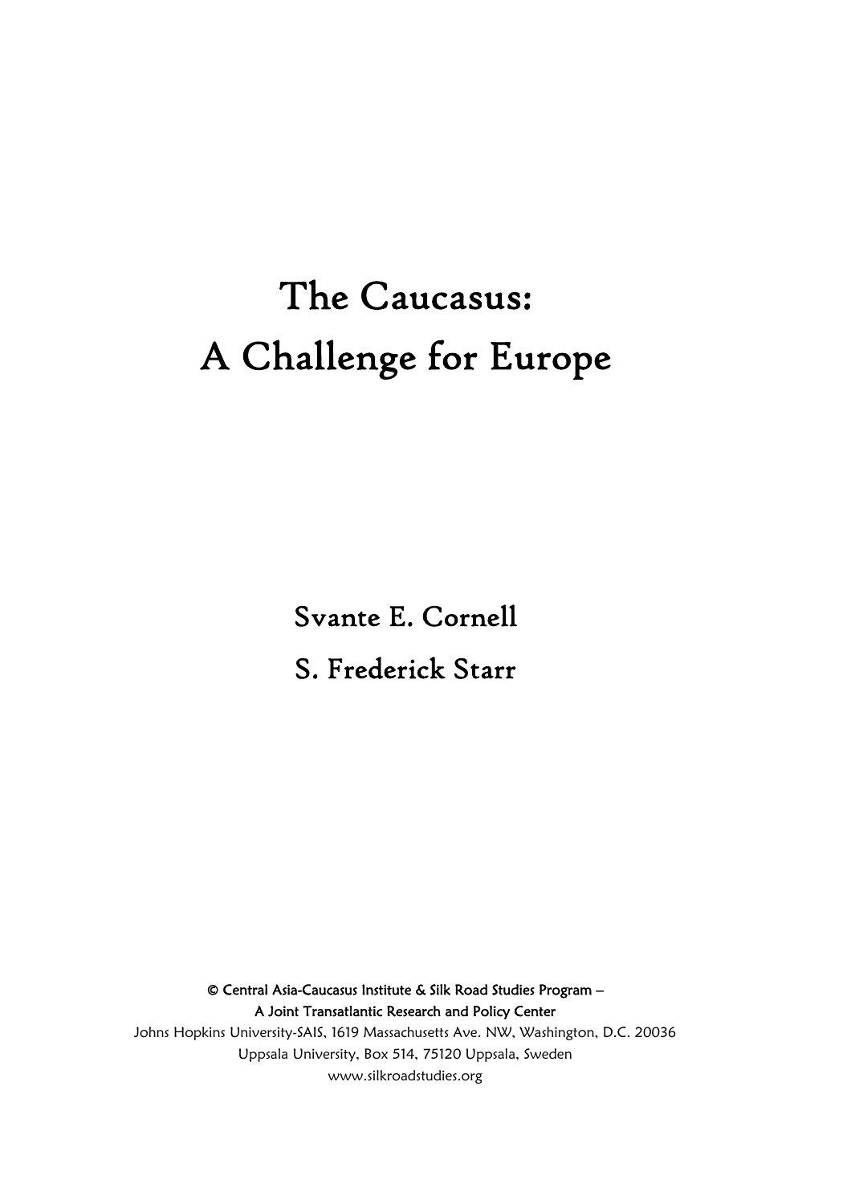# The Caucasus:
# A Challenge for Europe

Svante E. Cornell

S. Frederick Starr

© Central Asia-Caucasus Institute & Silk Road Studies Program –
A Joint Transatlantic Research and Policy Center
Johns Hopkins University-SAIS, 1619 Massachusetts Ave. NW, Washington, D.C. 20036
Uppsala University, Box 514, 75120 Uppsala, Sweden
www.silkroadstudies.org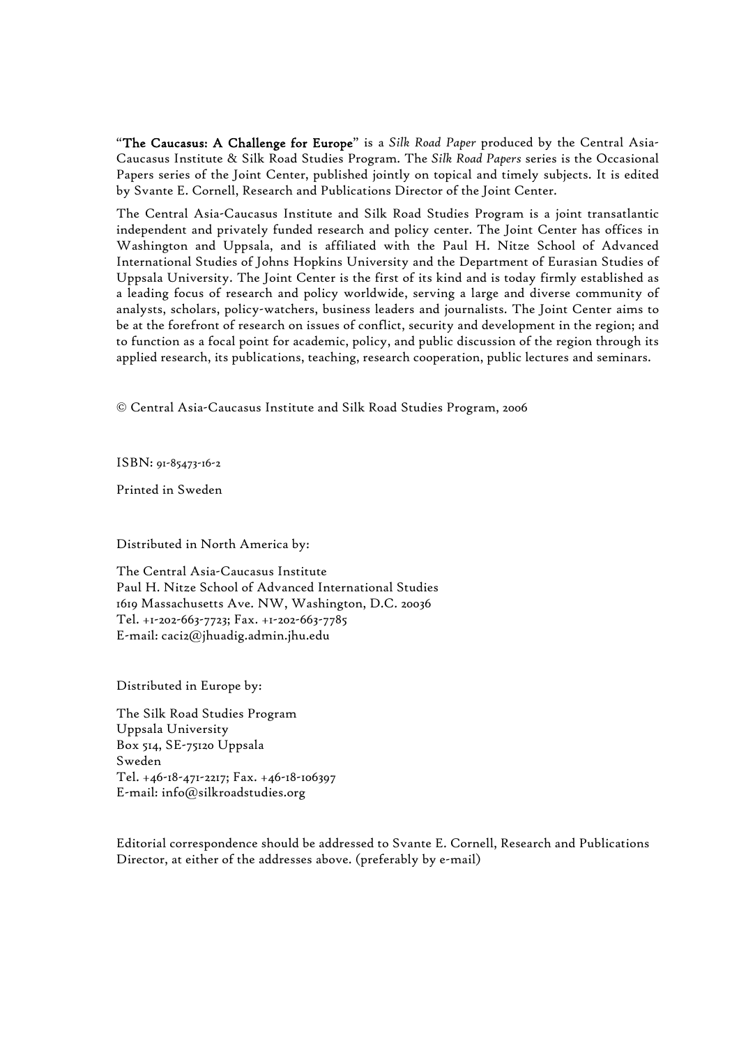"**The Caucasus: A Challenge for Europe**" is a *Silk Road Paper* produced by the Central Asia-Caucasus Institute & Silk Road Studies Program. The *Silk Road Papers* series is the Occasional Papers series of the Joint Center, published jointly on topical and timely subjects. It is edited by Svante E. Cornell, Research and Publications Director of the Joint Center.

The Central Asia-Caucasus Institute and Silk Road Studies Program is a joint transatlantic independent and privately funded research and policy center. The Joint Center has offices in Washington and Uppsala, and is affiliated with the Paul H. Nitze School of Advanced International Studies of Johns Hopkins University and the Department of Eurasian Studies of Uppsala University. The Joint Center is the first of its kind and is today firmly established as a leading focus of research and policy worldwide, serving a large and diverse community of analysts, scholars, policy-watchers, business leaders and journalists. The Joint Center aims to be at the forefront of research on issues of conflict, security and development in the region; and to function as a focal point for academic, policy, and public discussion of the region through its applied research, its publications, teaching, research cooperation, public lectures and seminars.

© Central Asia-Caucasus Institute and Silk Road Studies Program, 2006

ISBN: 91-85473-16-2

Printed in Sweden

Distributed in North America by:

The Central Asia-Caucasus Institute
Paul H. Nitze School of Advanced International Studies
1619 Massachusetts Ave. NW, Washington, D.C. 20036
Tel. +1-202-663-7723; Fax. +1-202-663-7785
E-mail: caci2@jhuadig.admin.jhu.edu

Distributed in Europe by:

The Silk Road Studies Program
Uppsala University
Box 514, SE-75120 Uppsala
Sweden
Tel. +46-18-471-2217; Fax. +46-18-106397
E-mail: info@silkroadstudies.org

Editorial correspondence should be addressed to Svante E. Cornell, Research and Publications Director, at either of the addresses above. (preferably by e-mail)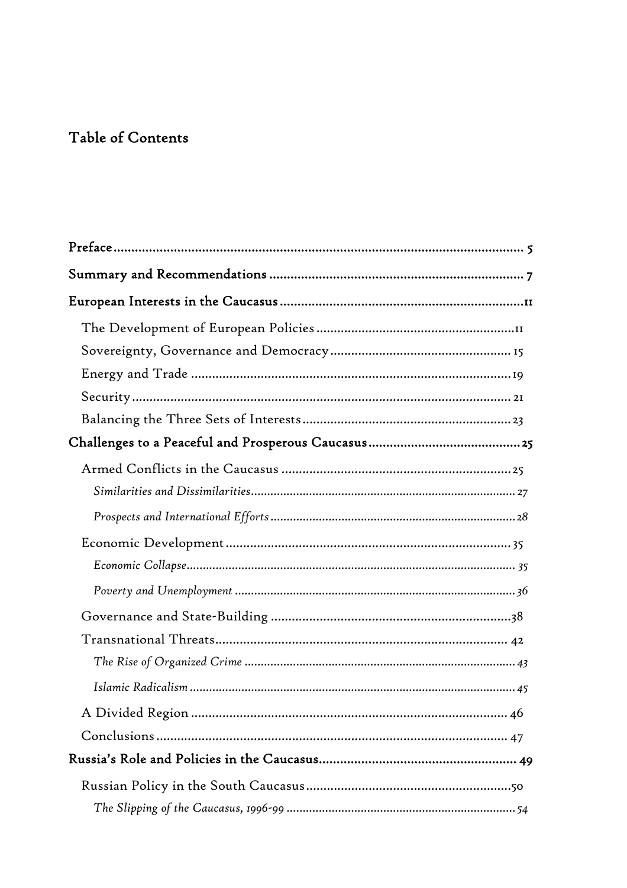## Table of Contents

**Preface** .......... 5

**Summary and Recommendations** .......... 7

**European Interests in the Caucasus** .......... 11

- The Development of European Policies .......... 11
- Sovereignty, Governance and Democracy .......... 15
- Energy and Trade .......... 19
- Security .......... 21
- Balancing the Three Sets of Interests .......... 23

**Challenges to a Peaceful and Prosperous Caucasus** .......... 25

- Armed Conflicts in the Caucasus .......... 25
  - *Similarities and Dissimilarities* .......... 27
  - *Prospects and International Efforts* .......... 28
- Economic Development .......... 35
  - *Economic Collapse* .......... 35
  - *Poverty and Unemployment* .......... 36
- Governance and State-Building .......... 38
- Transnational Threats .......... 42
  - *The Rise of Organized Crime* .......... 43
  - *Islamic Radicalism* .......... 45
- A Divided Region .......... 46
- Conclusions .......... 47

**Russia's Role and Policies in the Caucasus** .......... 49

- Russian Policy in the South Caucasus .......... 50
  - *The Slipping of the Caucasus, 1996-99* .......... 54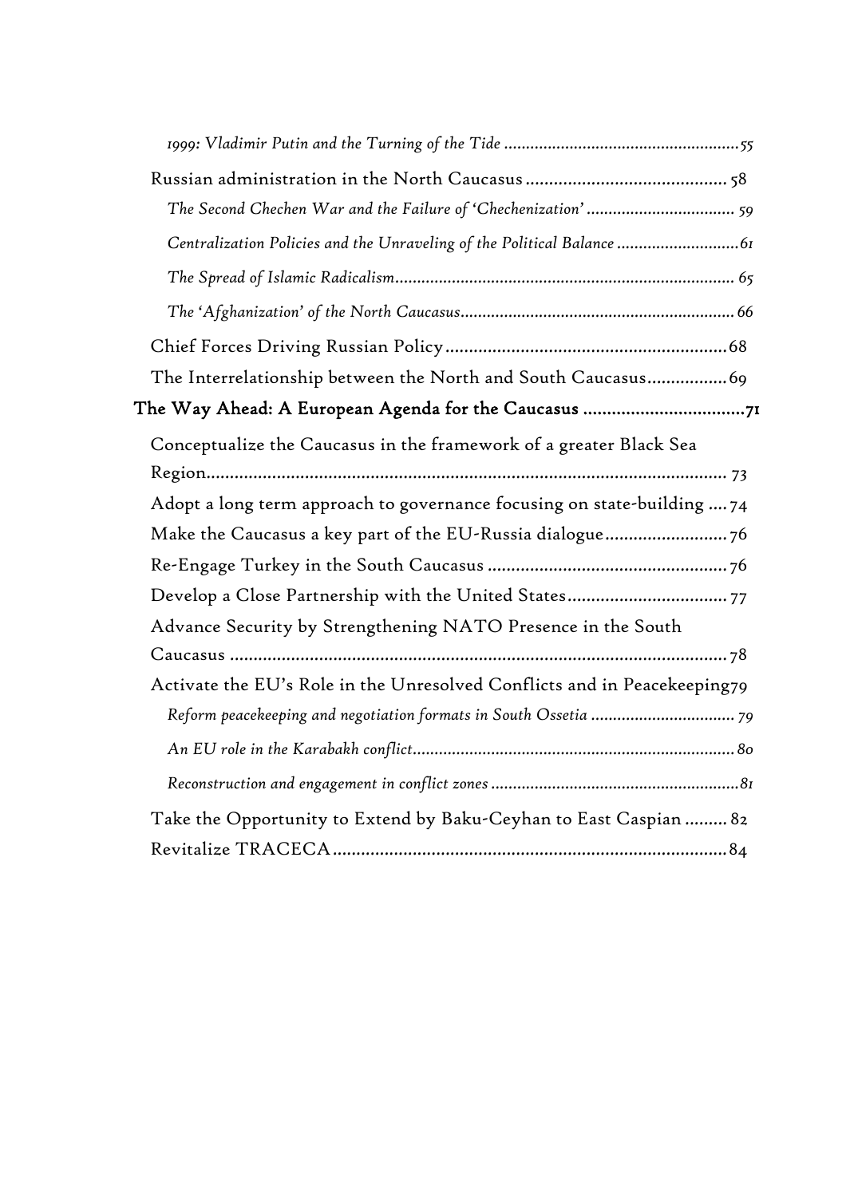*1999: Vladimir Putin and the Turning of the Tide* ....................................................55

Russian administration in the North Caucasus .......................................... 58

*The Second Chechen War and the Failure of 'Chechenization'* ................................. 59

*Centralization Policies and the Unraveling of the Political Balance* ...........................61

*The Spread of Islamic Radicalism*........................................................................... 65

*The 'Afghanization' of the North Caucasus*............................................................. 66

Chief Forces Driving Russian Policy............................................................68

The Interrelationship between the North and South Caucasus.................69

**The Way Ahead: A European Agenda for the Caucasus ..................................71**

Conceptualize the Caucasus in the framework of a greater Black Sea Region............................................................................................................... 73

Adopt a long term approach to governance focusing on state-building ....74

Make the Caucasus a key part of the EU-Russia dialogue.........................76

Re-Engage Turkey in the South Caucasus ...................................................76

Develop a Close Partnership with the United States..................................77

Advance Security by Strengthening NATO Presence in the South Caucasus .........................................................................................................78

Activate the EU's Role in the Unresolved Conflicts and in Peacekeeping79

*Reform peacekeeping and negotiation formats in South Ossetia* ................................ 79

*An EU role in the Karabakh conflict*........................................................................ 80

*Reconstruction and engagement in conflict zones* .......................................................81

Take the Opportunity to Extend by Baku-Ceyhan to East Caspian ......... 82

Revitalize TRACECA...................................................................................84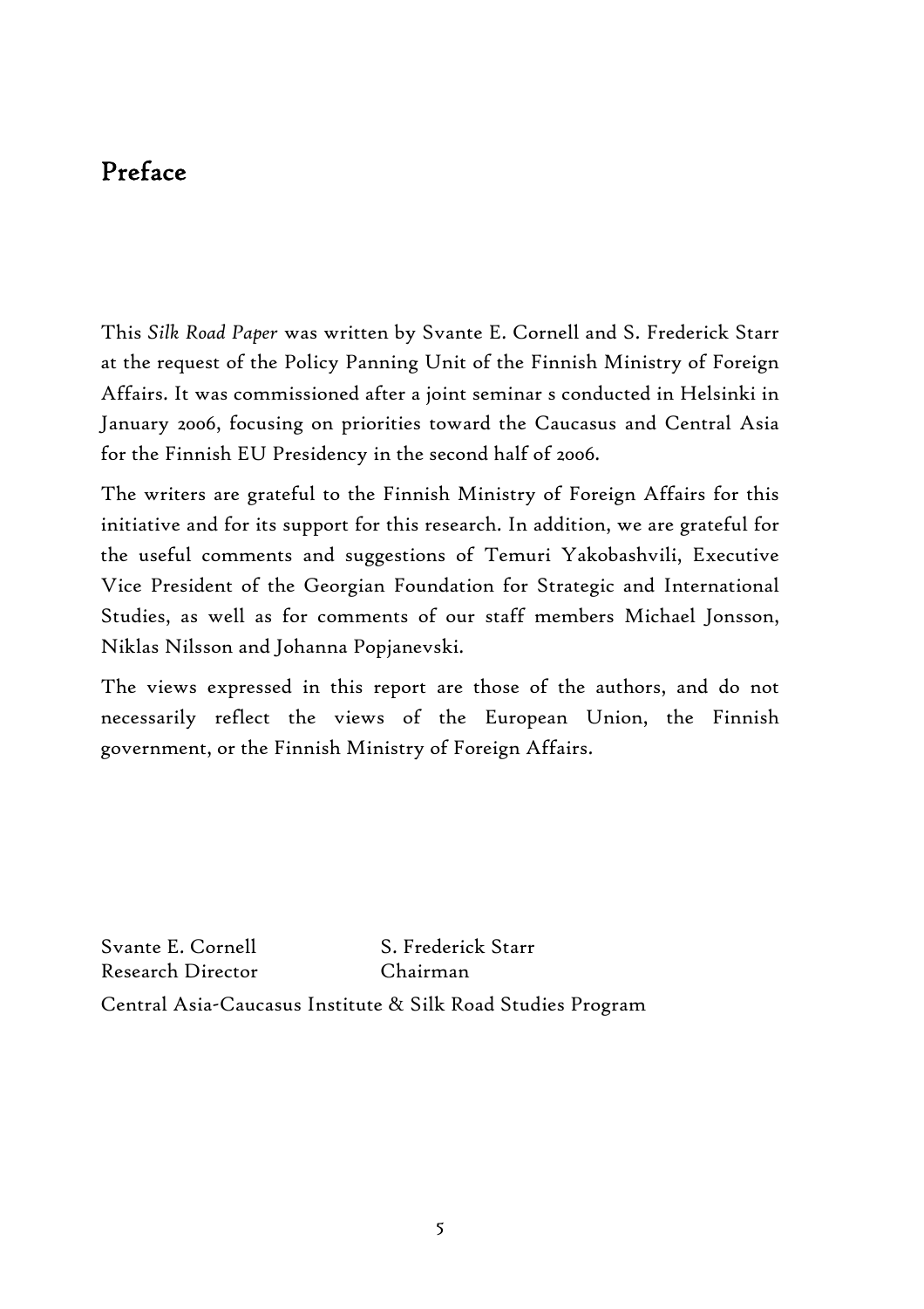# Preface

This *Silk Road Paper* was written by Svante E. Cornell and S. Frederick Starr at the request of the Policy Panning Unit of the Finnish Ministry of Foreign Affairs. It was commissioned after a joint seminar s conducted in Helsinki in January 2006, focusing on priorities toward the Caucasus and Central Asia for the Finnish EU Presidency in the second half of 2006.

The writers are grateful to the Finnish Ministry of Foreign Affairs for this initiative and for its support for this research. In addition, we are grateful for the useful comments and suggestions of Temuri Yakobashvili, Executive Vice President of the Georgian Foundation for Strategic and International Studies, as well as for comments of our staff members Michael Jonsson, Niklas Nilsson and Johanna Popjanevski.

The views expressed in this report are those of the authors, and do not necessarily reflect the views of the European Union, the Finnish government, or the Finnish Ministry of Foreign Affairs.

Svante E. Cornell
Research Director

S. Frederick Starr
Chairman

Central Asia-Caucasus Institute & Silk Road Studies Program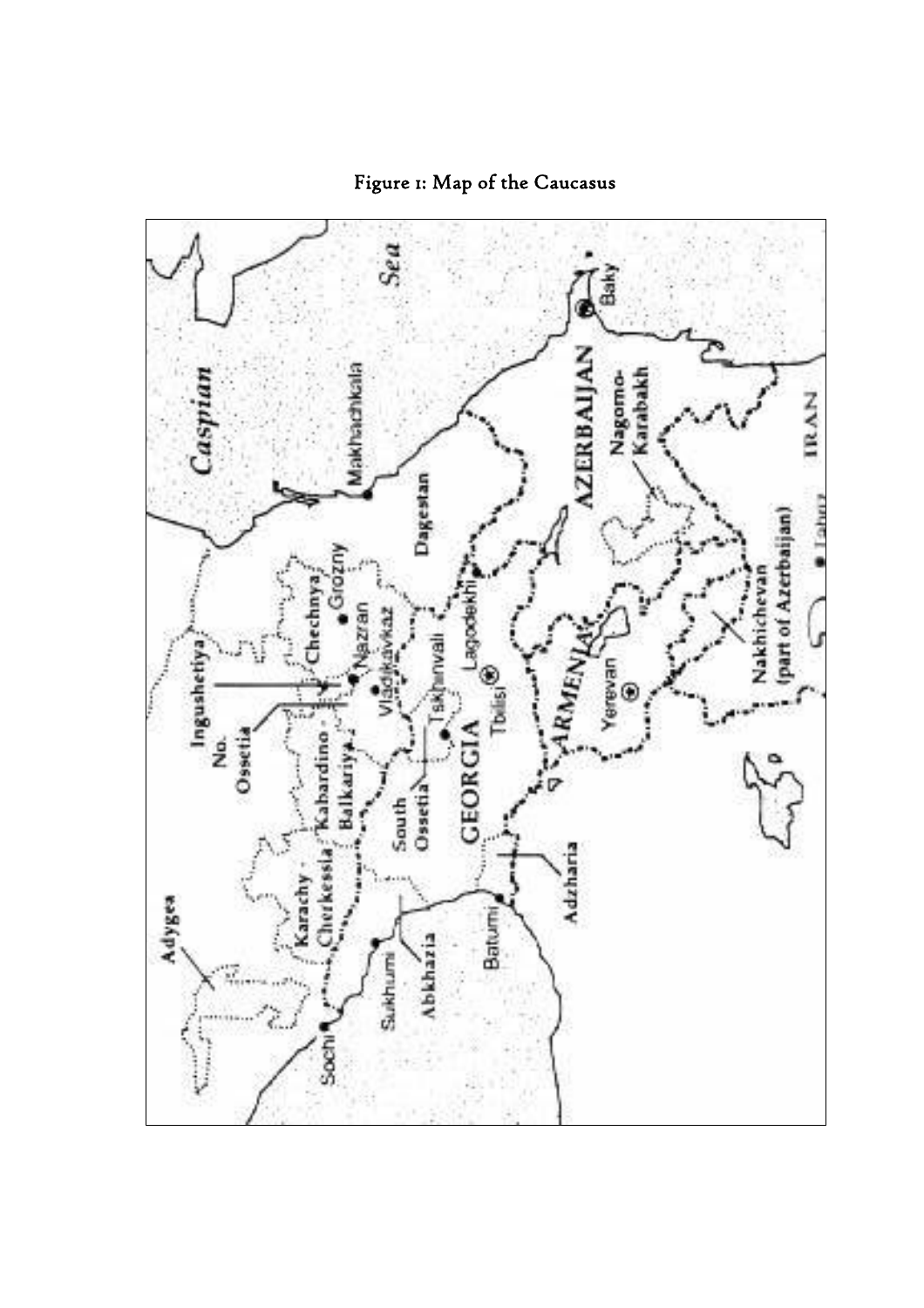Figure 1: Map of the Caucasus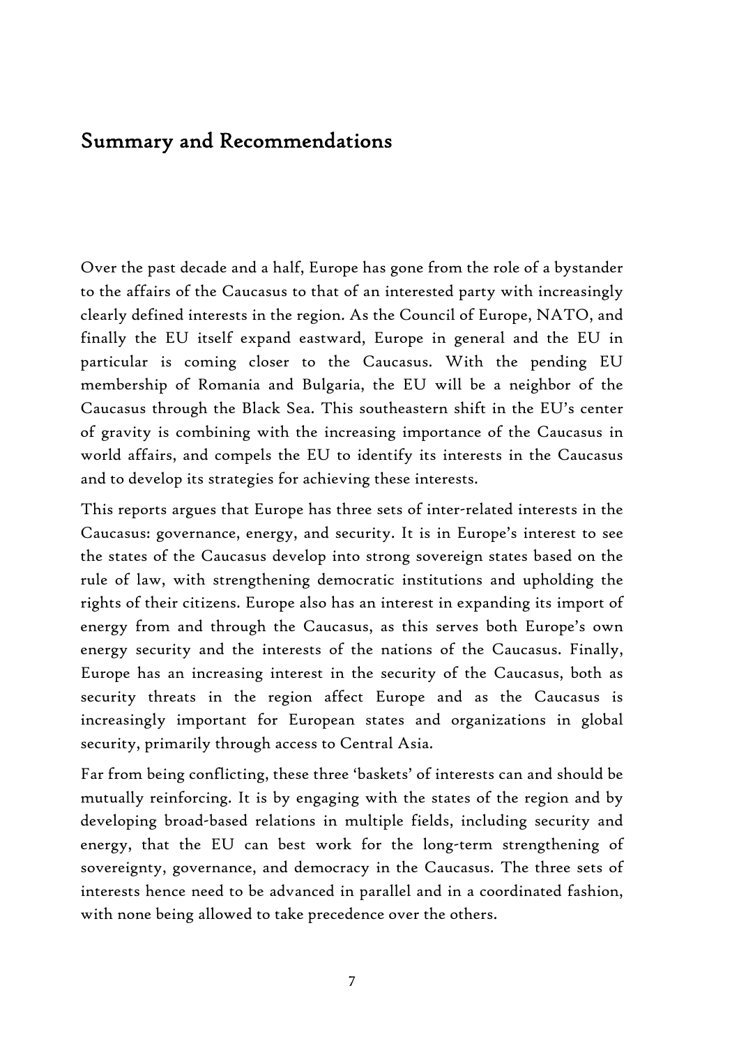## Summary and Recommendations

Over the past decade and a half, Europe has gone from the role of a bystander to the affairs of the Caucasus to that of an interested party with increasingly clearly defined interests in the region. As the Council of Europe, NATO, and finally the EU itself expand eastward, Europe in general and the EU in particular is coming closer to the Caucasus. With the pending EU membership of Romania and Bulgaria, the EU will be a neighbor of the Caucasus through the Black Sea. This southeastern shift in the EU's center of gravity is combining with the increasing importance of the Caucasus in world affairs, and compels the EU to identify its interests in the Caucasus and to develop its strategies for achieving these interests.

This reports argues that Europe has three sets of inter-related interests in the Caucasus: governance, energy, and security. It is in Europe's interest to see the states of the Caucasus develop into strong sovereign states based on the rule of law, with strengthening democratic institutions and upholding the rights of their citizens. Europe also has an interest in expanding its import of energy from and through the Caucasus, as this serves both Europe's own energy security and the interests of the nations of the Caucasus. Finally, Europe has an increasing interest in the security of the Caucasus, both as security threats in the region affect Europe and as the Caucasus is increasingly important for European states and organizations in global security, primarily through access to Central Asia.

Far from being conflicting, these three 'baskets' of interests can and should be mutually reinforcing. It is by engaging with the states of the region and by developing broad-based relations in multiple fields, including security and energy, that the EU can best work for the long-term strengthening of sovereignty, governance, and democracy in the Caucasus. The three sets of interests hence need to be advanced in parallel and in a coordinated fashion, with none being allowed to take precedence over the others.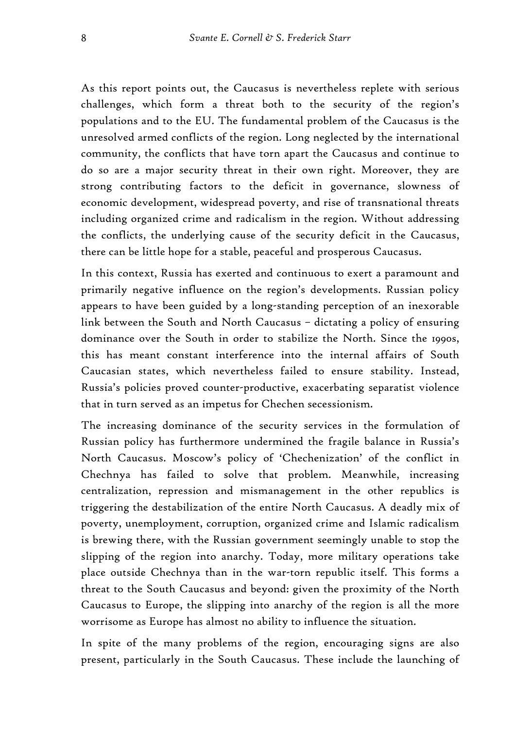As this report points out, the Caucasus is nevertheless replete with serious challenges, which form a threat both to the security of the region's populations and to the EU. The fundamental problem of the Caucasus is the unresolved armed conflicts of the region. Long neglected by the international community, the conflicts that have torn apart the Caucasus and continue to do so are a major security threat in their own right. Moreover, they are strong contributing factors to the deficit in governance, slowness of economic development, widespread poverty, and rise of transnational threats including organized crime and radicalism in the region. Without addressing the conflicts, the underlying cause of the security deficit in the Caucasus, there can be little hope for a stable, peaceful and prosperous Caucasus.

In this context, Russia has exerted and continuous to exert a paramount and primarily negative influence on the region's developments. Russian policy appears to have been guided by a long-standing perception of an inexorable link between the South and North Caucasus – dictating a policy of ensuring dominance over the South in order to stabilize the North. Since the 1990s, this has meant constant interference into the internal affairs of South Caucasian states, which nevertheless failed to ensure stability. Instead, Russia's policies proved counter-productive, exacerbating separatist violence that in turn served as an impetus for Chechen secessionism.

The increasing dominance of the security services in the formulation of Russian policy has furthermore undermined the fragile balance in Russia's North Caucasus. Moscow's policy of 'Chechenization' of the conflict in Chechnya has failed to solve that problem. Meanwhile, increasing centralization, repression and mismanagement in the other republics is triggering the destabilization of the entire North Caucasus. A deadly mix of poverty, unemployment, corruption, organized crime and Islamic radicalism is brewing there, with the Russian government seemingly unable to stop the slipping of the region into anarchy. Today, more military operations take place outside Chechnya than in the war-torn republic itself. This forms a threat to the South Caucasus and beyond: given the proximity of the North Caucasus to Europe, the slipping into anarchy of the region is all the more worrisome as Europe has almost no ability to influence the situation.

In spite of the many problems of the region, encouraging signs are also present, particularly in the South Caucasus. These include the launching of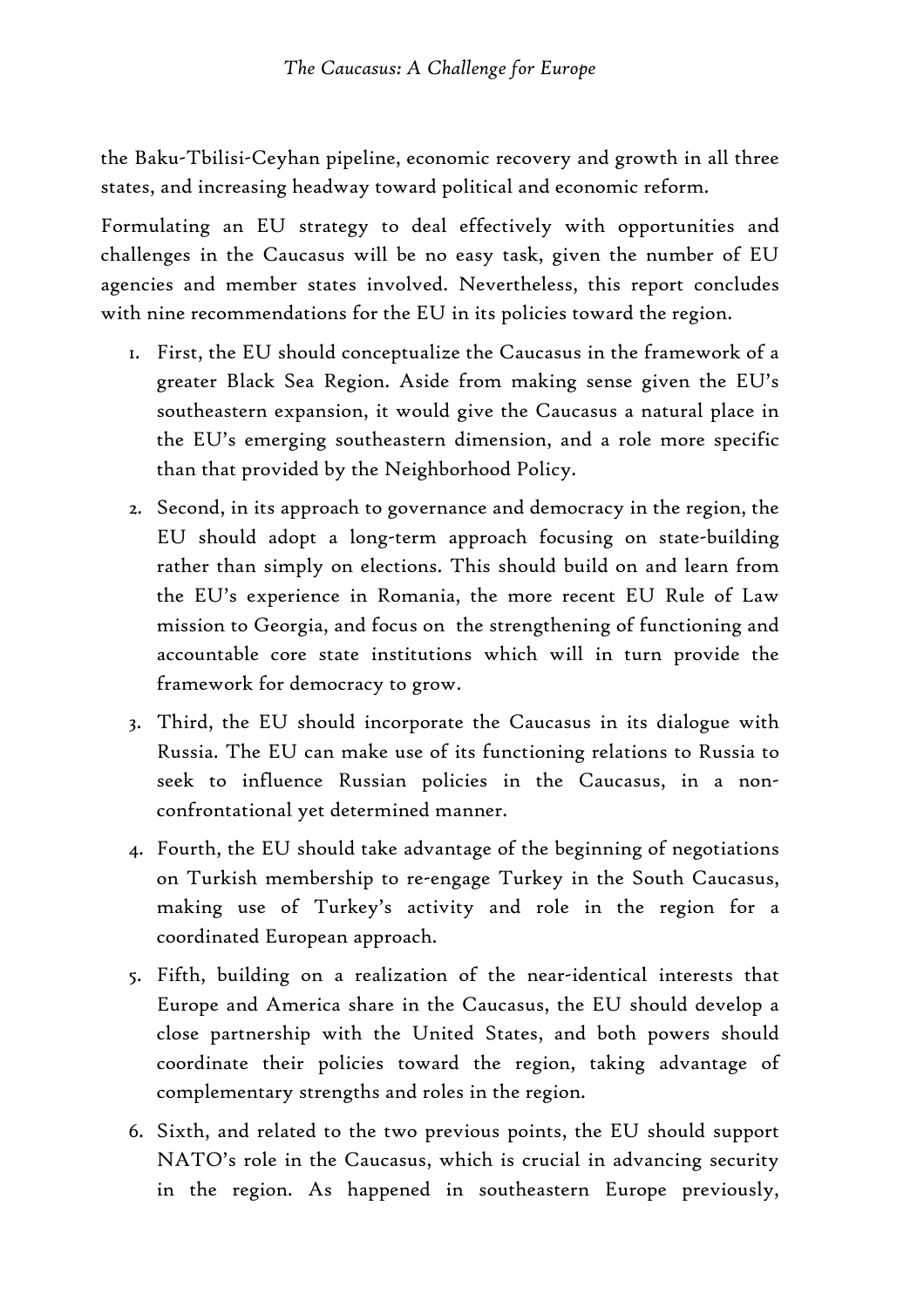the Baku-Tbilisi-Ceyhan pipeline, economic recovery and growth in all three states, and increasing headway toward political and economic reform.

Formulating an EU strategy to deal effectively with opportunities and challenges in the Caucasus will be no easy task, given the number of EU agencies and member states involved. Nevertheless, this report concludes with nine recommendations for the EU in its policies toward the region.

1. First, the EU should conceptualize the Caucasus in the framework of a greater Black Sea Region. Aside from making sense given the EU's southeastern expansion, it would give the Caucasus a natural place in the EU's emerging southeastern dimension, and a role more specific than that provided by the Neighborhood Policy.

2. Second, in its approach to governance and democracy in the region, the EU should adopt a long-term approach focusing on state-building rather than simply on elections. This should build on and learn from the EU's experience in Romania, the more recent EU Rule of Law mission to Georgia, and focus on the strengthening of functioning and accountable core state institutions which will in turn provide the framework for democracy to grow.

3. Third, the EU should incorporate the Caucasus in its dialogue with Russia. The EU can make use of its functioning relations to Russia to seek to influence Russian policies in the Caucasus, in a non-confrontational yet determined manner.

4. Fourth, the EU should take advantage of the beginning of negotiations on Turkish membership to re-engage Turkey in the South Caucasus, making use of Turkey's activity and role in the region for a coordinated European approach.

5. Fifth, building on a realization of the near-identical interests that Europe and America share in the Caucasus, the EU should develop a close partnership with the United States, and both powers should coordinate their policies toward the region, taking advantage of complementary strengths and roles in the region.

6. Sixth, and related to the two previous points, the EU should support NATO's role in the Caucasus, which is crucial in advancing security in the region. As happened in southeastern Europe previously,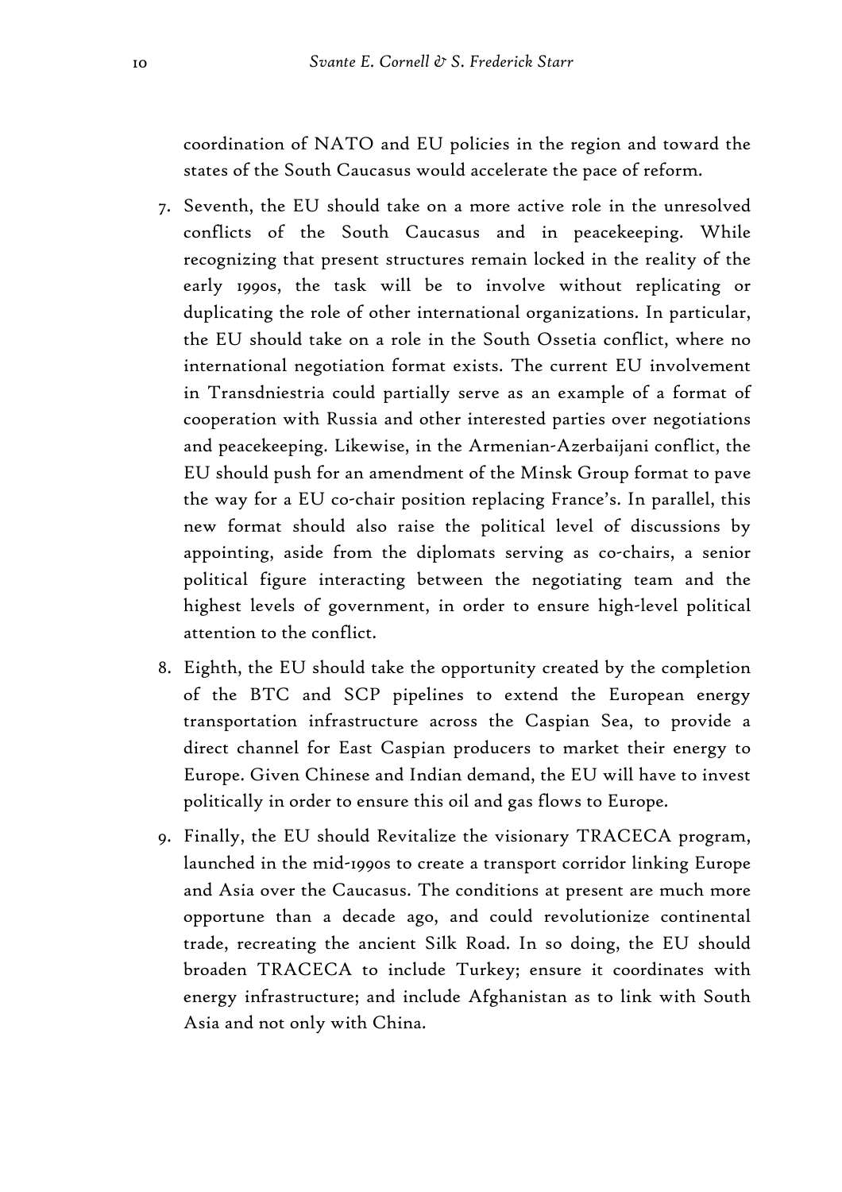coordination of NATO and EU policies in the region and toward the states of the South Caucasus would accelerate the pace of reform.

7. Seventh, the EU should take on a more active role in the unresolved conflicts of the South Caucasus and in peacekeeping. While recognizing that present structures remain locked in the reality of the early 1990s, the task will be to involve without replicating or duplicating the role of other international organizations. In particular, the EU should take on a role in the South Ossetia conflict, where no international negotiation format exists. The current EU involvement in Transdniestria could partially serve as an example of a format of cooperation with Russia and other interested parties over negotiations and peacekeeping. Likewise, in the Armenian-Azerbaijani conflict, the EU should push for an amendment of the Minsk Group format to pave the way for a EU co-chair position replacing France's. In parallel, this new format should also raise the political level of discussions by appointing, aside from the diplomats serving as co-chairs, a senior political figure interacting between the negotiating team and the highest levels of government, in order to ensure high-level political attention to the conflict.
8. Eighth, the EU should take the opportunity created by the completion of the BTC and SCP pipelines to extend the European energy transportation infrastructure across the Caspian Sea, to provide a direct channel for East Caspian producers to market their energy to Europe. Given Chinese and Indian demand, the EU will have to invest politically in order to ensure this oil and gas flows to Europe.
9. Finally, the EU should Revitalize the visionary TRACECA program, launched in the mid-1990s to create a transport corridor linking Europe and Asia over the Caucasus. The conditions at present are much more opportune than a decade ago, and could revolutionize continental trade, recreating the ancient Silk Road. In so doing, the EU should broaden TRACECA to include Turkey; ensure it coordinates with energy infrastructure; and include Afghanistan as to link with South Asia and not only with China.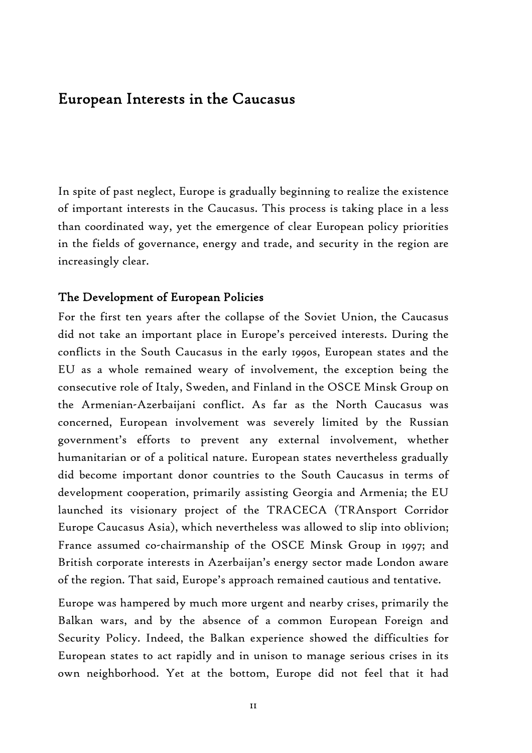# European Interests in the Caucasus

In spite of past neglect, Europe is gradually beginning to realize the existence of important interests in the Caucasus. This process is taking place in a less than coordinated way, yet the emergence of clear European policy priorities in the fields of governance, energy and trade, and security in the region are increasingly clear.

## The Development of European Policies

For the first ten years after the collapse of the Soviet Union, the Caucasus did not take an important place in Europe's perceived interests. During the conflicts in the South Caucasus in the early 1990s, European states and the EU as a whole remained weary of involvement, the exception being the consecutive role of Italy, Sweden, and Finland in the OSCE Minsk Group on the Armenian-Azerbaijani conflict. As far as the North Caucasus was concerned, European involvement was severely limited by the Russian government's efforts to prevent any external involvement, whether humanitarian or of a political nature. European states nevertheless gradually did become important donor countries to the South Caucasus in terms of development cooperation, primarily assisting Georgia and Armenia; the EU launched its visionary project of the TRACECA (TRAnsport Corridor Europe Caucasus Asia), which nevertheless was allowed to slip into oblivion; France assumed co-chairmanship of the OSCE Minsk Group in 1997; and British corporate interests in Azerbaijan's energy sector made London aware of the region. That said, Europe's approach remained cautious and tentative.

Europe was hampered by much more urgent and nearby crises, primarily the Balkan wars, and by the absence of a common European Foreign and Security Policy. Indeed, the Balkan experience showed the difficulties for European states to act rapidly and in unison to manage serious crises in its own neighborhood. Yet at the bottom, Europe did not feel that it had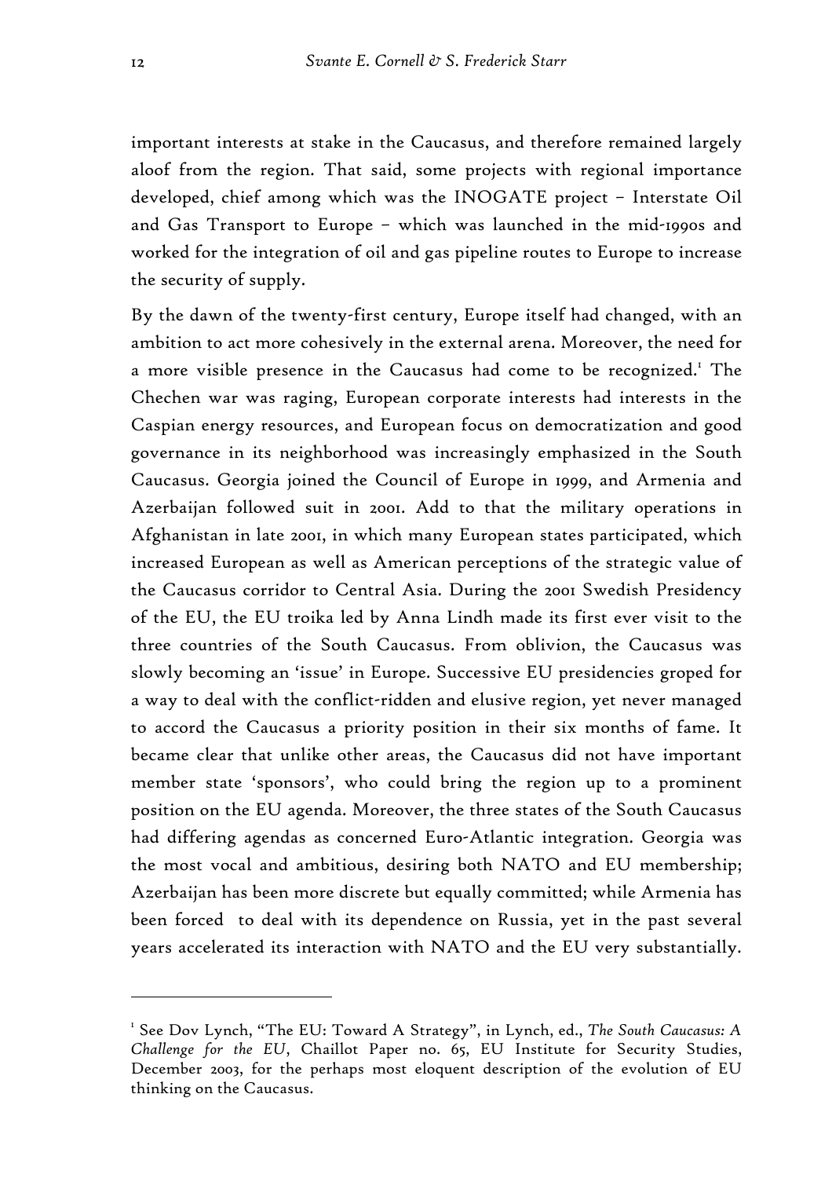important interests at stake in the Caucasus, and therefore remained largely aloof from the region. That said, some projects with regional importance developed, chief among which was the INOGATE project – Interstate Oil and Gas Transport to Europe – which was launched in the mid-1990s and worked for the integration of oil and gas pipeline routes to Europe to increase the security of supply.

By the dawn of the twenty-first century, Europe itself had changed, with an ambition to act more cohesively in the external arena. Moreover, the need for a more visible presence in the Caucasus had come to be recognized.[1] The Chechen war was raging, European corporate interests had interests in the Caspian energy resources, and European focus on democratization and good governance in its neighborhood was increasingly emphasized in the South Caucasus. Georgia joined the Council of Europe in 1999, and Armenia and Azerbaijan followed suit in 2001. Add to that the military operations in Afghanistan in late 2001, in which many European states participated, which increased European as well as American perceptions of the strategic value of the Caucasus corridor to Central Asia. During the 2001 Swedish Presidency of the EU, the EU troika led by Anna Lindh made its first ever visit to the three countries of the South Caucasus. From oblivion, the Caucasus was slowly becoming an 'issue' in Europe. Successive EU presidencies groped for a way to deal with the conflict-ridden and elusive region, yet never managed to accord the Caucasus a priority position in their six months of fame. It became clear that unlike other areas, the Caucasus did not have important member state 'sponsors', who could bring the region up to a prominent position on the EU agenda. Moreover, the three states of the South Caucasus had differing agendas as concerned Euro-Atlantic integration. Georgia was the most vocal and ambitious, desiring both NATO and EU membership; Azerbaijan has been more discrete but equally committed; while Armenia has been forced to deal with its dependence on Russia, yet in the past several years accelerated its interaction with NATO and the EU very substantially.

---

[1] See Dov Lynch, "The EU: Toward A Strategy", in Lynch, ed., *The South Caucasus: A Challenge for the EU*, Chaillot Paper no. 65, EU Institute for Security Studies, December 2003, for the perhaps most eloquent description of the evolution of EU thinking on the Caucasus.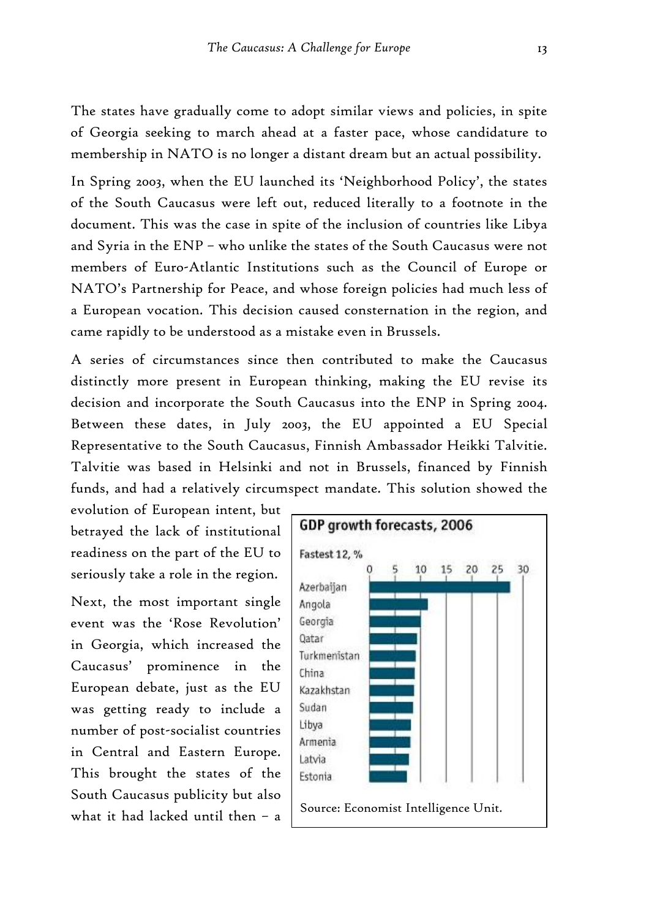The states have gradually come to adopt similar views and policies, in spite of Georgia seeking to march ahead at a faster pace, whose candidature to membership in NATO is no longer a distant dream but an actual possibility.

In Spring 2003, when the EU launched its 'Neighborhood Policy', the states of the South Caucasus were left out, reduced literally to a footnote in the document. This was the case in spite of the inclusion of countries like Libya and Syria in the ENP – who unlike the states of the South Caucasus were not members of Euro-Atlantic Institutions such as the Council of Europe or NATO's Partnership for Peace, and whose foreign policies had much less of a European vocation. This decision caused consternation in the region, and came rapidly to be understood as a mistake even in Brussels.

A series of circumstances since then contributed to make the Caucasus distinctly more present in European thinking, making the EU revise its decision and incorporate the South Caucasus into the ENP in Spring 2004. Between these dates, in July 2003, the EU appointed a EU Special Representative to the South Caucasus, Finnish Ambassador Heikki Talvitie. Talvitie was based in Helsinki and not in Brussels, financed by Finnish funds, and had a relatively circumspect mandate. This solution showed the evolution of European intent, but betrayed the lack of institutional readiness on the part of the EU to seriously take a role in the region.

Next, the most important single event was the 'Rose Revolution' in Georgia, which increased the Caucasus' prominence in the European debate, just as the EU was getting ready to include a number of post-socialist countries in Central and Eastern Europe. This brought the states of the South Caucasus publicity but also what it had lacked until then – a

**GDP growth forecasts, 2006**

Fastest 12, %

Azerbaijan, Angola, Georgia, Qatar, Turkmenistan, China, Kazakhstan, Sudan, Libya, Armenia, Latvia, Estonia

Source: Economist Intelligence Unit.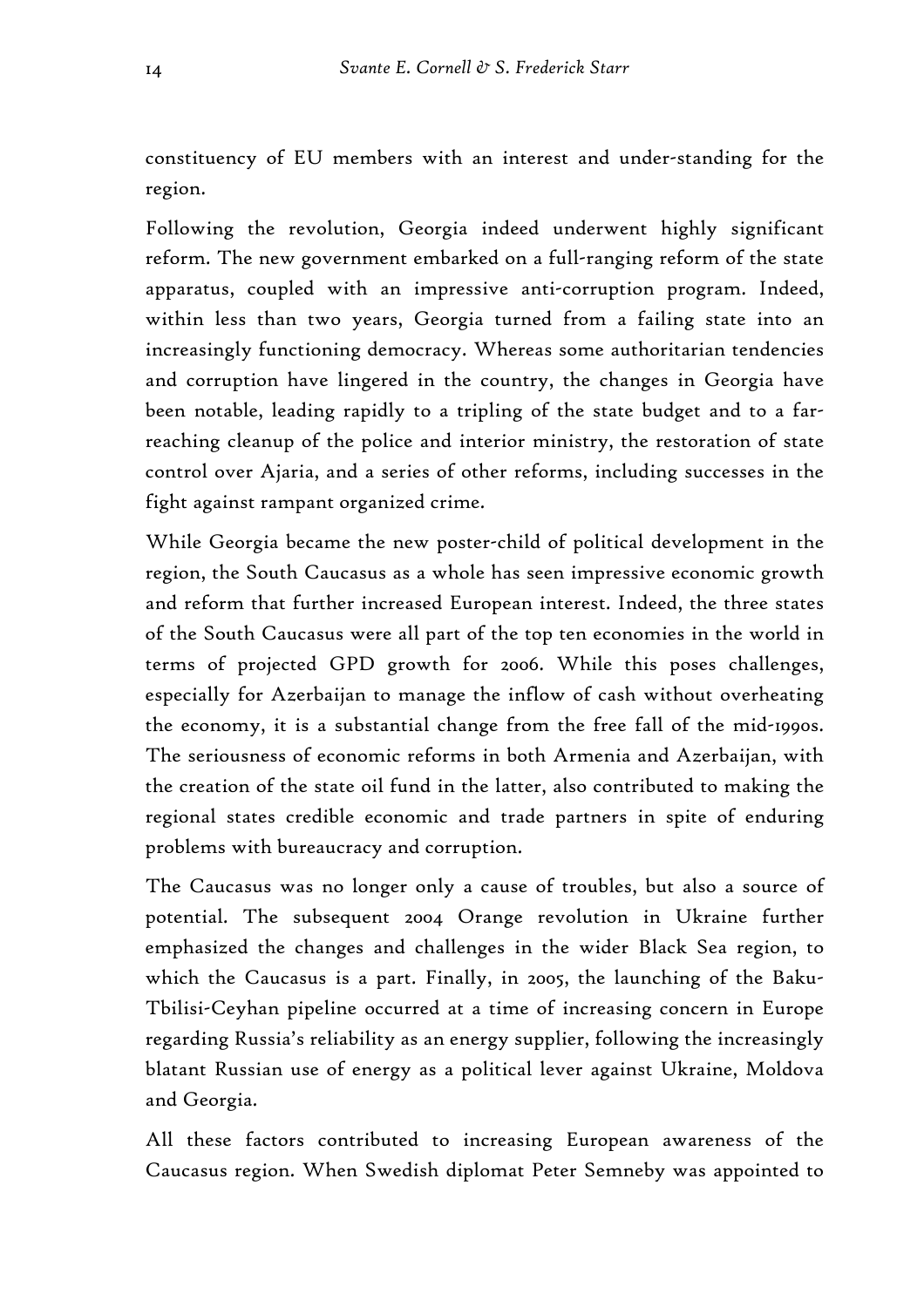constituency of EU members with an interest and under-standing for the region.

Following the revolution, Georgia indeed underwent highly significant reform. The new government embarked on a full-ranging reform of the state apparatus, coupled with an impressive anti-corruption program. Indeed, within less than two years, Georgia turned from a failing state into an increasingly functioning democracy. Whereas some authoritarian tendencies and corruption have lingered in the country, the changes in Georgia have been notable, leading rapidly to a tripling of the state budget and to a far-reaching cleanup of the police and interior ministry, the restoration of state control over Ajaria, and a series of other reforms, including successes in the fight against rampant organized crime.

While Georgia became the new poster-child of political development in the region, the South Caucasus as a whole has seen impressive economic growth and reform that further increased European interest. Indeed, the three states of the South Caucasus were all part of the top ten economies in the world in terms of projected GPD growth for 2006. While this poses challenges, especially for Azerbaijan to manage the inflow of cash without overheating the economy, it is a substantial change from the free fall of the mid-1990s. The seriousness of economic reforms in both Armenia and Azerbaijan, with the creation of the state oil fund in the latter, also contributed to making the regional states credible economic and trade partners in spite of enduring problems with bureaucracy and corruption.

The Caucasus was no longer only a cause of troubles, but also a source of potential. The subsequent 2004 Orange revolution in Ukraine further emphasized the changes and challenges in the wider Black Sea region, to which the Caucasus is a part. Finally, in 2005, the launching of the Baku-Tbilisi-Ceyhan pipeline occurred at a time of increasing concern in Europe regarding Russia's reliability as an energy supplier, following the increasingly blatant Russian use of energy as a political lever against Ukraine, Moldova and Georgia.

All these factors contributed to increasing European awareness of the Caucasus region. When Swedish diplomat Peter Semneby was appointed to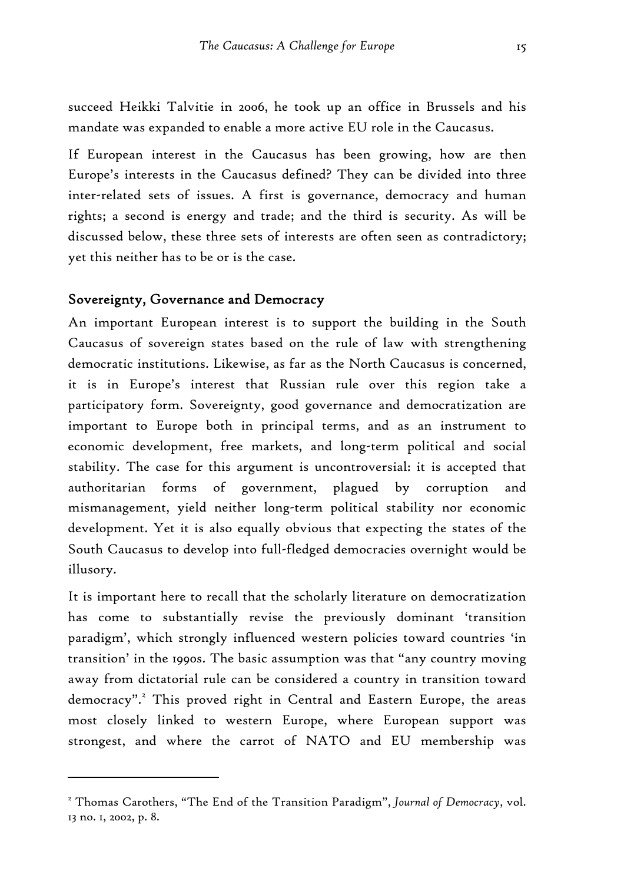succeed Heikki Talvitie in 2006, he took up an office in Brussels and his mandate was expanded to enable a more active EU role in the Caucasus.

If European interest in the Caucasus has been growing, how are then Europe's interests in the Caucasus defined? They can be divided into three inter-related sets of issues. A first is governance, democracy and human rights; a second is energy and trade; and the third is security. As will be discussed below, these three sets of interests are often seen as contradictory; yet this neither has to be or is the case.

## Sovereignty, Governance and Democracy

An important European interest is to support the building in the South Caucasus of sovereign states based on the rule of law with strengthening democratic institutions. Likewise, as far as the North Caucasus is concerned, it is in Europe's interest that Russian rule over this region take a participatory form. Sovereignty, good governance and democratization are important to Europe both in principal terms, and as an instrument to economic development, free markets, and long-term political and social stability. The case for this argument is uncontroversial: it is accepted that authoritarian forms of government, plagued by corruption and mismanagement, yield neither long-term political stability nor economic development. Yet it is also equally obvious that expecting the states of the South Caucasus to develop into full-fledged democracies overnight would be illusory.

It is important here to recall that the scholarly literature on democratization has come to substantially revise the previously dominant 'transition paradigm', which strongly influenced western policies toward countries 'in transition' in the 1990s. The basic assumption was that "any country moving away from dictatorial rule can be considered a country in transition toward democracy".[2] This proved right in Central and Eastern Europe, the areas most closely linked to western Europe, where European support was strongest, and where the carrot of NATO and EU membership was

---

[2] Thomas Carothers, "The End of the Transition Paradigm", *Journal of Democracy*, vol. 13 no. 1, 2002, p. 8.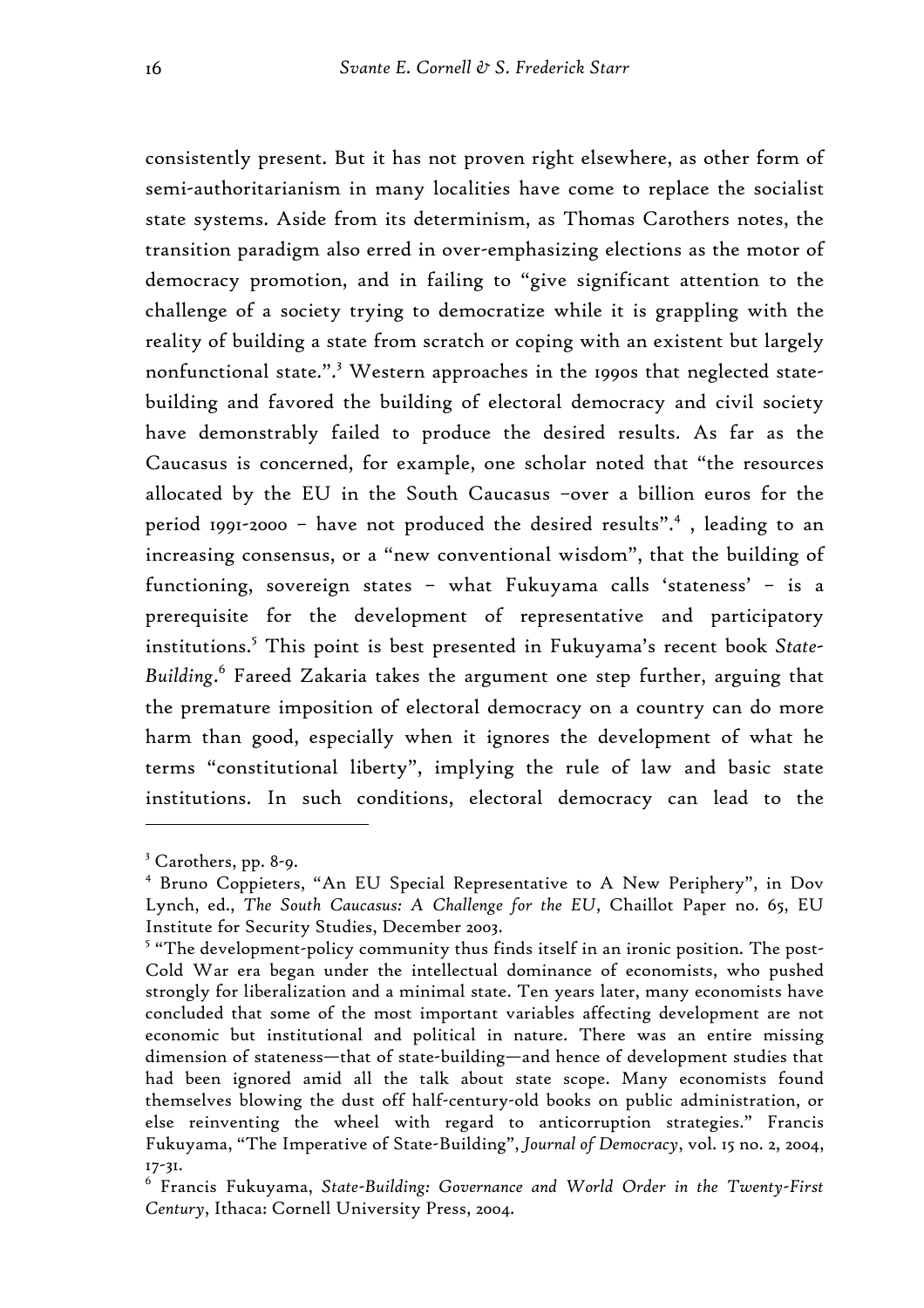consistently present. But it has not proven right elsewhere, as other form of semi-authoritarianism in many localities have come to replace the socialist state systems. Aside from its determinism, as Thomas Carothers notes, the transition paradigm also erred in over-emphasizing elections as the motor of democracy promotion, and in failing to "give significant attention to the challenge of a society trying to democratize while it is grappling with the reality of building a state from scratch or coping with an existent but largely nonfunctional state.".[3] Western approaches in the 1990s that neglected state-building and favored the building of electoral democracy and civil society have demonstrably failed to produce the desired results. As far as the Caucasus is concerned, for example, one scholar noted that "the resources allocated by the EU in the South Caucasus –over a billion euros for the period 1991-2000 – have not produced the desired results".[4] , leading to an increasing consensus, or a "new conventional wisdom", that the building of functioning, sovereign states – what Fukuyama calls 'stateness' – is a prerequisite for the development of representative and participatory institutions.[5] This point is best presented in Fukuyama's recent book *State-Building*.[6] Fareed Zakaria takes the argument one step further, arguing that the premature imposition of electoral democracy on a country can do more harm than good, especially when it ignores the development of what he terms "constitutional liberty", implying the rule of law and basic state institutions. In such conditions, electoral democracy can lead to the

---

[3] Carothers, pp. 8-9.

[4] Bruno Coppieters, "An EU Special Representative to A New Periphery", in Dov Lynch, ed., *The South Caucasus: A Challenge for the EU*, Chaillot Paper no. 65, EU Institute for Security Studies, December 2003.

[5] "The development-policy community thus finds itself in an ironic position. The post-Cold War era began under the intellectual dominance of economists, who pushed strongly for liberalization and a minimal state. Ten years later, many economists have concluded that some of the most important variables affecting development are not economic but institutional and political in nature. There was an entire missing dimension of stateness—that of state-building—and hence of development studies that had been ignored amid all the talk about state scope. Many economists found themselves blowing the dust off half-century-old books on public administration, or else reinventing the wheel with regard to anticorruption strategies." Francis Fukuyama, "The Imperative of State-Building", *Journal of Democracy*, vol. 15 no. 2, 2004, 17-31.

[6] Francis Fukuyama, *State-Building: Governance and World Order in the Twenty-First Century*, Ithaca: Cornell University Press, 2004.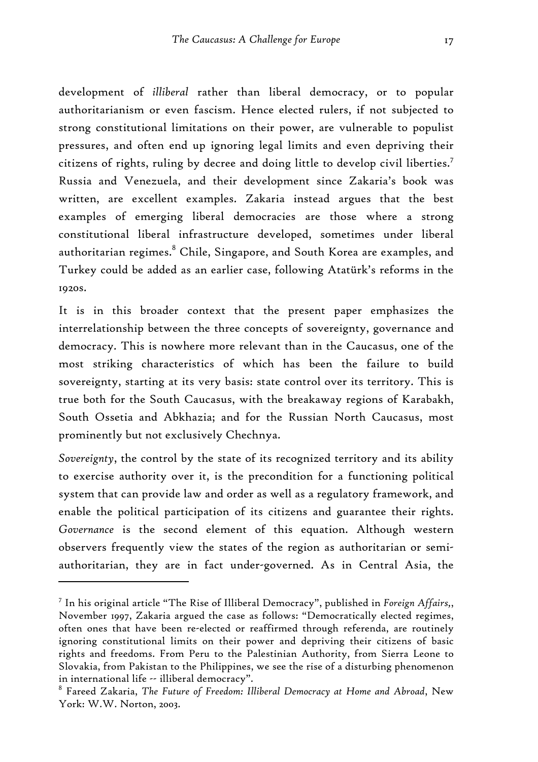development of *illiberal* rather than liberal democracy, or to popular authoritarianism or even fascism. Hence elected rulers, if not subjected to strong constitutional limitations on their power, are vulnerable to populist pressures, and often end up ignoring legal limits and even depriving their citizens of rights, ruling by decree and doing little to develop civil liberties.[7] Russia and Venezuela, and their development since Zakaria's book was written, are excellent examples. Zakaria instead argues that the best examples of emerging liberal democracies are those where a strong constitutional liberal infrastructure developed, sometimes under liberal authoritarian regimes.[8] Chile, Singapore, and South Korea are examples, and Turkey could be added as an earlier case, following Atatürk's reforms in the 1920s.

It is in this broader context that the present paper emphasizes the interrelationship between the three concepts of sovereignty, governance and democracy. This is nowhere more relevant than in the Caucasus, one of the most striking characteristics of which has been the failure to build sovereignty, starting at its very basis: state control over its territory. This is true both for the South Caucasus, with the breakaway regions of Karabakh, South Ossetia and Abkhazia; and for the Russian North Caucasus, most prominently but not exclusively Chechnya.

*Sovereignty*, the control by the state of its recognized territory and its ability to exercise authority over it, is the precondition for a functioning political system that can provide law and order as well as a regulatory framework, and enable the political participation of its citizens and guarantee their rights. *Governance* is the second element of this equation. Although western observers frequently view the states of the region as authoritarian or semi-authoritarian, they are in fact under-governed. As in Central Asia, the

---

[7] In his original article "The Rise of Illiberal Democracy", published in *Foreign Affairs*,, November 1997, Zakaria argued the case as follows: "Democratically elected regimes, often ones that have been re-elected or reaffirmed through referenda, are routinely ignoring constitutional limits on their power and depriving their citizens of basic rights and freedoms. From Peru to the Palestinian Authority, from Sierra Leone to Slovakia, from Pakistan to the Philippines, we see the rise of a disturbing phenomenon in international life -- illiberal democracy".

[8] Fareed Zakaria, *The Future of Freedom: Illiberal Democracy at Home and Abroad*, New York: W.W. Norton, 2003.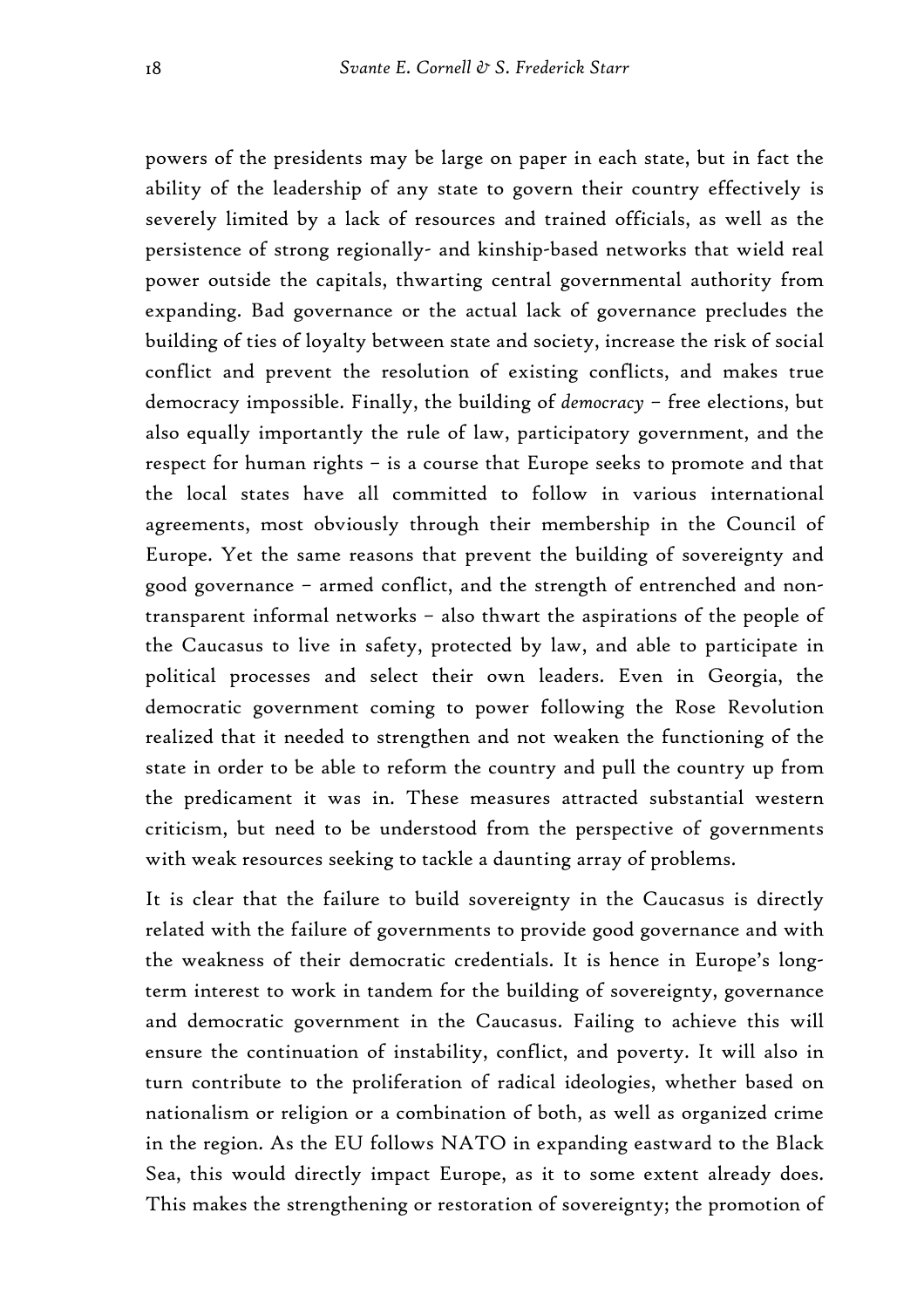powers of the presidents may be large on paper in each state, but in fact the ability of the leadership of any state to govern their country effectively is severely limited by a lack of resources and trained officials, as well as the persistence of strong regionally- and kinship-based networks that wield real power outside the capitals, thwarting central governmental authority from expanding. Bad governance or the actual lack of governance precludes the building of ties of loyalty between state and society, increase the risk of social conflict and prevent the resolution of existing conflicts, and makes true democracy impossible. Finally, the building of *democracy* – free elections, but also equally importantly the rule of law, participatory government, and the respect for human rights – is a course that Europe seeks to promote and that the local states have all committed to follow in various international agreements, most obviously through their membership in the Council of Europe. Yet the same reasons that prevent the building of sovereignty and good governance – armed conflict, and the strength of entrenched and non-transparent informal networks – also thwart the aspirations of the people of the Caucasus to live in safety, protected by law, and able to participate in political processes and select their own leaders. Even in Georgia, the democratic government coming to power following the Rose Revolution realized that it needed to strengthen and not weaken the functioning of the state in order to be able to reform the country and pull the country up from the predicament it was in. These measures attracted substantial western criticism, but need to be understood from the perspective of governments with weak resources seeking to tackle a daunting array of problems.

It is clear that the failure to build sovereignty in the Caucasus is directly related with the failure of governments to provide good governance and with the weakness of their democratic credentials. It is hence in Europe's long-term interest to work in tandem for the building of sovereignty, governance and democratic government in the Caucasus. Failing to achieve this will ensure the continuation of instability, conflict, and poverty. It will also in turn contribute to the proliferation of radical ideologies, whether based on nationalism or religion or a combination of both, as well as organized crime in the region. As the EU follows NATO in expanding eastward to the Black Sea, this would directly impact Europe, as it to some extent already does. This makes the strengthening or restoration of sovereignty; the promotion of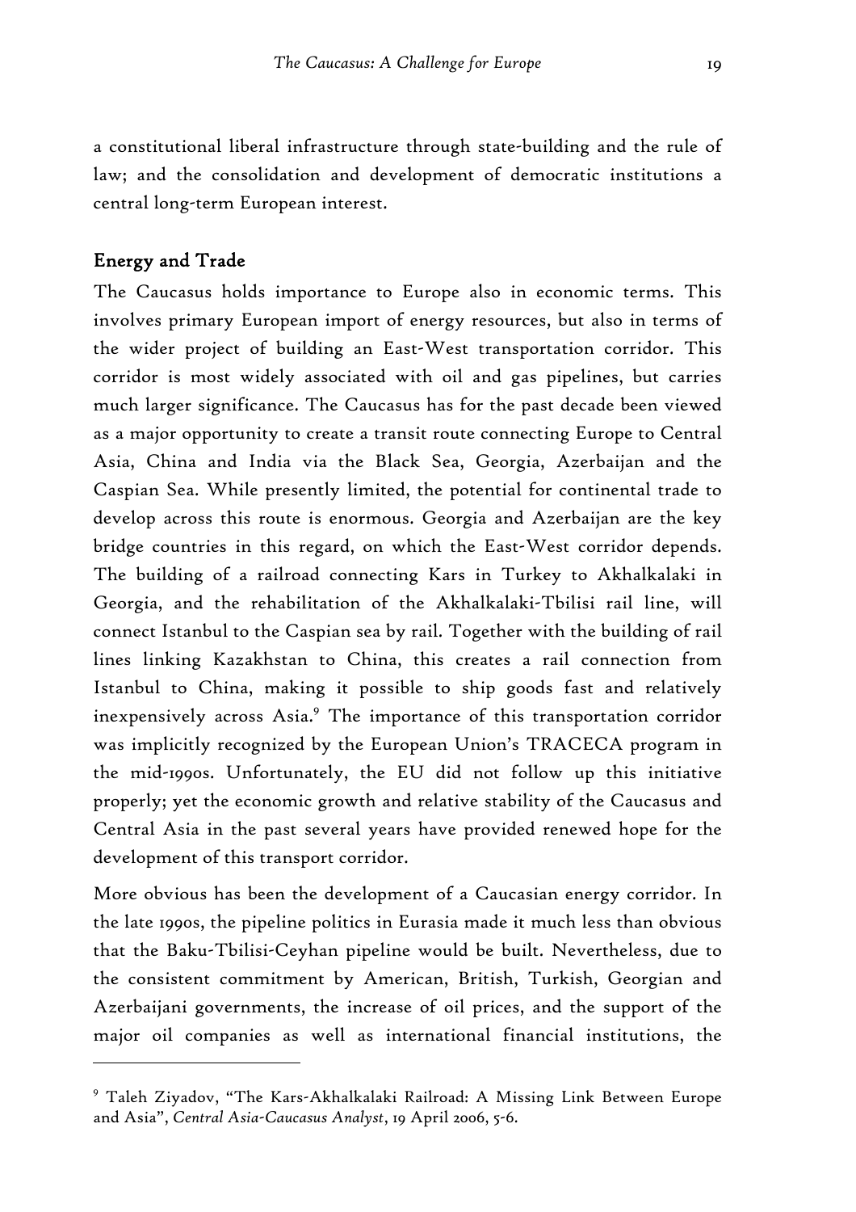a constitutional liberal infrastructure through state-building and the rule of law; and the consolidation and development of democratic institutions a central long-term European interest.

## Energy and Trade

The Caucasus holds importance to Europe also in economic terms. This involves primary European import of energy resources, but also in terms of the wider project of building an East-West transportation corridor. This corridor is most widely associated with oil and gas pipelines, but carries much larger significance. The Caucasus has for the past decade been viewed as a major opportunity to create a transit route connecting Europe to Central Asia, China and India via the Black Sea, Georgia, Azerbaijan and the Caspian Sea. While presently limited, the potential for continental trade to develop across this route is enormous. Georgia and Azerbaijan are the key bridge countries in this regard, on which the East-West corridor depends. The building of a railroad connecting Kars in Turkey to Akhalkalaki in Georgia, and the rehabilitation of the Akhalkalaki-Tbilisi rail line, will connect Istanbul to the Caspian sea by rail. Together with the building of rail lines linking Kazakhstan to China, this creates a rail connection from Istanbul to China, making it possible to ship goods fast and relatively inexpensively across Asia.[9] The importance of this transportation corridor was implicitly recognized by the European Union's TRACECA program in the mid-1990s. Unfortunately, the EU did not follow up this initiative properly; yet the economic growth and relative stability of the Caucasus and Central Asia in the past several years have provided renewed hope for the development of this transport corridor.

More obvious has been the development of a Caucasian energy corridor. In the late 1990s, the pipeline politics in Eurasia made it much less than obvious that the Baku-Tbilisi-Ceyhan pipeline would be built. Nevertheless, due to the consistent commitment by American, British, Turkish, Georgian and Azerbaijani governments, the increase of oil prices, and the support of the major oil companies as well as international financial institutions, the

---

[9] Taleh Ziyadov, "The Kars-Akhalkalaki Railroad: A Missing Link Between Europe and Asia", *Central Asia-Caucasus Analyst*, 19 April 2006, 5-6.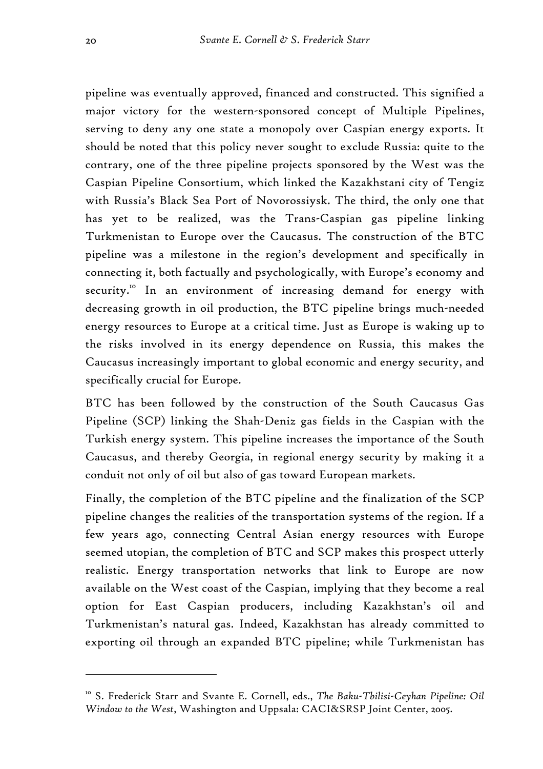pipeline was eventually approved, financed and constructed. This signified a major victory for the western-sponsored concept of Multiple Pipelines, serving to deny any one state a monopoly over Caspian energy exports. It should be noted that this policy never sought to exclude Russia: quite to the contrary, one of the three pipeline projects sponsored by the West was the Caspian Pipeline Consortium, which linked the Kazakhstani city of Tengiz with Russia's Black Sea Port of Novorossiysk. The third, the only one that has yet to be realized, was the Trans-Caspian gas pipeline linking Turkmenistan to Europe over the Caucasus. The construction of the BTC pipeline was a milestone in the region's development and specifically in connecting it, both factually and psychologically, with Europe's economy and security.[10] In an environment of increasing demand for energy with decreasing growth in oil production, the BTC pipeline brings much-needed energy resources to Europe at a critical time. Just as Europe is waking up to the risks involved in its energy dependence on Russia, this makes the Caucasus increasingly important to global economic and energy security, and specifically crucial for Europe.

BTC has been followed by the construction of the South Caucasus Gas Pipeline (SCP) linking the Shah-Deniz gas fields in the Caspian with the Turkish energy system. This pipeline increases the importance of the South Caucasus, and thereby Georgia, in regional energy security by making it a conduit not only of oil but also of gas toward European markets.

Finally, the completion of the BTC pipeline and the finalization of the SCP pipeline changes the realities of the transportation systems of the region. If a few years ago, connecting Central Asian energy resources with Europe seemed utopian, the completion of BTC and SCP makes this prospect utterly realistic. Energy transportation networks that link to Europe are now available on the West coast of the Caspian, implying that they become a real option for East Caspian producers, including Kazakhstan's oil and Turkmenistan's natural gas. Indeed, Kazakhstan has already committed to exporting oil through an expanded BTC pipeline; while Turkmenistan has

---

[10] S. Frederick Starr and Svante E. Cornell, eds., *The Baku-Tbilisi-Ceyhan Pipeline: Oil Window to the West*, Washington and Uppsala: CACI&SRSP Joint Center, 2005.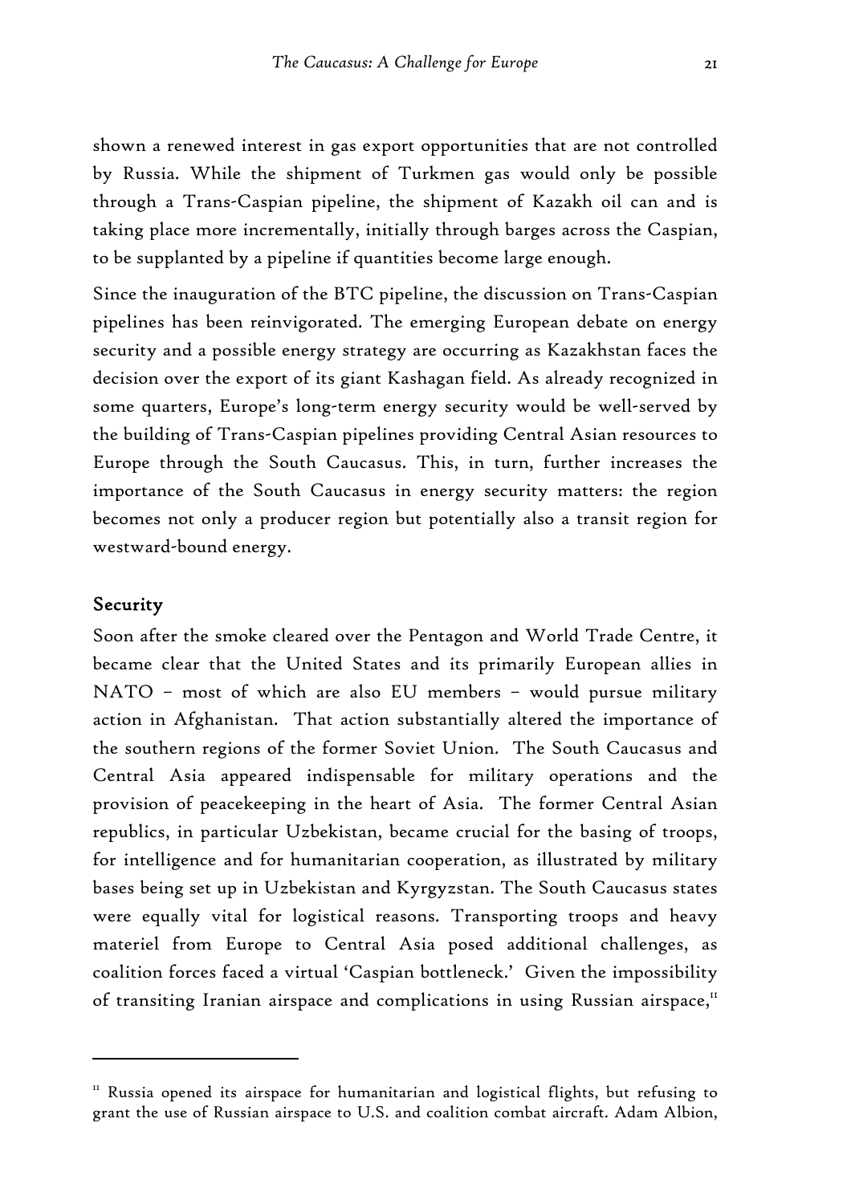shown a renewed interest in gas export opportunities that are not controlled by Russia. While the shipment of Turkmen gas would only be possible through a Trans-Caspian pipeline, the shipment of Kazakh oil can and is taking place more incrementally, initially through barges across the Caspian, to be supplanted by a pipeline if quantities become large enough.

Since the inauguration of the BTC pipeline, the discussion on Trans-Caspian pipelines has been reinvigorated. The emerging European debate on energy security and a possible energy strategy are occurring as Kazakhstan faces the decision over the export of its giant Kashagan field. As already recognized in some quarters, Europe's long-term energy security would be well-served by the building of Trans-Caspian pipelines providing Central Asian resources to Europe through the South Caucasus. This, in turn, further increases the importance of the South Caucasus in energy security matters: the region becomes not only a producer region but potentially also a transit region for westward-bound energy.

## Security

Soon after the smoke cleared over the Pentagon and World Trade Centre, it became clear that the United States and its primarily European allies in NATO – most of which are also EU members – would pursue military action in Afghanistan. That action substantially altered the importance of the southern regions of the former Soviet Union. The South Caucasus and Central Asia appeared indispensable for military operations and the provision of peacekeeping in the heart of Asia. The former Central Asian republics, in particular Uzbekistan, became crucial for the basing of troops, for intelligence and for humanitarian cooperation, as illustrated by military bases being set up in Uzbekistan and Kyrgyzstan. The South Caucasus states were equally vital for logistical reasons. Transporting troops and heavy materiel from Europe to Central Asia posed additional challenges, as coalition forces faced a virtual 'Caspian bottleneck.' Given the impossibility of transiting Iranian airspace and complications in using Russian airspace,[11]

---

[11] Russia opened its airspace for humanitarian and logistical flights, but refusing to grant the use of Russian airspace to U.S. and coalition combat aircraft. Adam Albion,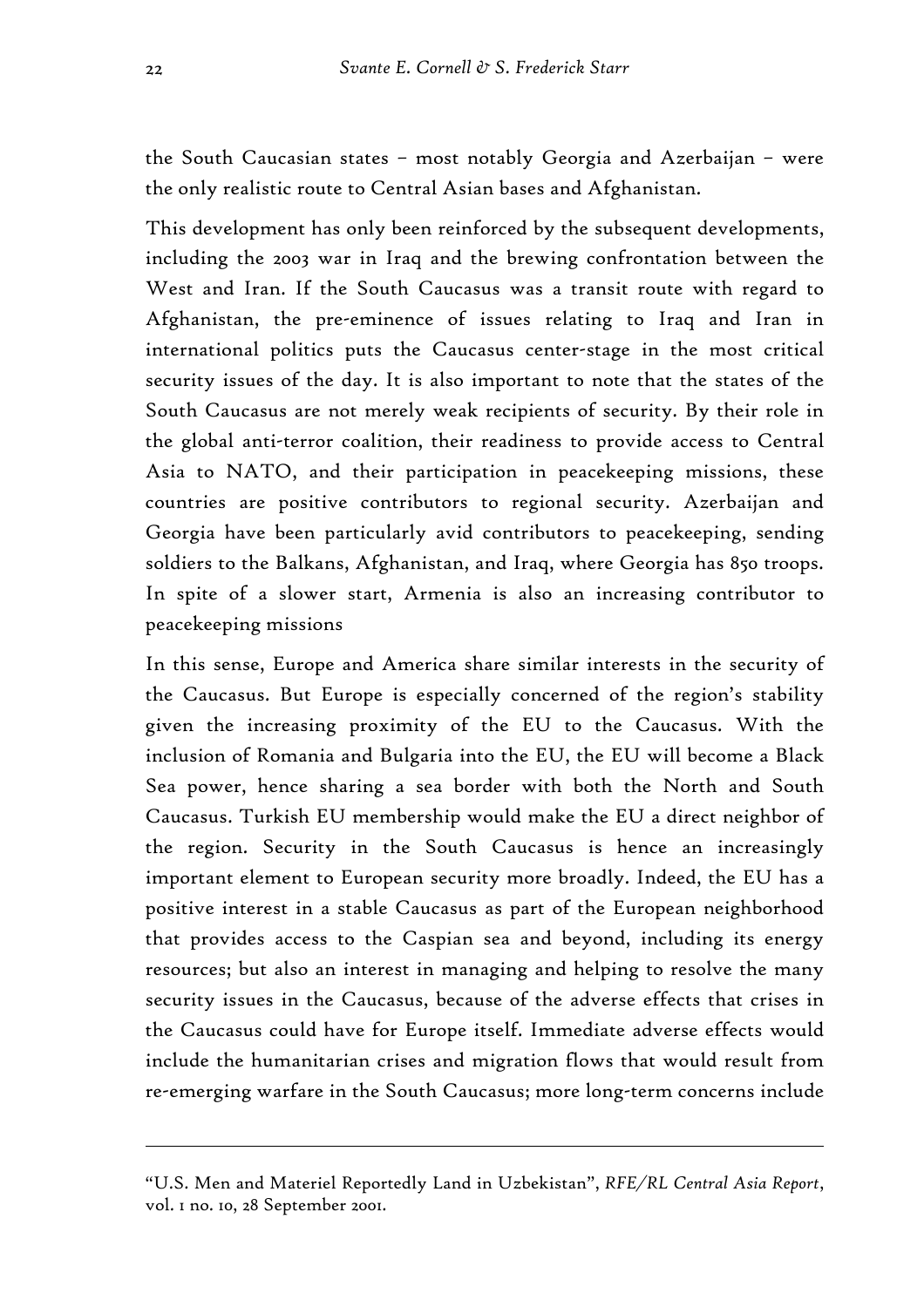the South Caucasian states – most notably Georgia and Azerbaijan – were the only realistic route to Central Asian bases and Afghanistan.

This development has only been reinforced by the subsequent developments, including the 2003 war in Iraq and the brewing confrontation between the West and Iran. If the South Caucasus was a transit route with regard to Afghanistan, the pre-eminence of issues relating to Iraq and Iran in international politics puts the Caucasus center-stage in the most critical security issues of the day. It is also important to note that the states of the South Caucasus are not merely weak recipients of security. By their role in the global anti-terror coalition, their readiness to provide access to Central Asia to NATO, and their participation in peacekeeping missions, these countries are positive contributors to regional security. Azerbaijan and Georgia have been particularly avid contributors to peacekeeping, sending soldiers to the Balkans, Afghanistan, and Iraq, where Georgia has 850 troops. In spite of a slower start, Armenia is also an increasing contributor to peacekeeping missions

In this sense, Europe and America share similar interests in the security of the Caucasus. But Europe is especially concerned of the region's stability given the increasing proximity of the EU to the Caucasus. With the inclusion of Romania and Bulgaria into the EU, the EU will become a Black Sea power, hence sharing a sea border with both the North and South Caucasus. Turkish EU membership would make the EU a direct neighbor of the region. Security in the South Caucasus is hence an increasingly important element to European security more broadly. Indeed, the EU has a positive interest in a stable Caucasus as part of the European neighborhood that provides access to the Caspian sea and beyond, including its energy resources; but also an interest in managing and helping to resolve the many security issues in the Caucasus, because of the adverse effects that crises in the Caucasus could have for Europe itself. Immediate adverse effects would include the humanitarian crises and migration flows that would result from re-emerging warfare in the South Caucasus; more long-term concerns include

---

"U.S. Men and Materiel Reportedly Land in Uzbekistan", *RFE/RL Central Asia Report*, vol. 1 no. 10, 28 September 2001.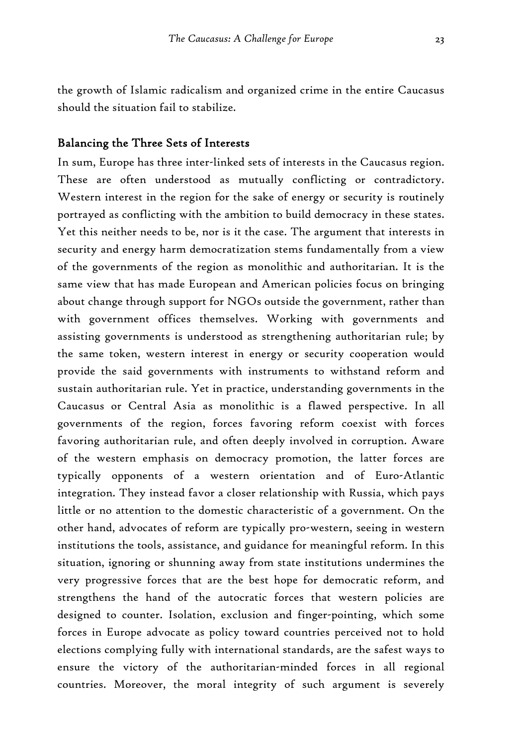the growth of Islamic radicalism and organized crime in the entire Caucasus should the situation fail to stabilize.

## Balancing the Three Sets of Interests

In sum, Europe has three inter-linked sets of interests in the Caucasus region. These are often understood as mutually conflicting or contradictory. Western interest in the region for the sake of energy or security is routinely portrayed as conflicting with the ambition to build democracy in these states. Yet this neither needs to be, nor is it the case. The argument that interests in security and energy harm democratization stems fundamentally from a view of the governments of the region as monolithic and authoritarian. It is the same view that has made European and American policies focus on bringing about change through support for NGOs outside the government, rather than with government offices themselves. Working with governments and assisting governments is understood as strengthening authoritarian rule; by the same token, western interest in energy or security cooperation would provide the said governments with instruments to withstand reform and sustain authoritarian rule. Yet in practice, understanding governments in the Caucasus or Central Asia as monolithic is a flawed perspective. In all governments of the region, forces favoring reform coexist with forces favoring authoritarian rule, and often deeply involved in corruption. Aware of the western emphasis on democracy promotion, the latter forces are typically opponents of a western orientation and of Euro-Atlantic integration. They instead favor a closer relationship with Russia, which pays little or no attention to the domestic characteristic of a government. On the other hand, advocates of reform are typically pro-western, seeing in western institutions the tools, assistance, and guidance for meaningful reform. In this situation, ignoring or shunning away from state institutions undermines the very progressive forces that are the best hope for democratic reform, and strengthens the hand of the autocratic forces that western policies are designed to counter. Isolation, exclusion and finger-pointing, which some forces in Europe advocate as policy toward countries perceived not to hold elections complying fully with international standards, are the safest ways to ensure the victory of the authoritarian-minded forces in all regional countries. Moreover, the moral integrity of such argument is severely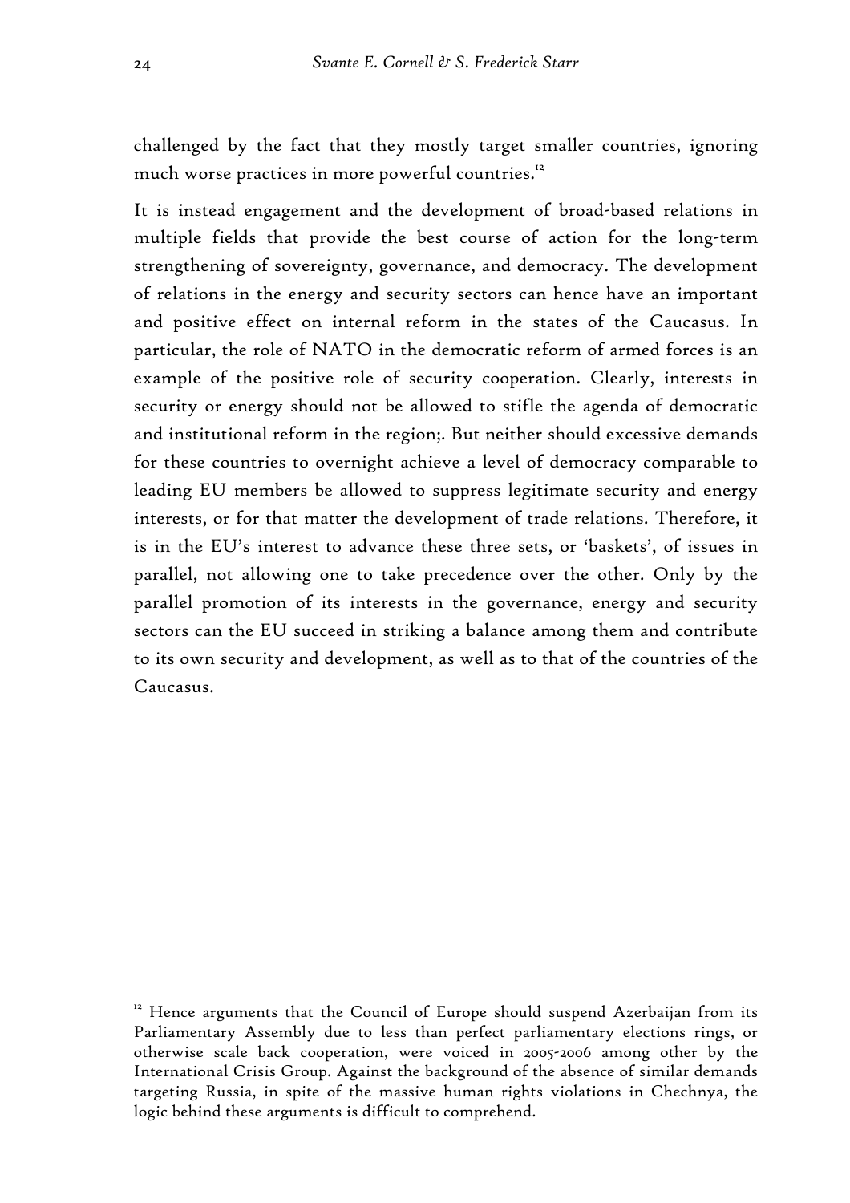challenged by the fact that they mostly target smaller countries, ignoring much worse practices in more powerful countries.[12]

It is instead engagement and the development of broad-based relations in multiple fields that provide the best course of action for the long-term strengthening of sovereignty, governance, and democracy. The development of relations in the energy and security sectors can hence have an important and positive effect on internal reform in the states of the Caucasus. In particular, the role of NATO in the democratic reform of armed forces is an example of the positive role of security cooperation. Clearly, interests in security or energy should not be allowed to stifle the agenda of democratic and institutional reform in the region;. But neither should excessive demands for these countries to overnight achieve a level of democracy comparable to leading EU members be allowed to suppress legitimate security and energy interests, or for that matter the development of trade relations. Therefore, it is in the EU's interest to advance these three sets, or 'baskets', of issues in parallel, not allowing one to take precedence over the other. Only by the parallel promotion of its interests in the governance, energy and security sectors can the EU succeed in striking a balance among them and contribute to its own security and development, as well as to that of the countries of the Caucasus.

---

[12] Hence arguments that the Council of Europe should suspend Azerbaijan from its Parliamentary Assembly due to less than perfect parliamentary elections rings, or otherwise scale back cooperation, were voiced in 2005-2006 among other by the International Crisis Group. Against the background of the absence of similar demands targeting Russia, in spite of the massive human rights violations in Chechnya, the logic behind these arguments is difficult to comprehend.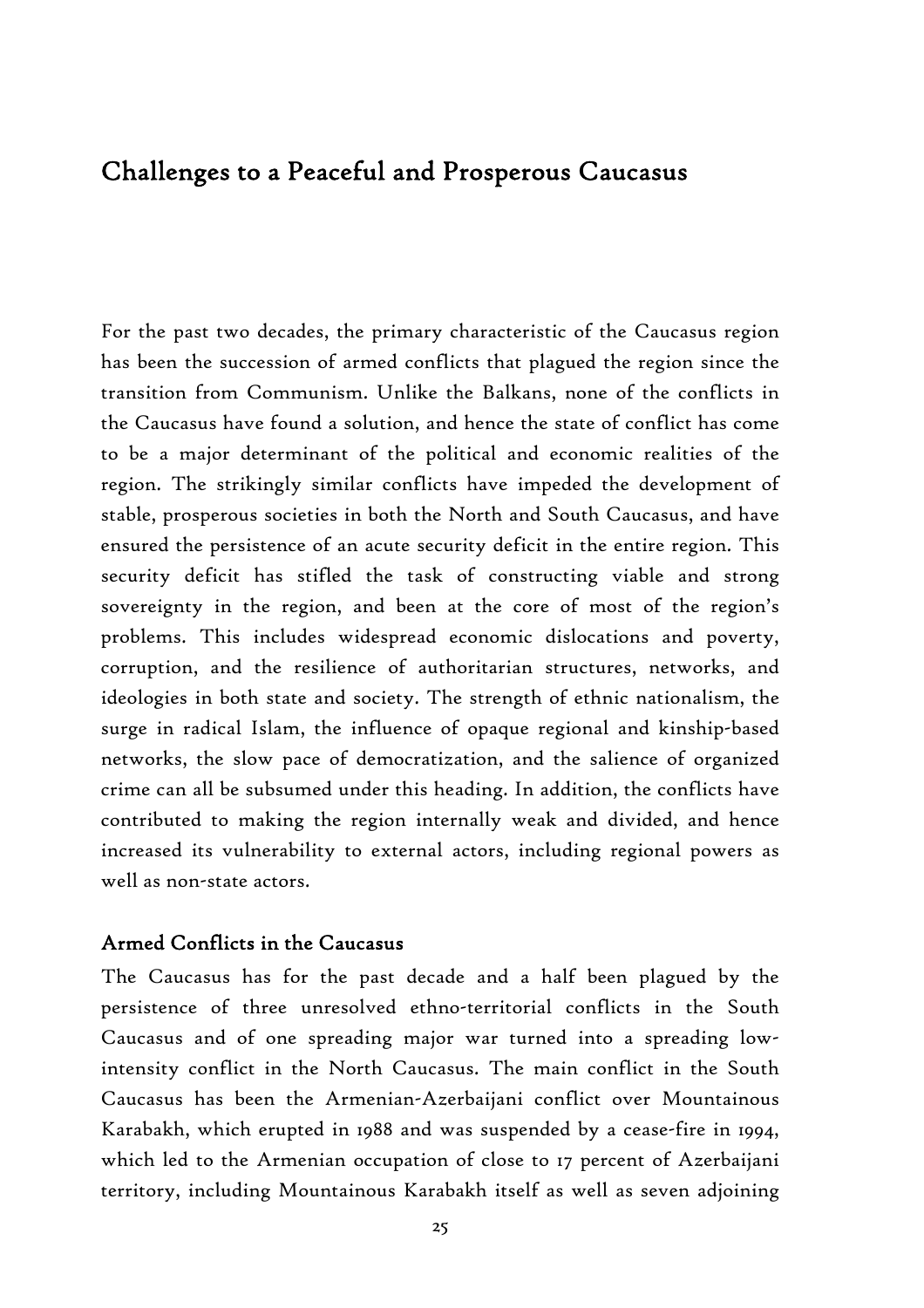# Challenges to a Peaceful and Prosperous Caucasus

For the past two decades, the primary characteristic of the Caucasus region has been the succession of armed conflicts that plagued the region since the transition from Communism. Unlike the Balkans, none of the conflicts in the Caucasus have found a solution, and hence the state of conflict has come to be a major determinant of the political and economic realities of the region. The strikingly similar conflicts have impeded the development of stable, prosperous societies in both the North and South Caucasus, and have ensured the persistence of an acute security deficit in the entire region. This security deficit has stifled the task of constructing viable and strong sovereignty in the region, and been at the core of most of the region's problems. This includes widespread economic dislocations and poverty, corruption, and the resilience of authoritarian structures, networks, and ideologies in both state and society. The strength of ethnic nationalism, the surge in radical Islam, the influence of opaque regional and kinship-based networks, the slow pace of democratization, and the salience of organized crime can all be subsumed under this heading. In addition, the conflicts have contributed to making the region internally weak and divided, and hence increased its vulnerability to external actors, including regional powers as well as non-state actors.

## Armed Conflicts in the Caucasus

The Caucasus has for the past decade and a half been plagued by the persistence of three unresolved ethno-territorial conflicts in the South Caucasus and of one spreading major war turned into a spreading low-intensity conflict in the North Caucasus. The main conflict in the South Caucasus has been the Armenian-Azerbaijani conflict over Mountainous Karabakh, which erupted in 1988 and was suspended by a cease-fire in 1994, which led to the Armenian occupation of close to 17 percent of Azerbaijani territory, including Mountainous Karabakh itself as well as seven adjoining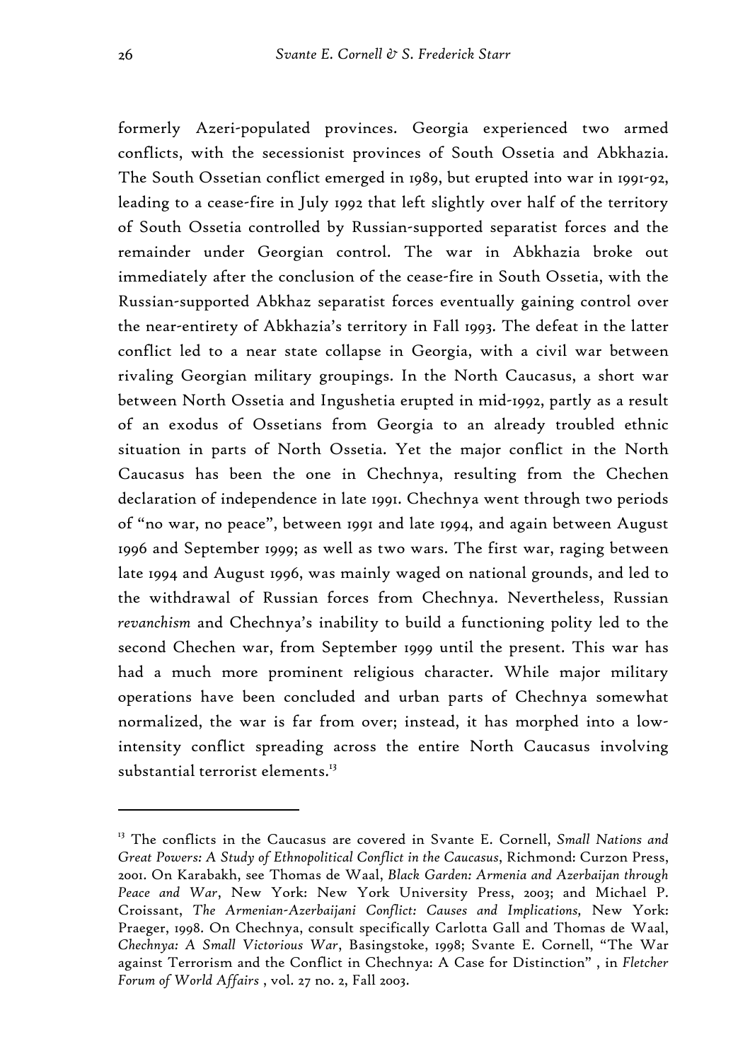formerly Azeri-populated provinces. Georgia experienced two armed conflicts, with the secessionist provinces of South Ossetia and Abkhazia. The South Ossetian conflict emerged in 1989, but erupted into war in 1991-92, leading to a cease-fire in July 1992 that left slightly over half of the territory of South Ossetia controlled by Russian-supported separatist forces and the remainder under Georgian control. The war in Abkhazia broke out immediately after the conclusion of the cease-fire in South Ossetia, with the Russian-supported Abkhaz separatist forces eventually gaining control over the near-entirety of Abkhazia's territory in Fall 1993. The defeat in the latter conflict led to a near state collapse in Georgia, with a civil war between rivaling Georgian military groupings. In the North Caucasus, a short war between North Ossetia and Ingushetia erupted in mid-1992, partly as a result of an exodus of Ossetians from Georgia to an already troubled ethnic situation in parts of North Ossetia. Yet the major conflict in the North Caucasus has been the one in Chechnya, resulting from the Chechen declaration of independence in late 1991. Chechnya went through two periods of "no war, no peace", between 1991 and late 1994, and again between August 1996 and September 1999; as well as two wars. The first war, raging between late 1994 and August 1996, was mainly waged on national grounds, and led to the withdrawal of Russian forces from Chechnya. Nevertheless, Russian *revanchism* and Chechnya's inability to build a functioning polity led to the second Chechen war, from September 1999 until the present. This war has had a much more prominent religious character. While major military operations have been concluded and urban parts of Chechnya somewhat normalized, the war is far from over; instead, it has morphed into a low-intensity conflict spreading across the entire North Caucasus involving substantial terrorist elements.[13]

---

[13] The conflicts in the Caucasus are covered in Svante E. Cornell, *Small Nations and Great Powers: A Study of Ethnopolitical Conflict in the Caucasus*, Richmond: Curzon Press, 2001. On Karabakh, see Thomas de Waal, *Black Garden: Armenia and Azerbaijan through Peace and War*, New York: New York University Press, 2003; and Michael P. Croissant, *The Armenian-Azerbaijani Conflict: Causes and Implications,* New York: Praeger, 1998. On Chechnya, consult specifically Carlotta Gall and Thomas de Waal, *Chechnya: A Small Victorious War*, Basingstoke, 1998; Svante E. Cornell, "The War against Terrorism and the Conflict in Chechnya: A Case for Distinction" , in *Fletcher Forum of World Affairs* , vol. 27 no. 2, Fall 2003.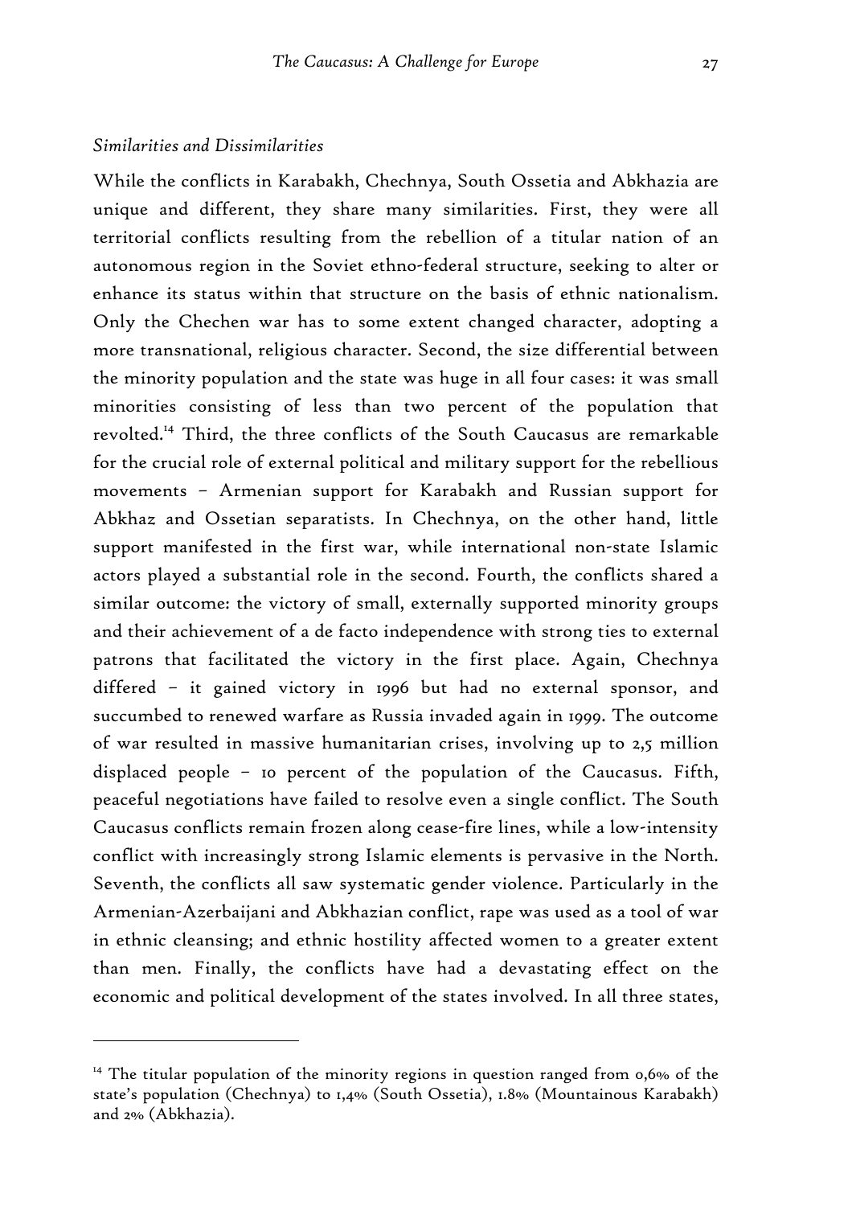*Similarities and Dissimilarities*

While the conflicts in Karabakh, Chechnya, South Ossetia and Abkhazia are unique and different, they share many similarities. First, they were all territorial conflicts resulting from the rebellion of a titular nation of an autonomous region in the Soviet ethno-federal structure, seeking to alter or enhance its status within that structure on the basis of ethnic nationalism. Only the Chechen war has to some extent changed character, adopting a more transnational, religious character. Second, the size differential between the minority population and the state was huge in all four cases: it was small minorities consisting of less than two percent of the population that revolted.[14] Third, the three conflicts of the South Caucasus are remarkable for the crucial role of external political and military support for the rebellious movements – Armenian support for Karabakh and Russian support for Abkhaz and Ossetian separatists. In Chechnya, on the other hand, little support manifested in the first war, while international non-state Islamic actors played a substantial role in the second. Fourth, the conflicts shared a similar outcome: the victory of small, externally supported minority groups and their achievement of a de facto independence with strong ties to external patrons that facilitated the victory in the first place. Again, Chechnya differed – it gained victory in 1996 but had no external sponsor, and succumbed to renewed warfare as Russia invaded again in 1999. The outcome of war resulted in massive humanitarian crises, involving up to 2,5 million displaced people – 10 percent of the population of the Caucasus. Fifth, peaceful negotiations have failed to resolve even a single conflict. The South Caucasus conflicts remain frozen along cease-fire lines, while a low-intensity conflict with increasingly strong Islamic elements is pervasive in the North. Seventh, the conflicts all saw systematic gender violence. Particularly in the Armenian-Azerbaijani and Abkhazian conflict, rape was used as a tool of war in ethnic cleansing; and ethnic hostility affected women to a greater extent than men. Finally, the conflicts have had a devastating effect on the economic and political development of the states involved. In all three states,

---

[14] The titular population of the minority regions in question ranged from 0,6% of the state's population (Chechnya) to 1,4% (South Ossetia), 1.8% (Mountainous Karabakh) and 2% (Abkhazia).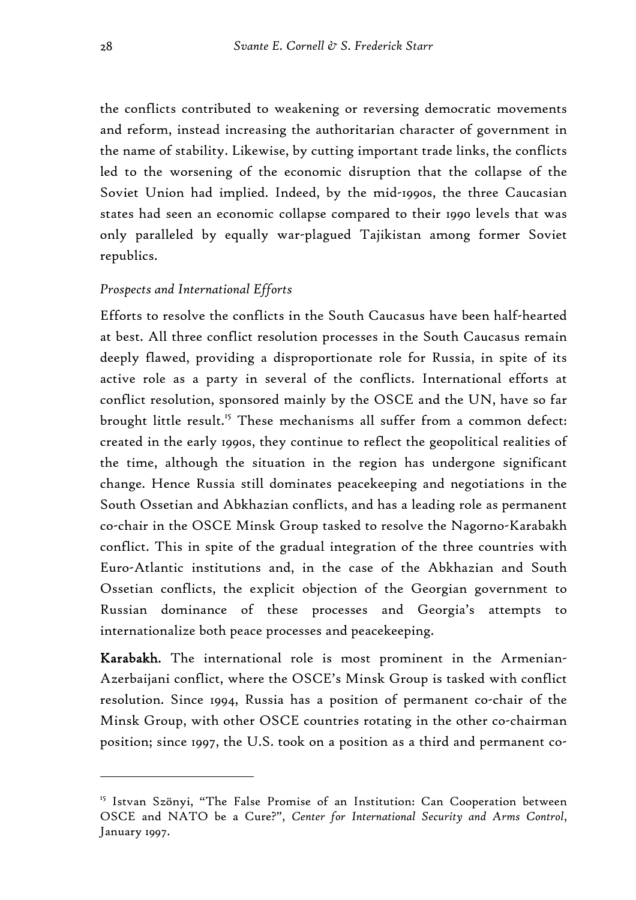the conflicts contributed to weakening or reversing democratic movements and reform, instead increasing the authoritarian character of government in the name of stability. Likewise, by cutting important trade links, the conflicts led to the worsening of the economic disruption that the collapse of the Soviet Union had implied. Indeed, by the mid-1990s, the three Caucasian states had seen an economic collapse compared to their 1990 levels that was only paralleled by equally war-plagued Tajikistan among former Soviet republics.

*Prospects and International Efforts*

Efforts to resolve the conflicts in the South Caucasus have been half-hearted at best. All three conflict resolution processes in the South Caucasus remain deeply flawed, providing a disproportionate role for Russia, in spite of its active role as a party in several of the conflicts. International efforts at conflict resolution, sponsored mainly by the OSCE and the UN, have so far brought little result.[15] These mechanisms all suffer from a common defect: created in the early 1990s, they continue to reflect the geopolitical realities of the time, although the situation in the region has undergone significant change. Hence Russia still dominates peacekeeping and negotiations in the South Ossetian and Abkhazian conflicts, and has a leading role as permanent co-chair in the OSCE Minsk Group tasked to resolve the Nagorno-Karabakh conflict. This in spite of the gradual integration of the three countries with Euro-Atlantic institutions and, in the case of the Abkhazian and South Ossetian conflicts, the explicit objection of the Georgian government to Russian dominance of these processes and Georgia's attempts to internationalize both peace processes and peacekeeping.

**Karabakh.** The international role is most prominent in the Armenian-Azerbaijani conflict, where the OSCE's Minsk Group is tasked with conflict resolution. Since 1994, Russia has a position of permanent co-chair of the Minsk Group, with other OSCE countries rotating in the other co-chairman position; since 1997, the U.S. took on a position as a third and permanent co-

[15] Istvan Szönyi, "The False Promise of an Institution: Can Cooperation between OSCE and NATO be a Cure?", *Center for International Security and Arms Control*, January 1997.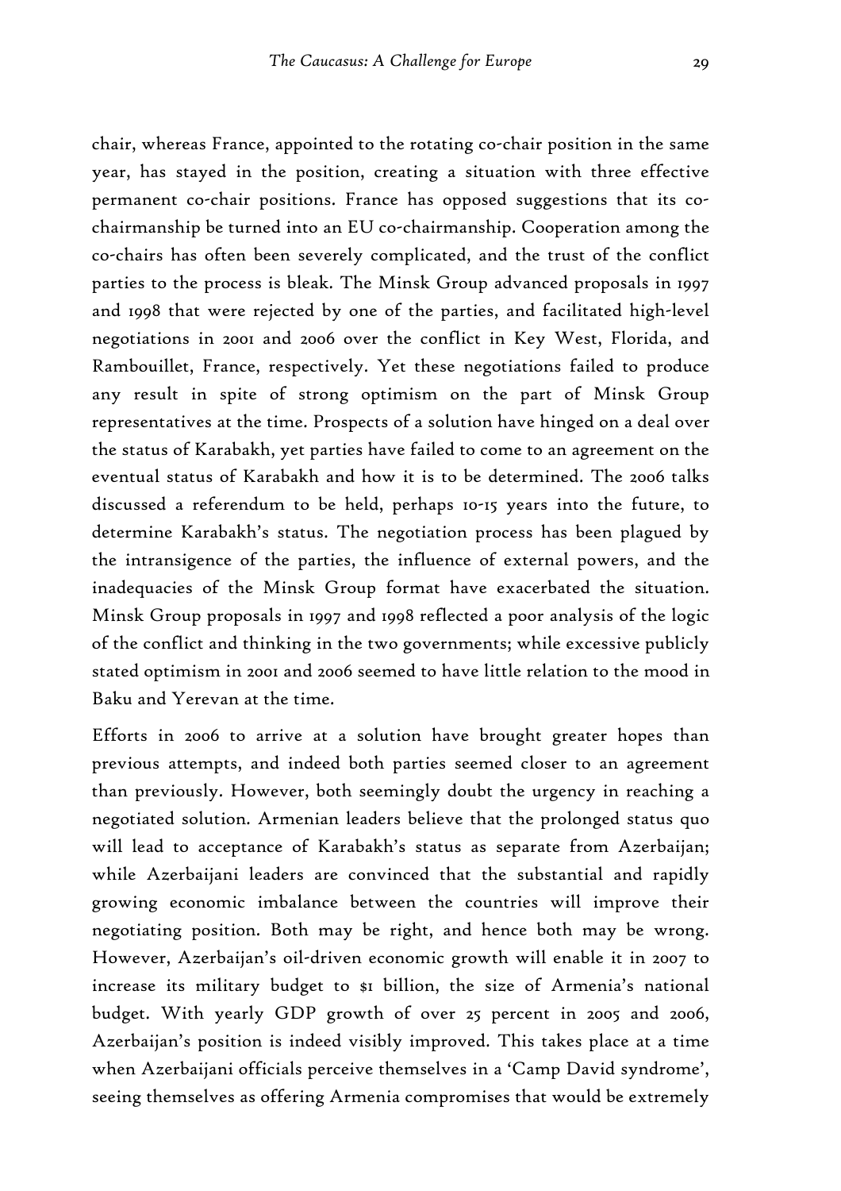chair, whereas France, appointed to the rotating co-chair position in the same year, has stayed in the position, creating a situation with three effective permanent co-chair positions. France has opposed suggestions that its co-chairmanship be turned into an EU co-chairmanship. Cooperation among the co-chairs has often been severely complicated, and the trust of the conflict parties to the process is bleak. The Minsk Group advanced proposals in 1997 and 1998 that were rejected by one of the parties, and facilitated high-level negotiations in 2001 and 2006 over the conflict in Key West, Florida, and Rambouillet, France, respectively. Yet these negotiations failed to produce any result in spite of strong optimism on the part of Minsk Group representatives at the time. Prospects of a solution have hinged on a deal over the status of Karabakh, yet parties have failed to come to an agreement on the eventual status of Karabakh and how it is to be determined. The 2006 talks discussed a referendum to be held, perhaps 10-15 years into the future, to determine Karabakh's status. The negotiation process has been plagued by the intransigence of the parties, the influence of external powers, and the inadequacies of the Minsk Group format have exacerbated the situation. Minsk Group proposals in 1997 and 1998 reflected a poor analysis of the logic of the conflict and thinking in the two governments; while excessive publicly stated optimism in 2001 and 2006 seemed to have little relation to the mood in Baku and Yerevan at the time.

Efforts in 2006 to arrive at a solution have brought greater hopes than previous attempts, and indeed both parties seemed closer to an agreement than previously. However, both seemingly doubt the urgency in reaching a negotiated solution. Armenian leaders believe that the prolonged status quo will lead to acceptance of Karabakh's status as separate from Azerbaijan; while Azerbaijani leaders are convinced that the substantial and rapidly growing economic imbalance between the countries will improve their negotiating position. Both may be right, and hence both may be wrong. However, Azerbaijan's oil-driven economic growth will enable it in 2007 to increase its military budget to $1 billion, the size of Armenia's national budget. With yearly GDP growth of over 25 percent in 2005 and 2006, Azerbaijan's position is indeed visibly improved. This takes place at a time when Azerbaijani officials perceive themselves in a 'Camp David syndrome', seeing themselves as offering Armenia compromises that would be extremely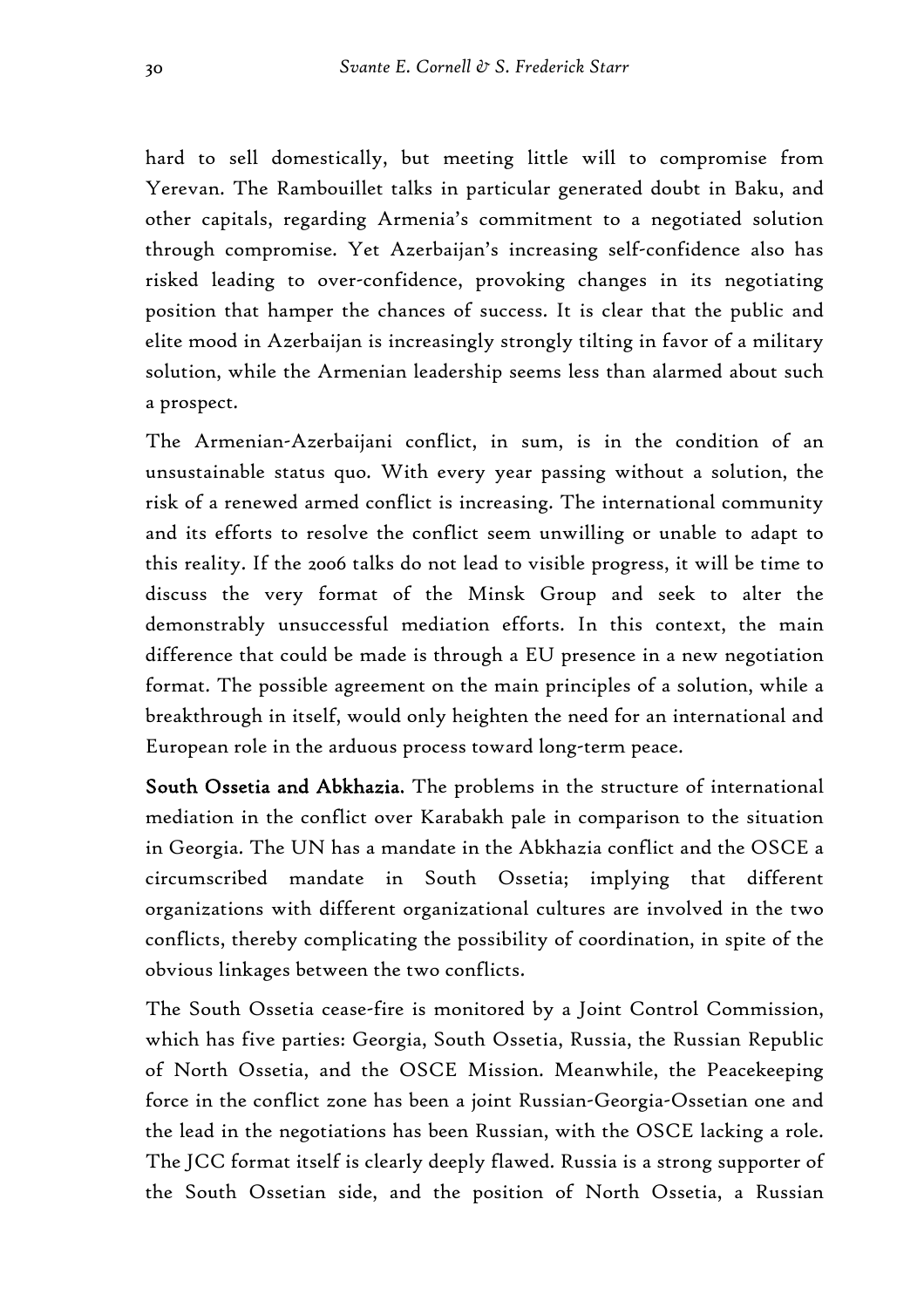hard to sell domestically, but meeting little will to compromise from Yerevan. The Rambouillet talks in particular generated doubt in Baku, and other capitals, regarding Armenia's commitment to a negotiated solution through compromise. Yet Azerbaijan's increasing self-confidence also has risked leading to over-confidence, provoking changes in its negotiating position that hamper the chances of success. It is clear that the public and elite mood in Azerbaijan is increasingly strongly tilting in favor of a military solution, while the Armenian leadership seems less than alarmed about such a prospect.

The Armenian-Azerbaijani conflict, in sum, is in the condition of an unsustainable status quo. With every year passing without a solution, the risk of a renewed armed conflict is increasing. The international community and its efforts to resolve the conflict seem unwilling or unable to adapt to this reality. If the 2006 talks do not lead to visible progress, it will be time to discuss the very format of the Minsk Group and seek to alter the demonstrably unsuccessful mediation efforts. In this context, the main difference that could be made is through a EU presence in a new negotiation format. The possible agreement on the main principles of a solution, while a breakthrough in itself, would only heighten the need for an international and European role in the arduous process toward long-term peace.

**South Ossetia and Abkhazia.** The problems in the structure of international mediation in the conflict over Karabakh pale in comparison to the situation in Georgia. The UN has a mandate in the Abkhazia conflict and the OSCE a circumscribed mandate in South Ossetia; implying that different organizations with different organizational cultures are involved in the two conflicts, thereby complicating the possibility of coordination, in spite of the obvious linkages between the two conflicts.

The South Ossetia cease-fire is monitored by a Joint Control Commission, which has five parties: Georgia, South Ossetia, Russia, the Russian Republic of North Ossetia, and the OSCE Mission. Meanwhile, the Peacekeeping force in the conflict zone has been a joint Russian-Georgia-Ossetian one and the lead in the negotiations has been Russian, with the OSCE lacking a role. The JCC format itself is clearly deeply flawed. Russia is a strong supporter of the South Ossetian side, and the position of North Ossetia, a Russian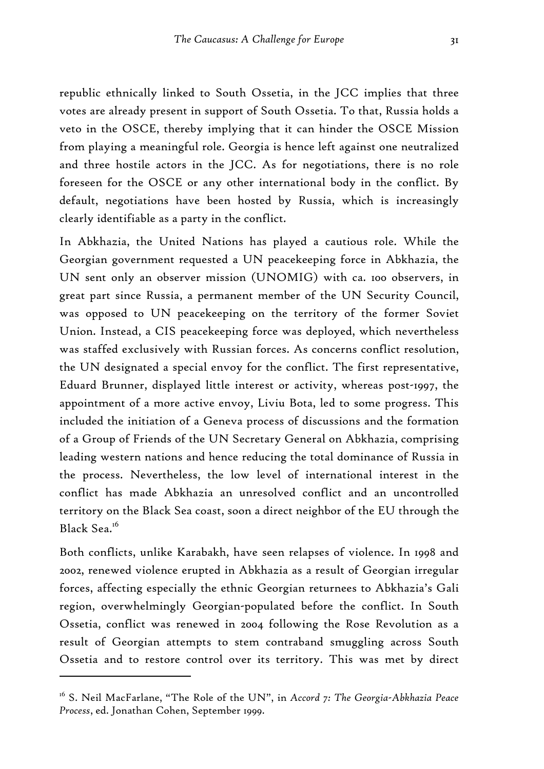republic ethnically linked to South Ossetia, in the JCC implies that three votes are already present in support of South Ossetia. To that, Russia holds a veto in the OSCE, thereby implying that it can hinder the OSCE Mission from playing a meaningful role. Georgia is hence left against one neutralized and three hostile actors in the JCC. As for negotiations, there is no role foreseen for the OSCE or any other international body in the conflict. By default, negotiations have been hosted by Russia, which is increasingly clearly identifiable as a party in the conflict.

In Abkhazia, the United Nations has played a cautious role. While the Georgian government requested a UN peacekeeping force in Abkhazia, the UN sent only an observer mission (UNOMIG) with ca. 100 observers, in great part since Russia, a permanent member of the UN Security Council, was opposed to UN peacekeeping on the territory of the former Soviet Union. Instead, a CIS peacekeeping force was deployed, which nevertheless was staffed exclusively with Russian forces. As concerns conflict resolution, the UN designated a special envoy for the conflict. The first representative, Eduard Brunner, displayed little interest or activity, whereas post-1997, the appointment of a more active envoy, Liviu Bota, led to some progress. This included the initiation of a Geneva process of discussions and the formation of a Group of Friends of the UN Secretary General on Abkhazia, comprising leading western nations and hence reducing the total dominance of Russia in the process. Nevertheless, the low level of international interest in the conflict has made Abkhazia an unresolved conflict and an uncontrolled territory on the Black Sea coast, soon a direct neighbor of the EU through the Black Sea.[16]

Both conflicts, unlike Karabakh, have seen relapses of violence. In 1998 and 2002, renewed violence erupted in Abkhazia as a result of Georgian irregular forces, affecting especially the ethnic Georgian returnees to Abkhazia's Gali region, overwhelmingly Georgian-populated before the conflict. In South Ossetia, conflict was renewed in 2004 following the Rose Revolution as a result of Georgian attempts to stem contraband smuggling across South Ossetia and to restore control over its territory. This was met by direct

[16] S. Neil MacFarlane, "The Role of the UN", in *Accord 7: The Georgia-Abkhazia Peace Process*, ed. Jonathan Cohen, September 1999.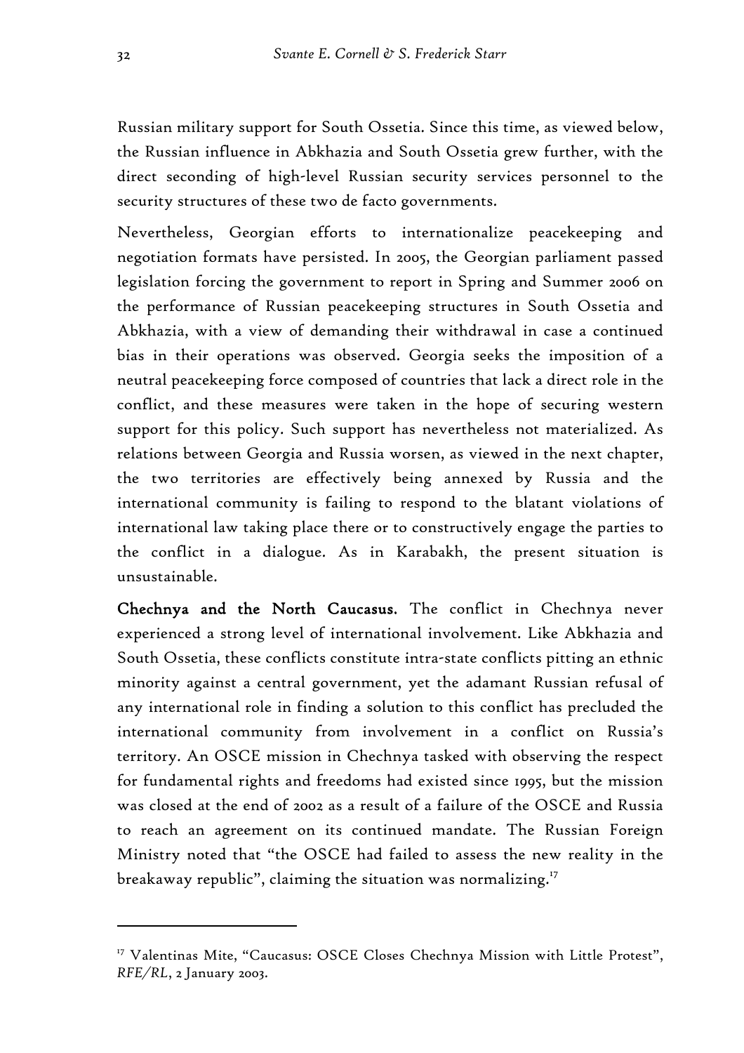Russian military support for South Ossetia. Since this time, as viewed below, the Russian influence in Abkhazia and South Ossetia grew further, with the direct seconding of high-level Russian security services personnel to the security structures of these two de facto governments.

Nevertheless, Georgian efforts to internationalize peacekeeping and negotiation formats have persisted. In 2005, the Georgian parliament passed legislation forcing the government to report in Spring and Summer 2006 on the performance of Russian peacekeeping structures in South Ossetia and Abkhazia, with a view of demanding their withdrawal in case a continued bias in their operations was observed. Georgia seeks the imposition of a neutral peacekeeping force composed of countries that lack a direct role in the conflict, and these measures were taken in the hope of securing western support for this policy. Such support has nevertheless not materialized. As relations between Georgia and Russia worsen, as viewed in the next chapter, the two territories are effectively being annexed by Russia and the international community is failing to respond to the blatant violations of international law taking place there or to constructively engage the parties to the conflict in a dialogue. As in Karabakh, the present situation is unsustainable.

**Chechnya and the North Caucasus.** The conflict in Chechnya never experienced a strong level of international involvement. Like Abkhazia and South Ossetia, these conflicts constitute intra-state conflicts pitting an ethnic minority against a central government, yet the adamant Russian refusal of any international role in finding a solution to this conflict has precluded the international community from involvement in a conflict on Russia's territory. An OSCE mission in Chechnya tasked with observing the respect for fundamental rights and freedoms had existed since 1995, but the mission was closed at the end of 2002 as a result of a failure of the OSCE and Russia to reach an agreement on its continued mandate. The Russian Foreign Ministry noted that "the OSCE had failed to assess the new reality in the breakaway republic", claiming the situation was normalizing.[17]

---

[17] Valentinas Mite, "Caucasus: OSCE Closes Chechnya Mission with Little Protest", *RFE/RL*, 2 January 2003.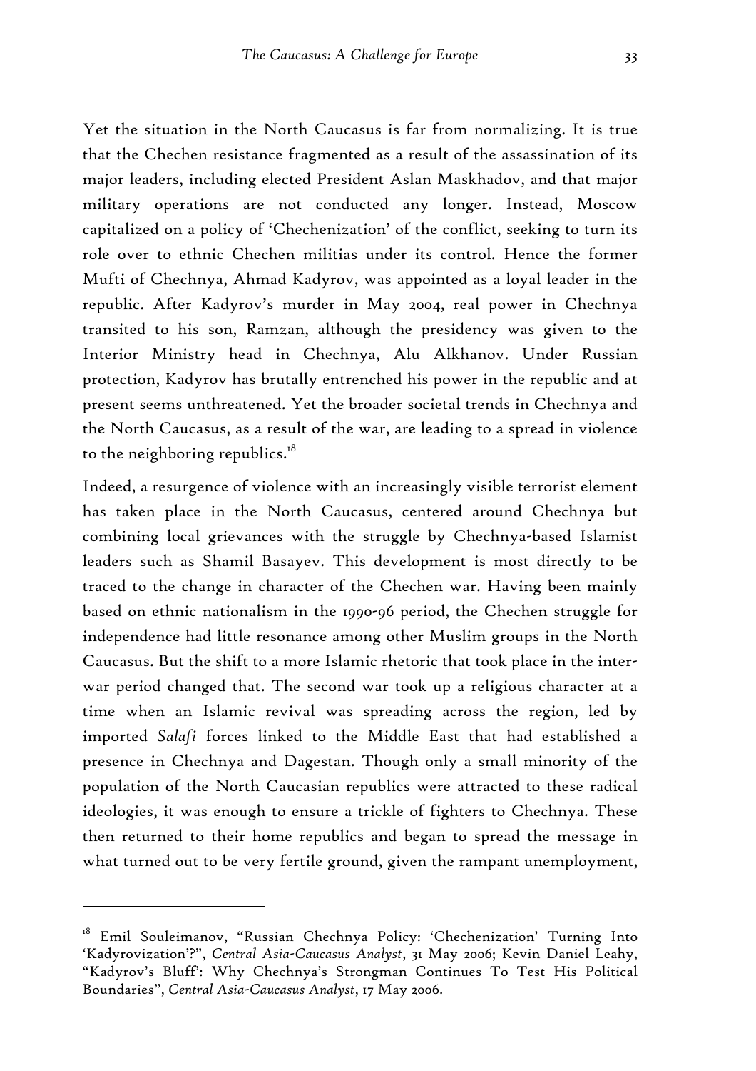Yet the situation in the North Caucasus is far from normalizing. It is true that the Chechen resistance fragmented as a result of the assassination of its major leaders, including elected President Aslan Maskhadov, and that major military operations are not conducted any longer. Instead, Moscow capitalized on a policy of 'Chechenization' of the conflict, seeking to turn its role over to ethnic Chechen militias under its control. Hence the former Mufti of Chechnya, Ahmad Kadyrov, was appointed as a loyal leader in the republic. After Kadyrov's murder in May 2004, real power in Chechnya transited to his son, Ramzan, although the presidency was given to the Interior Ministry head in Chechnya, Alu Alkhanov. Under Russian protection, Kadyrov has brutally entrenched his power in the republic and at present seems unthreatened. Yet the broader societal trends in Chechnya and the North Caucasus, as a result of the war, are leading to a spread in violence to the neighboring republics.[18]

Indeed, a resurgence of violence with an increasingly visible terrorist element has taken place in the North Caucasus, centered around Chechnya but combining local grievances with the struggle by Chechnya-based Islamist leaders such as Shamil Basayev. This development is most directly to be traced to the change in character of the Chechen war. Having been mainly based on ethnic nationalism in the 1990-96 period, the Chechen struggle for independence had little resonance among other Muslim groups in the North Caucasus. But the shift to a more Islamic rhetoric that took place in the inter-war period changed that. The second war took up a religious character at a time when an Islamic revival was spreading across the region, led by imported *Salafi* forces linked to the Middle East that had established a presence in Chechnya and Dagestan. Though only a small minority of the population of the North Caucasian republics were attracted to these radical ideologies, it was enough to ensure a trickle of fighters to Chechnya. These then returned to their home republics and began to spread the message in what turned out to be very fertile ground, given the rampant unemployment,

---

[18] Emil Souleimanov, "Russian Chechnya Policy: 'Chechenization' Turning Into 'Kadyrovization'?", *Central Asia-Caucasus Analyst*, 31 May 2006; Kevin Daniel Leahy, "Kadyrov's Bluff': Why Chechnya's Strongman Continues To Test His Political Boundaries", *Central Asia-Caucasus Analyst*, 17 May 2006.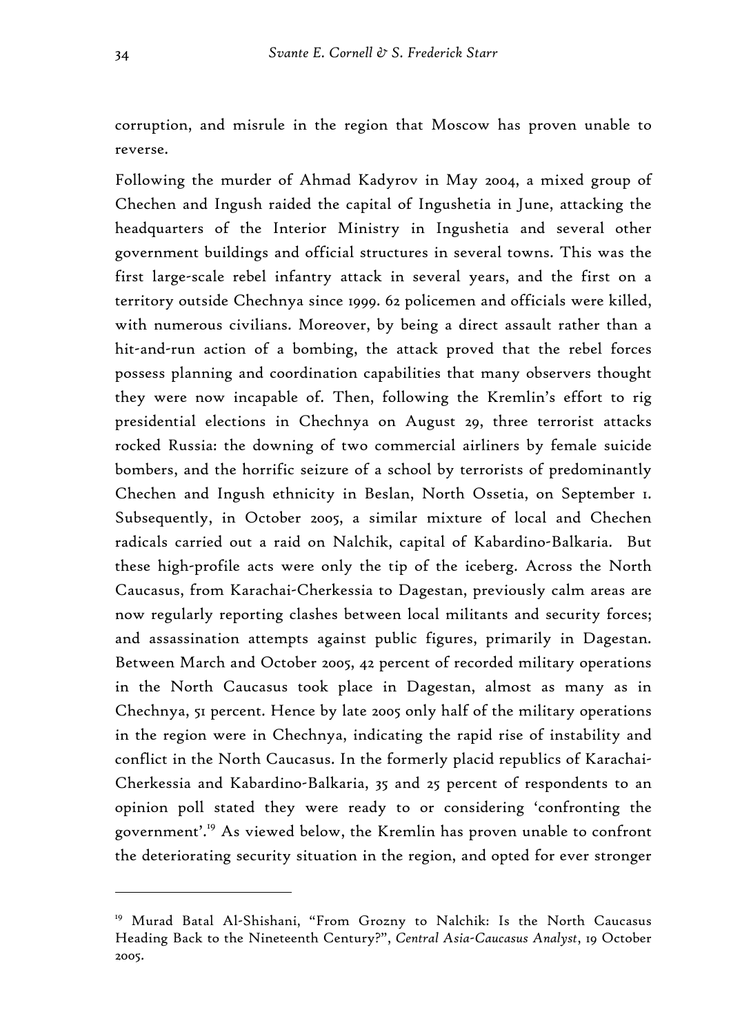corruption, and misrule in the region that Moscow has proven unable to reverse.

Following the murder of Ahmad Kadyrov in May 2004, a mixed group of Chechen and Ingush raided the capital of Ingushetia in June, attacking the headquarters of the Interior Ministry in Ingushetia and several other government buildings and official structures in several towns. This was the first large-scale rebel infantry attack in several years, and the first on a territory outside Chechnya since 1999. 62 policemen and officials were killed, with numerous civilians. Moreover, by being a direct assault rather than a hit-and-run action of a bombing, the attack proved that the rebel forces possess planning and coordination capabilities that many observers thought they were now incapable of. Then, following the Kremlin's effort to rig presidential elections in Chechnya on August 29, three terrorist attacks rocked Russia: the downing of two commercial airliners by female suicide bombers, and the horrific seizure of a school by terrorists of predominantly Chechen and Ingush ethnicity in Beslan, North Ossetia, on September 1. Subsequently, in October 2005, a similar mixture of local and Chechen radicals carried out a raid on Nalchik, capital of Kabardino-Balkaria. But these high-profile acts were only the tip of the iceberg. Across the North Caucasus, from Karachai-Cherkessia to Dagestan, previously calm areas are now regularly reporting clashes between local militants and security forces; and assassination attempts against public figures, primarily in Dagestan. Between March and October 2005, 42 percent of recorded military operations in the North Caucasus took place in Dagestan, almost as many as in Chechnya, 51 percent. Hence by late 2005 only half of the military operations in the region were in Chechnya, indicating the rapid rise of instability and conflict in the North Caucasus. In the formerly placid republics of Karachai-Cherkessia and Kabardino-Balkaria, 35 and 25 percent of respondents to an opinion poll stated they were ready to or considering 'confronting the government'.[19] As viewed below, the Kremlin has proven unable to confront the deteriorating security situation in the region, and opted for ever stronger

---

[19] Murad Batal Al-Shishani, "From Grozny to Nalchik: Is the North Caucasus Heading Back to the Nineteenth Century?", *Central Asia-Caucasus Analyst*, 19 October 2005.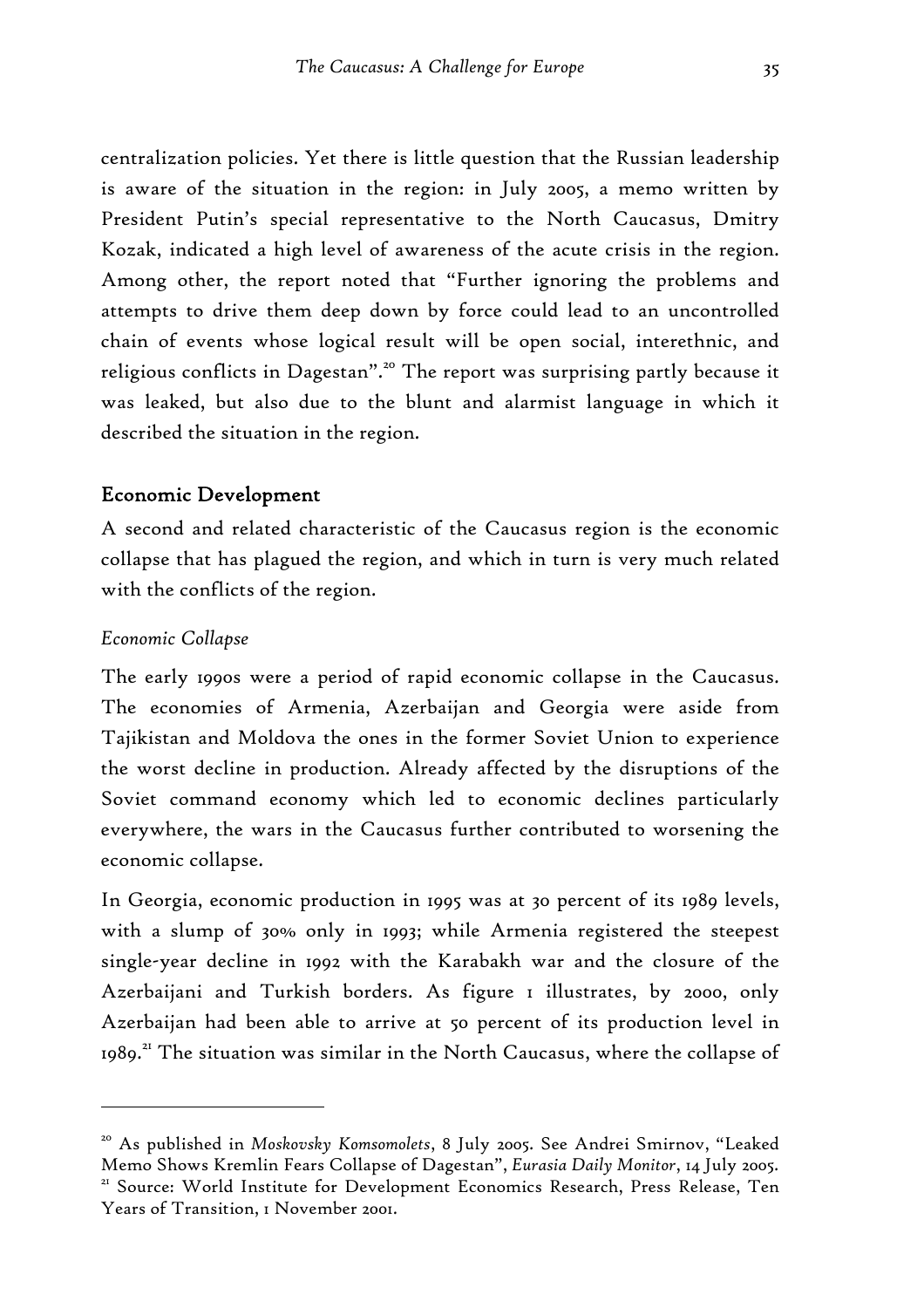centralization policies. Yet there is little question that the Russian leadership is aware of the situation in the region: in July 2005, a memo written by President Putin's special representative to the North Caucasus, Dmitry Kozak, indicated a high level of awareness of the acute crisis in the region. Among other, the report noted that "Further ignoring the problems and attempts to drive them deep down by force could lead to an uncontrolled chain of events whose logical result will be open social, interethnic, and religious conflicts in Dagestan".[20] The report was surprising partly because it was leaked, but also due to the blunt and alarmist language in which it described the situation in the region.

## Economic Development

A second and related characteristic of the Caucasus region is the economic collapse that has plagued the region, and which in turn is very much related with the conflicts of the region.

### *Economic Collapse*

The early 1990s were a period of rapid economic collapse in the Caucasus. The economies of Armenia, Azerbaijan and Georgia were aside from Tajikistan and Moldova the ones in the former Soviet Union to experience the worst decline in production. Already affected by the disruptions of the Soviet command economy which led to economic declines particularly everywhere, the wars in the Caucasus further contributed to worsening the economic collapse.

In Georgia, economic production in 1995 was at 30 percent of its 1989 levels, with a slump of 30% only in 1993; while Armenia registered the steepest single-year decline in 1992 with the Karabakh war and the closure of the Azerbaijani and Turkish borders. As figure 1 illustrates, by 2000, only Azerbaijan had been able to arrive at 50 percent of its production level in 1989.[21] The situation was similar in the North Caucasus, where the collapse of

---

[20] As published in *Moskovsky Komsomolets*, 8 July 2005. See Andrei Smirnov, "Leaked Memo Shows Kremlin Fears Collapse of Dagestan", *Eurasia Daily Monitor*, 14 July 2005.

[21] Source: World Institute for Development Economics Research, Press Release, Ten Years of Transition, 1 November 2001.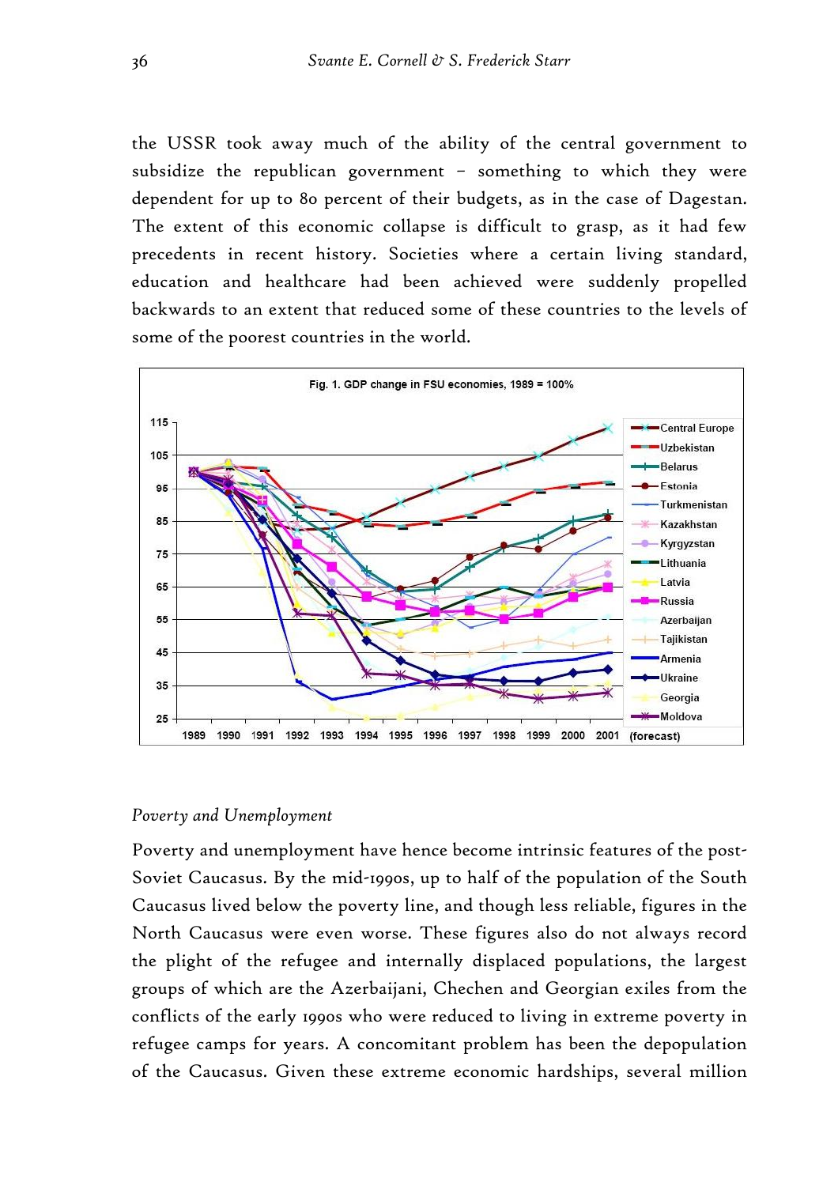the USSR took away much of the ability of the central government to subsidize the republican government – something to which they were dependent for up to 80 percent of their budgets, as in the case of Dagestan. The extent of this economic collapse is difficult to grasp, as it had few precedents in recent history. Societies where a certain living standard, education and healthcare had been achieved were suddenly propelled backwards to an extent that reduced some of these countries to the levels of some of the poorest countries in the world.

Fig. 1. GDP change in FSU economies, 1989 = 100%

*Poverty and Unemployment*

Poverty and unemployment have hence become intrinsic features of the post-Soviet Caucasus. By the mid-1990s, up to half of the population of the South Caucasus lived below the poverty line, and though less reliable, figures in the North Caucasus were even worse. These figures also do not always record the plight of the refugee and internally displaced populations, the largest groups of which are the Azerbaijani, Chechen and Georgian exiles from the conflicts of the early 1990s who were reduced to living in extreme poverty in refugee camps for years. A concomitant problem has been the depopulation of the Caucasus. Given these extreme economic hardships, several million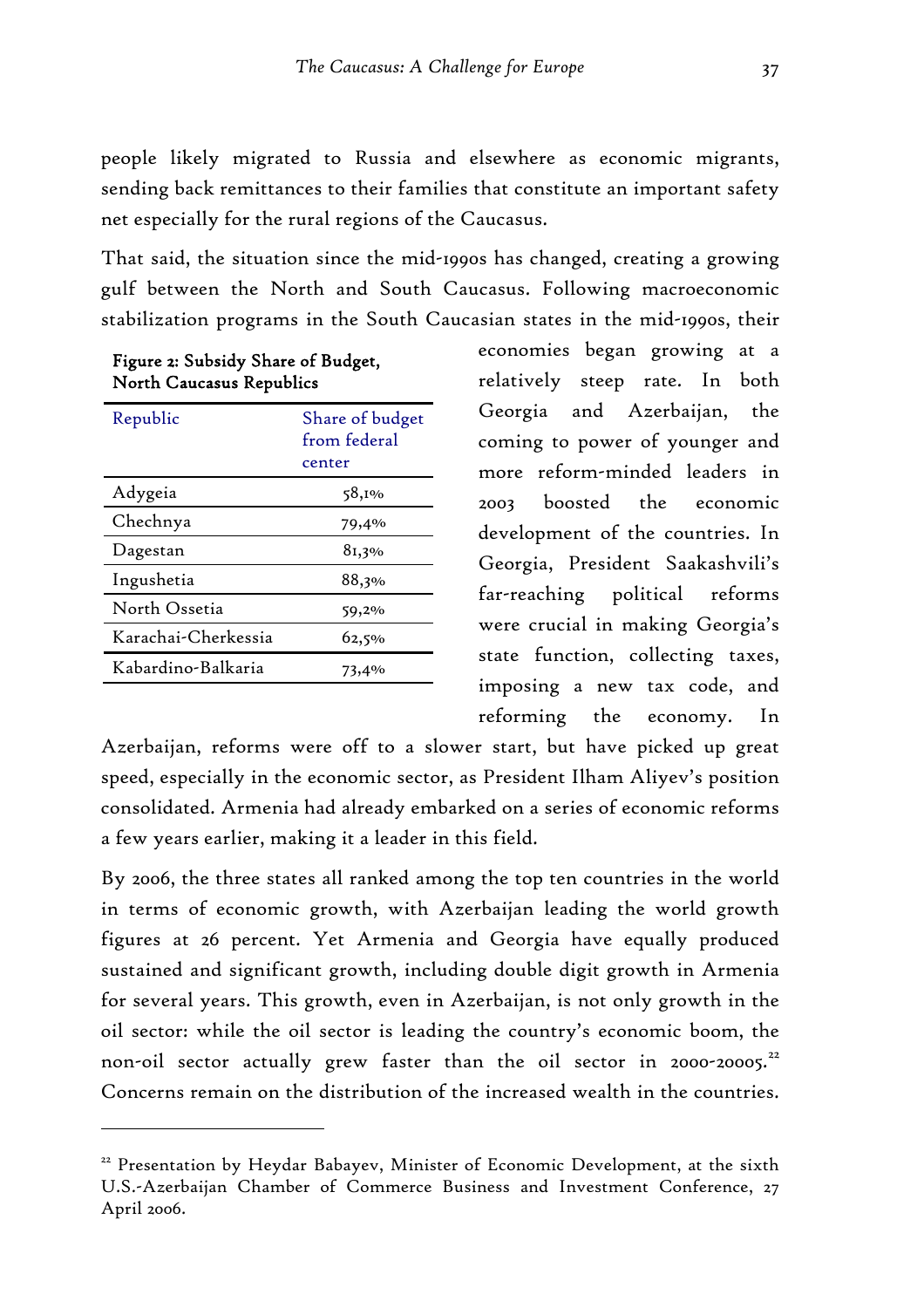people likely migrated to Russia and elsewhere as economic migrants, sending back remittances to their families that constitute an important safety net especially for the rural regions of the Caucasus.

That said, the situation since the mid-1990s has changed, creating a growing gulf between the North and South Caucasus. Following macroeconomic stabilization programs in the South Caucasian states in the mid-1990s, their economies began growing at a relatively steep rate. In both Georgia and Azerbaijan, the coming to power of younger and more reform-minded leaders in 2003 boosted the economic development of the countries. In Georgia, President Saakashvili's far-reaching political reforms were crucial in making Georgia's state function, collecting taxes, imposing a new tax code, and reforming the economy. In Azerbaijan, reforms were off to a slower start, but have picked up great speed, especially in the economic sector, as President Ilham Aliyev's position consolidated. Armenia had already embarked on a series of economic reforms a few years earlier, making it a leader in this field.

**Figure 2: Subsidy Share of Budget, North Caucasus Republics**

| Republic | Share of budget from federal center |
|---|---|
| Adygeia | 58,1% |
| Chechnya | 79,4% |
| Dagestan | 81,3% |
| Ingushetia | 88,3% |
| North Ossetia | 59,2% |
| Karachai-Cherkessia | 62,5% |
| Kabardino-Balkaria | 73,4% |

By 2006, the three states all ranked among the top ten countries in the world in terms of economic growth, with Azerbaijan leading the world growth figures at 26 percent. Yet Armenia and Georgia have equally produced sustained and significant growth, including double digit growth in Armenia for several years. This growth, even in Azerbaijan, is not only growth in the oil sector: while the oil sector is leading the country's economic boom, the non-oil sector actually grew faster than the oil sector in 2000-20005.[22] Concerns remain on the distribution of the increased wealth in the countries.

[22] Presentation by Heydar Babayev, Minister of Economic Development, at the sixth U.S.-Azerbaijan Chamber of Commerce Business and Investment Conference, 27 April 2006.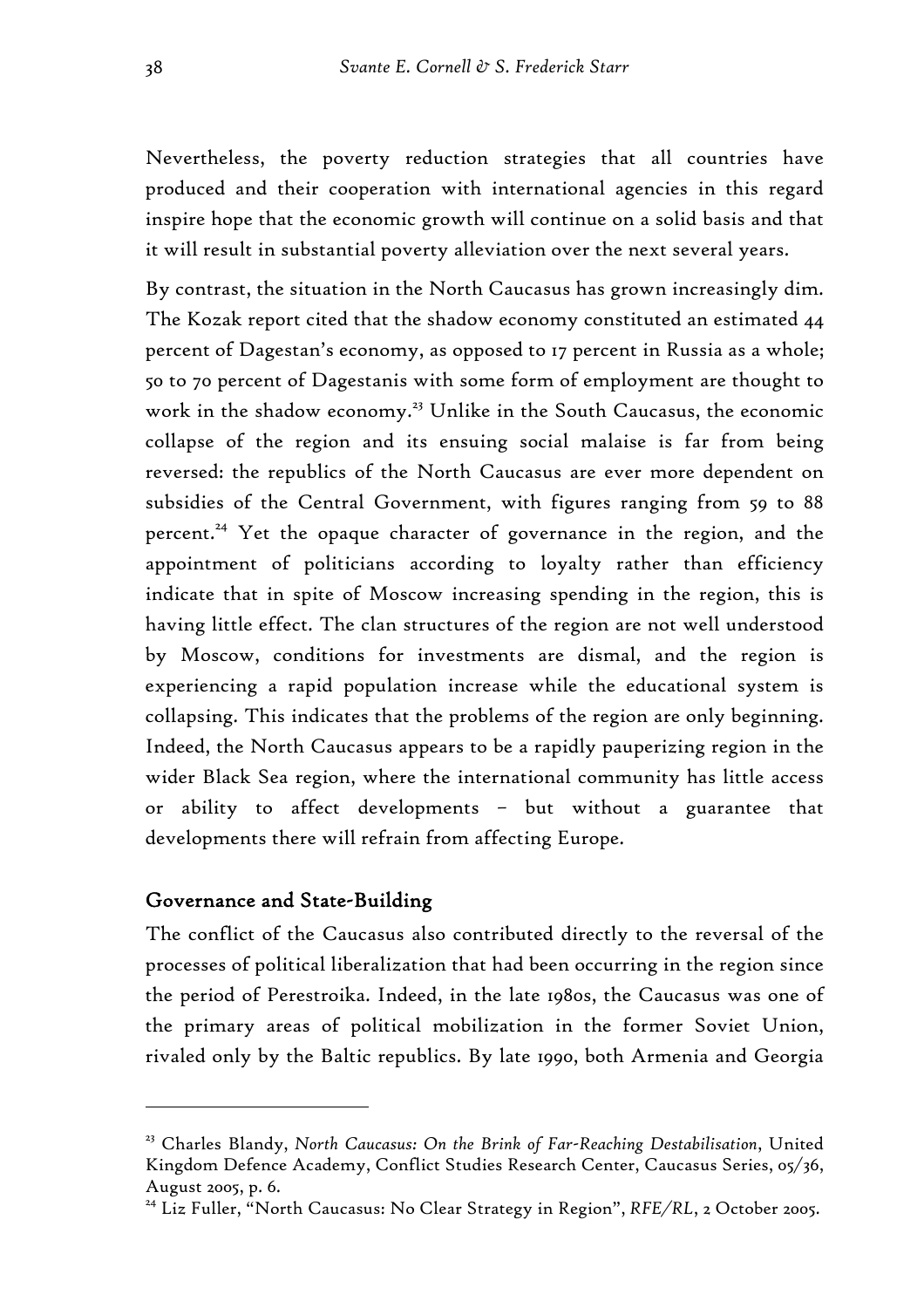Nevertheless, the poverty reduction strategies that all countries have produced and their cooperation with international agencies in this regard inspire hope that the economic growth will continue on a solid basis and that it will result in substantial poverty alleviation over the next several years.

By contrast, the situation in the North Caucasus has grown increasingly dim. The Kozak report cited that the shadow economy constituted an estimated 44 percent of Dagestan's economy, as opposed to 17 percent in Russia as a whole; 50 to 70 percent of Dagestanis with some form of employment are thought to work in the shadow economy.[23] Unlike in the South Caucasus, the economic collapse of the region and its ensuing social malaise is far from being reversed: the republics of the North Caucasus are ever more dependent on subsidies of the Central Government, with figures ranging from 59 to 88 percent.[24] Yet the opaque character of governance in the region, and the appointment of politicians according to loyalty rather than efficiency indicate that in spite of Moscow increasing spending in the region, this is having little effect. The clan structures of the region are not well understood by Moscow, conditions for investments are dismal, and the region is experiencing a rapid population increase while the educational system is collapsing. This indicates that the problems of the region are only beginning. Indeed, the North Caucasus appears to be a rapidly pauperizing region in the wider Black Sea region, where the international community has little access or ability to affect developments – but without a guarantee that developments there will refrain from affecting Europe.

## Governance and State-Building

The conflict of the Caucasus also contributed directly to the reversal of the processes of political liberalization that had been occurring in the region since the period of Perestroika. Indeed, in the late 1980s, the Caucasus was one of the primary areas of political mobilization in the former Soviet Union, rivaled only by the Baltic republics. By late 1990, both Armenia and Georgia

---

[23] Charles Blandy, *North Caucasus: On the Brink of Far-Reaching Destabilisation*, United Kingdom Defence Academy, Conflict Studies Research Center, Caucasus Series, 05/36, August 2005, p. 6.

[24] Liz Fuller, "North Caucasus: No Clear Strategy in Region", *RFE/RL*, 2 October 2005.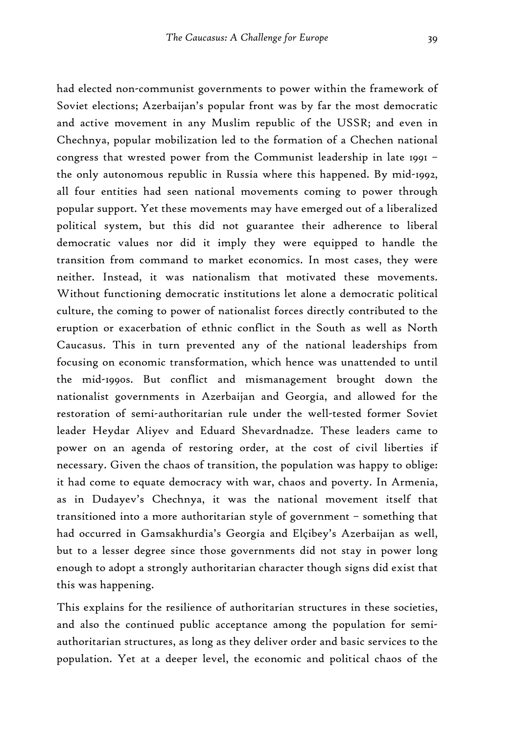had elected non-communist governments to power within the framework of Soviet elections; Azerbaijan's popular front was by far the most democratic and active movement in any Muslim republic of the USSR; and even in Chechnya, popular mobilization led to the formation of a Chechen national congress that wrested power from the Communist leadership in late 1991 – the only autonomous republic in Russia where this happened. By mid-1992, all four entities had seen national movements coming to power through popular support. Yet these movements may have emerged out of a liberalized political system, but this did not guarantee their adherence to liberal democratic values nor did it imply they were equipped to handle the transition from command to market economics. In most cases, they were neither. Instead, it was nationalism that motivated these movements. Without functioning democratic institutions let alone a democratic political culture, the coming to power of nationalist forces directly contributed to the eruption or exacerbation of ethnic conflict in the South as well as North Caucasus. This in turn prevented any of the national leaderships from focusing on economic transformation, which hence was unattended to until the mid-1990s. But conflict and mismanagement brought down the nationalist governments in Azerbaijan and Georgia, and allowed for the restoration of semi-authoritarian rule under the well-tested former Soviet leader Heydar Aliyev and Eduard Shevardnadze. These leaders came to power on an agenda of restoring order, at the cost of civil liberties if necessary. Given the chaos of transition, the population was happy to oblige: it had come to equate democracy with war, chaos and poverty. In Armenia, as in Dudayev's Chechnya, it was the national movement itself that transitioned into a more authoritarian style of government – something that had occurred in Gamsakhurdia's Georgia and Elçibey's Azerbaijan as well, but to a lesser degree since those governments did not stay in power long enough to adopt a strongly authoritarian character though signs did exist that this was happening.

This explains for the resilience of authoritarian structures in these societies, and also the continued public acceptance among the population for semi-authoritarian structures, as long as they deliver order and basic services to the population. Yet at a deeper level, the economic and political chaos of the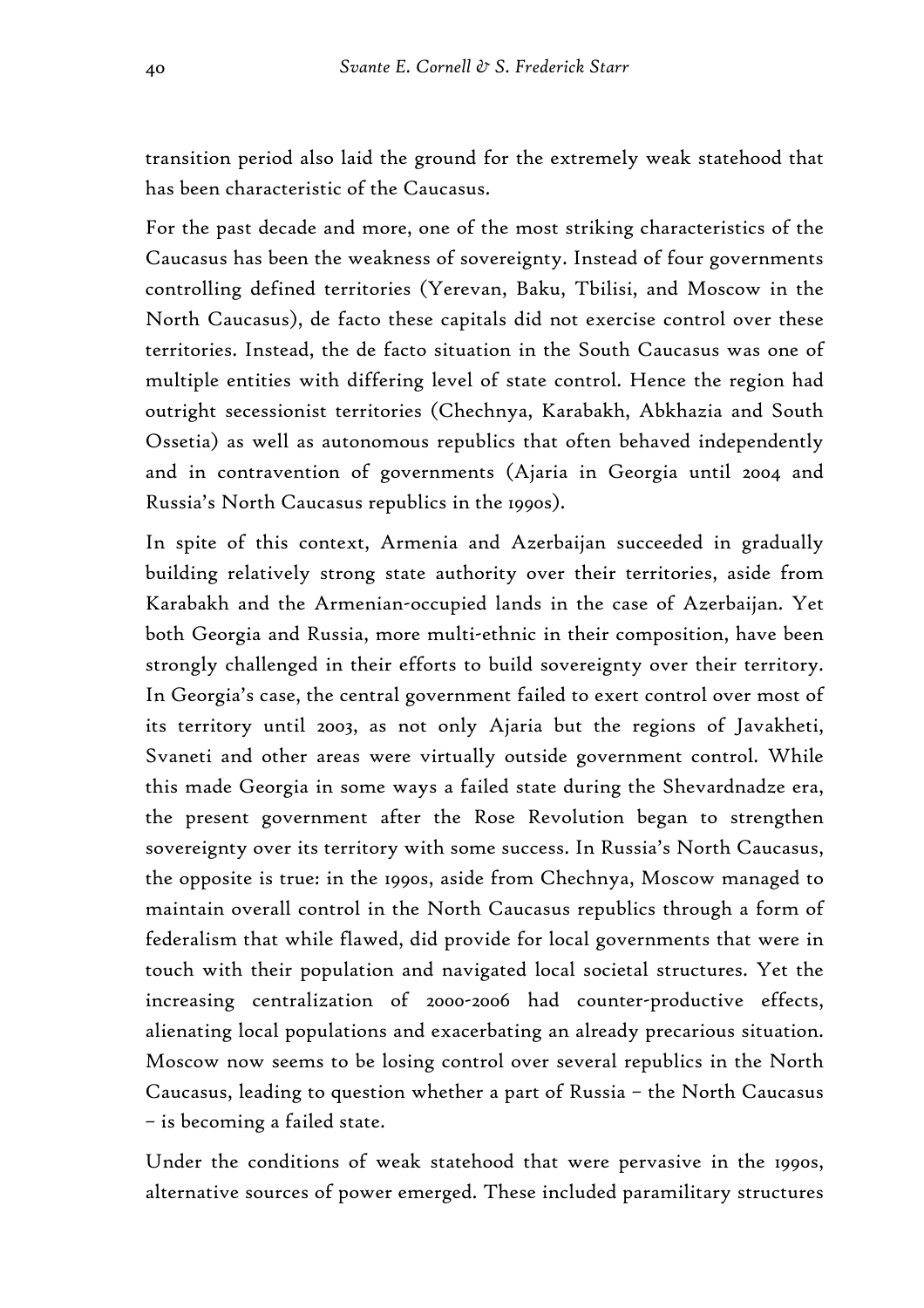transition period also laid the ground for the extremely weak statehood that has been characteristic of the Caucasus.

For the past decade and more, one of the most striking characteristics of the Caucasus has been the weakness of sovereignty. Instead of four governments controlling defined territories (Yerevan, Baku, Tbilisi, and Moscow in the North Caucasus), de facto these capitals did not exercise control over these territories. Instead, the de facto situation in the South Caucasus was one of multiple entities with differing level of state control. Hence the region had outright secessionist territories (Chechnya, Karabakh, Abkhazia and South Ossetia) as well as autonomous republics that often behaved independently and in contravention of governments (Ajaria in Georgia until 2004 and Russia's North Caucasus republics in the 1990s).

In spite of this context, Armenia and Azerbaijan succeeded in gradually building relatively strong state authority over their territories, aside from Karabakh and the Armenian-occupied lands in the case of Azerbaijan. Yet both Georgia and Russia, more multi-ethnic in their composition, have been strongly challenged in their efforts to build sovereignty over their territory. In Georgia's case, the central government failed to exert control over most of its territory until 2003, as not only Ajaria but the regions of Javakheti, Svaneti and other areas were virtually outside government control. While this made Georgia in some ways a failed state during the Shevardnadze era, the present government after the Rose Revolution began to strengthen sovereignty over its territory with some success. In Russia's North Caucasus, the opposite is true: in the 1990s, aside from Chechnya, Moscow managed to maintain overall control in the North Caucasus republics through a form of federalism that while flawed, did provide for local governments that were in touch with their population and navigated local societal structures. Yet the increasing centralization of 2000-2006 had counter-productive effects, alienating local populations and exacerbating an already precarious situation. Moscow now seems to be losing control over several republics in the North Caucasus, leading to question whether a part of Russia – the North Caucasus – is becoming a failed state.

Under the conditions of weak statehood that were pervasive in the 1990s, alternative sources of power emerged. These included paramilitary structures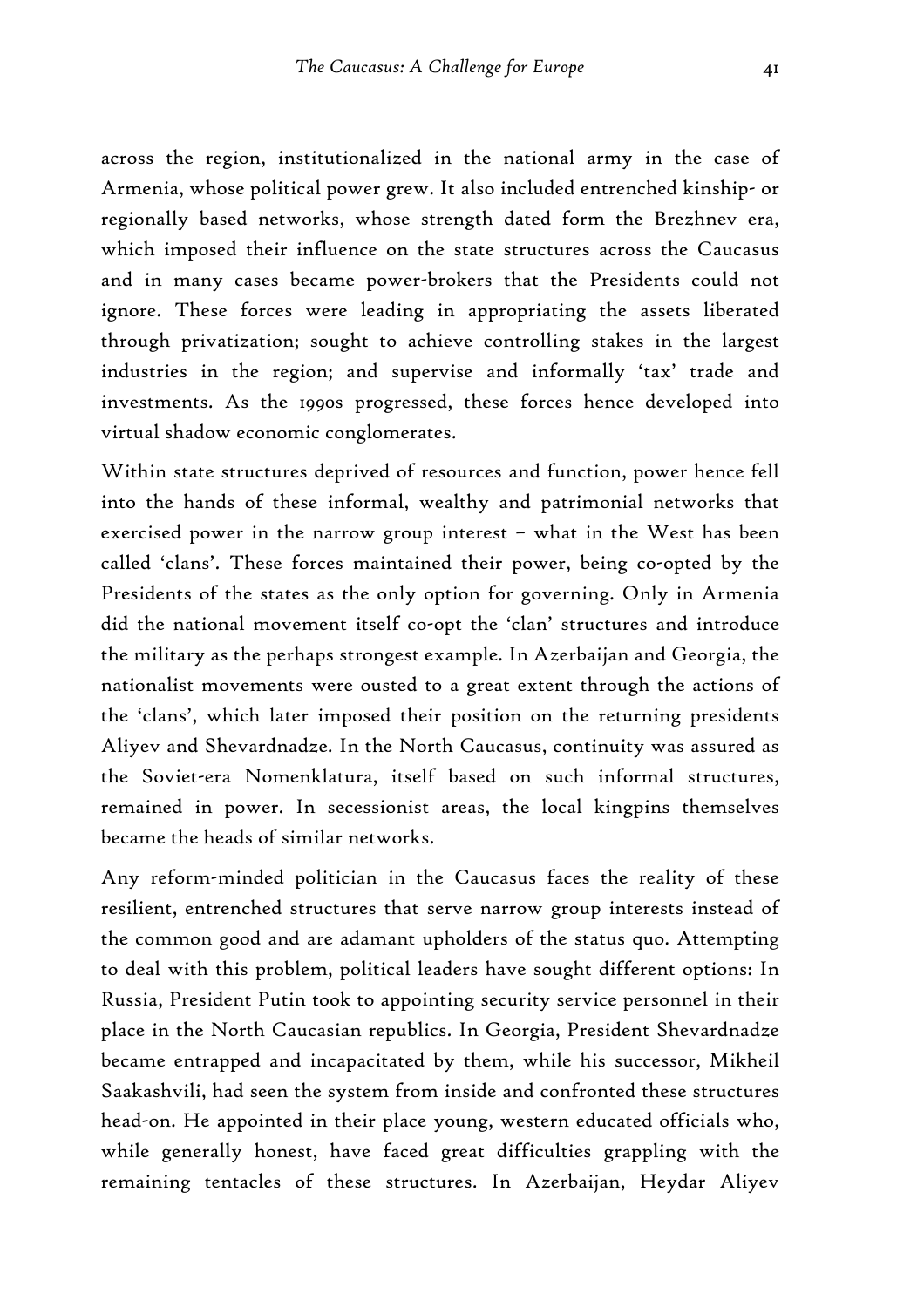across the region, institutionalized in the national army in the case of Armenia, whose political power grew. It also included entrenched kinship- or regionally based networks, whose strength dated form the Brezhnev era, which imposed their influence on the state structures across the Caucasus and in many cases became power-brokers that the Presidents could not ignore. These forces were leading in appropriating the assets liberated through privatization; sought to achieve controlling stakes in the largest industries in the region; and supervise and informally 'tax' trade and investments. As the 1990s progressed, these forces hence developed into virtual shadow economic conglomerates.

Within state structures deprived of resources and function, power hence fell into the hands of these informal, wealthy and patrimonial networks that exercised power in the narrow group interest – what in the West has been called 'clans'. These forces maintained their power, being co-opted by the Presidents of the states as the only option for governing. Only in Armenia did the national movement itself co-opt the 'clan' structures and introduce the military as the perhaps strongest example. In Azerbaijan and Georgia, the nationalist movements were ousted to a great extent through the actions of the 'clans', which later imposed their position on the returning presidents Aliyev and Shevardnadze. In the North Caucasus, continuity was assured as the Soviet-era Nomenklatura, itself based on such informal structures, remained in power. In secessionist areas, the local kingpins themselves became the heads of similar networks.

Any reform-minded politician in the Caucasus faces the reality of these resilient, entrenched structures that serve narrow group interests instead of the common good and are adamant upholders of the status quo. Attempting to deal with this problem, political leaders have sought different options: In Russia, President Putin took to appointing security service personnel in their place in the North Caucasian republics. In Georgia, President Shevardnadze became entrapped and incapacitated by them, while his successor, Mikheil Saakashvili, had seen the system from inside and confronted these structures head-on. He appointed in their place young, western educated officials who, while generally honest, have faced great difficulties grappling with the remaining tentacles of these structures. In Azerbaijan, Heydar Aliyev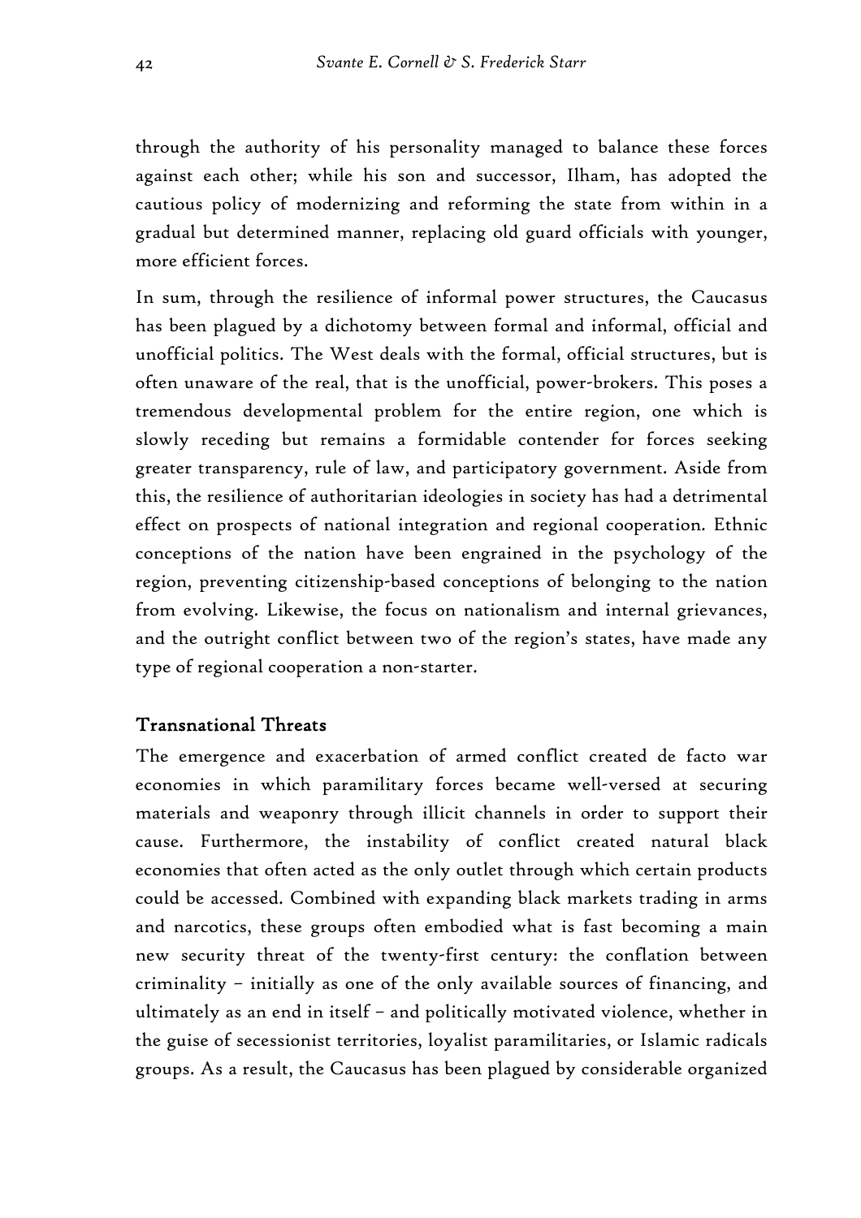through the authority of his personality managed to balance these forces against each other; while his son and successor, Ilham, has adopted the cautious policy of modernizing and reforming the state from within in a gradual but determined manner, replacing old guard officials with younger, more efficient forces.

In sum, through the resilience of informal power structures, the Caucasus has been plagued by a dichotomy between formal and informal, official and unofficial politics. The West deals with the formal, official structures, but is often unaware of the real, that is the unofficial, power-brokers. This poses a tremendous developmental problem for the entire region, one which is slowly receding but remains a formidable contender for forces seeking greater transparency, rule of law, and participatory government. Aside from this, the resilience of authoritarian ideologies in society has had a detrimental effect on prospects of national integration and regional cooperation. Ethnic conceptions of the nation have been engrained in the psychology of the region, preventing citizenship-based conceptions of belonging to the nation from evolving. Likewise, the focus on nationalism and internal grievances, and the outright conflict between two of the region's states, have made any type of regional cooperation a non-starter.

## Transnational Threats

The emergence and exacerbation of armed conflict created de facto war economies in which paramilitary forces became well-versed at securing materials and weaponry through illicit channels in order to support their cause. Furthermore, the instability of conflict created natural black economies that often acted as the only outlet through which certain products could be accessed. Combined with expanding black markets trading in arms and narcotics, these groups often embodied what is fast becoming a main new security threat of the twenty-first century: the conflation between criminality – initially as one of the only available sources of financing, and ultimately as an end in itself – and politically motivated violence, whether in the guise of secessionist territories, loyalist paramilitaries, or Islamic radicals groups. As a result, the Caucasus has been plagued by considerable organized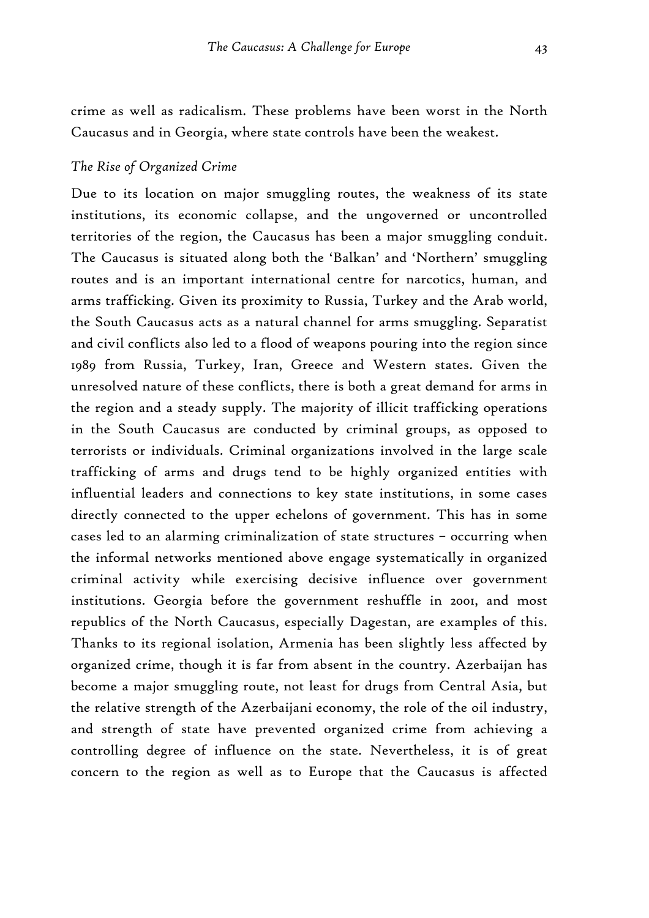crime as well as radicalism. These problems have been worst in the North Caucasus and in Georgia, where state controls have been the weakest.

### *The Rise of Organized Crime*

Due to its location on major smuggling routes, the weakness of its state institutions, its economic collapse, and the ungoverned or uncontrolled territories of the region, the Caucasus has been a major smuggling conduit. The Caucasus is situated along both the 'Balkan' and 'Northern' smuggling routes and is an important international centre for narcotics, human, and arms trafficking. Given its proximity to Russia, Turkey and the Arab world, the South Caucasus acts as a natural channel for arms smuggling. Separatist and civil conflicts also led to a flood of weapons pouring into the region since 1989 from Russia, Turkey, Iran, Greece and Western states. Given the unresolved nature of these conflicts, there is both a great demand for arms in the region and a steady supply. The majority of illicit trafficking operations in the South Caucasus are conducted by criminal groups, as opposed to terrorists or individuals. Criminal organizations involved in the large scale trafficking of arms and drugs tend to be highly organized entities with influential leaders and connections to key state institutions, in some cases directly connected to the upper echelons of government. This has in some cases led to an alarming criminalization of state structures – occurring when the informal networks mentioned above engage systematically in organized criminal activity while exercising decisive influence over government institutions. Georgia before the government reshuffle in 2001, and most republics of the North Caucasus, especially Dagestan, are examples of this. Thanks to its regional isolation, Armenia has been slightly less affected by organized crime, though it is far from absent in the country. Azerbaijan has become a major smuggling route, not least for drugs from Central Asia, but the relative strength of the Azerbaijani economy, the role of the oil industry, and strength of state have prevented organized crime from achieving a controlling degree of influence on the state. Nevertheless, it is of great concern to the region as well as to Europe that the Caucasus is affected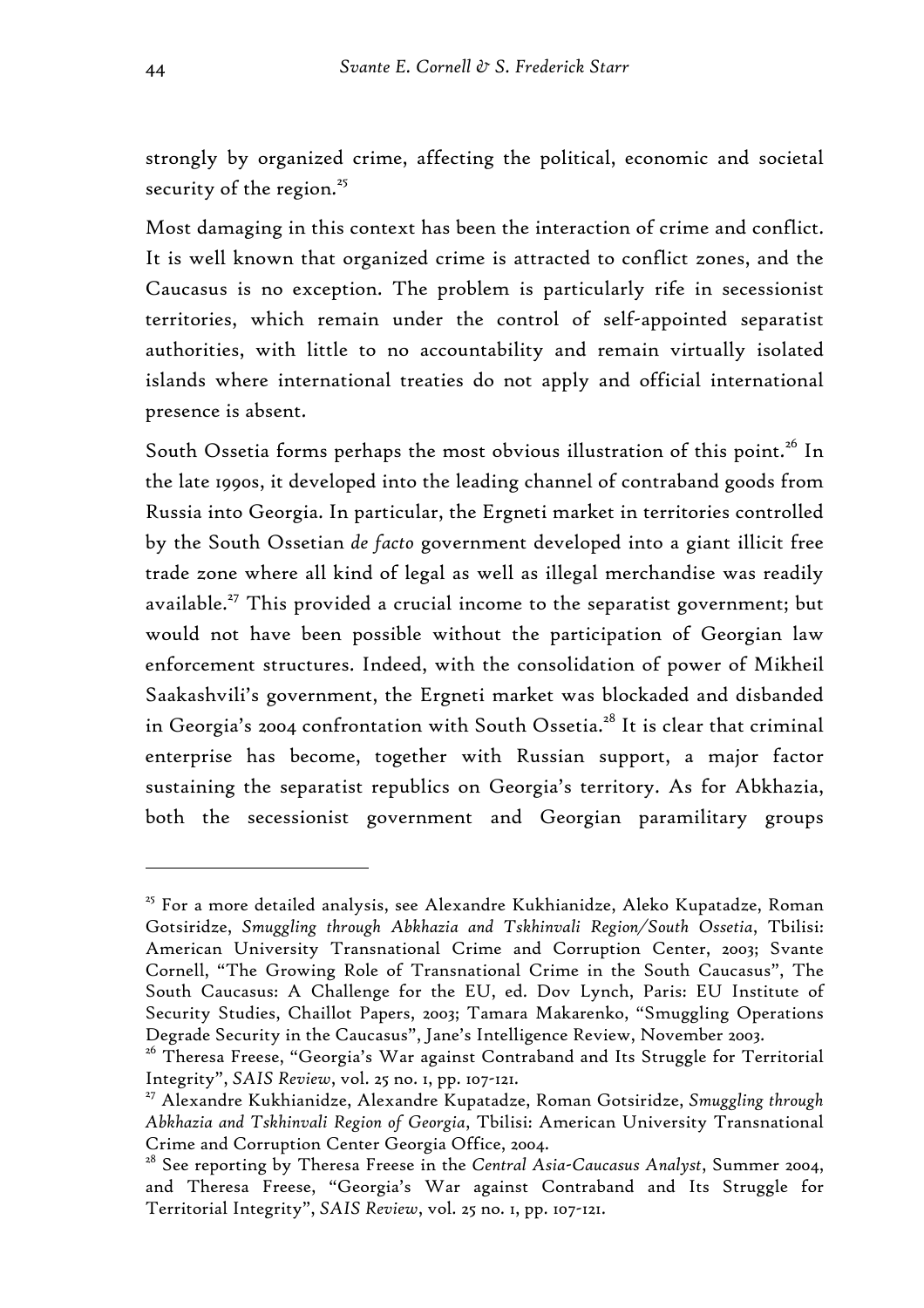strongly by organized crime, affecting the political, economic and societal security of the region.[25]

Most damaging in this context has been the interaction of crime and conflict. It is well known that organized crime is attracted to conflict zones, and the Caucasus is no exception. The problem is particularly rife in secessionist territories, which remain under the control of self-appointed separatist authorities, with little to no accountability and remain virtually isolated islands where international treaties do not apply and official international presence is absent.

South Ossetia forms perhaps the most obvious illustration of this point.[26] In the late 1990s, it developed into the leading channel of contraband goods from Russia into Georgia. In particular, the Ergneti market in territories controlled by the South Ossetian *de facto* government developed into a giant illicit free trade zone where all kind of legal as well as illegal merchandise was readily available.[27] This provided a crucial income to the separatist government; but would not have been possible without the participation of Georgian law enforcement structures. Indeed, with the consolidation of power of Mikheil Saakashvili's government, the Ergneti market was blockaded and disbanded in Georgia's 2004 confrontation with South Ossetia.[28] It is clear that criminal enterprise has become, together with Russian support, a major factor sustaining the separatist republics on Georgia's territory. As for Abkhazia, both the secessionist government and Georgian paramilitary groups

---

[25] For a more detailed analysis, see Alexandre Kukhianidze, Aleko Kupatadze, Roman Gotsiridze, *Smuggling through Abkhazia and Tskhinvali Region/South Ossetia*, Tbilisi: American University Transnational Crime and Corruption Center, 2003; Svante Cornell, "The Growing Role of Transnational Crime in the South Caucasus", The South Caucasus: A Challenge for the EU, ed. Dov Lynch, Paris: EU Institute of Security Studies, Chaillot Papers, 2003; Tamara Makarenko, "Smuggling Operations Degrade Security in the Caucasus", Jane's Intelligence Review, November 2003.

[26] Theresa Freese, "Georgia's War against Contraband and Its Struggle for Territorial Integrity", *SAIS Review*, vol. 25 no. 1, pp. 107-121.

[27] Alexandre Kukhianidze, Alexandre Kupatadze, Roman Gotsiridze, *Smuggling through Abkhazia and Tskhinvali Region of Georgia*, Tbilisi: American University Transnational Crime and Corruption Center Georgia Office, 2004.

[28] See reporting by Theresa Freese in the *Central Asia-Caucasus Analyst*, Summer 2004, and Theresa Freese, "Georgia's War against Contraband and Its Struggle for Territorial Integrity", *SAIS Review*, vol. 25 no. 1, pp. 107-121.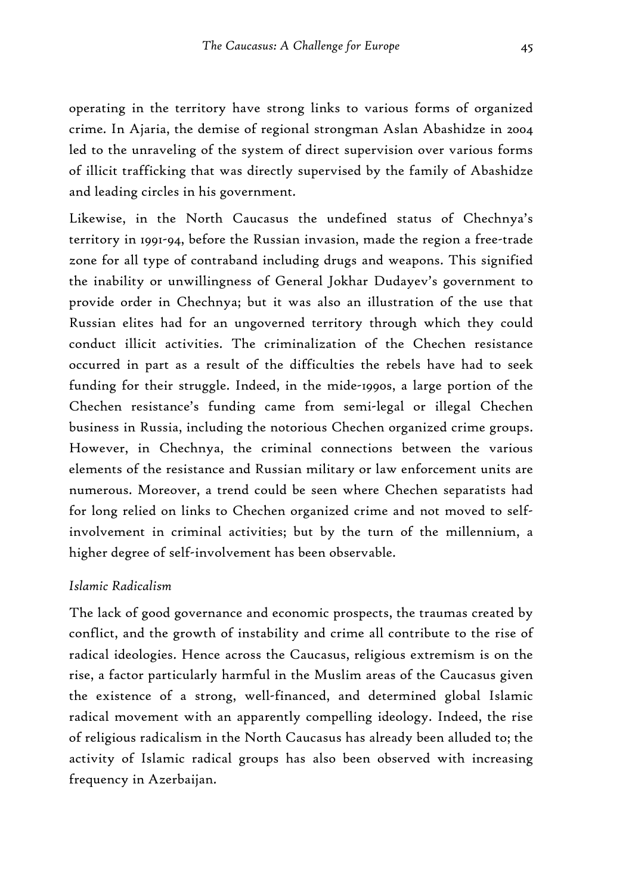operating in the territory have strong links to various forms of organized crime. In Ajaria, the demise of regional strongman Aslan Abashidze in 2004 led to the unraveling of the system of direct supervision over various forms of illicit trafficking that was directly supervised by the family of Abashidze and leading circles in his government.

Likewise, in the North Caucasus the undefined status of Chechnya's territory in 1991-94, before the Russian invasion, made the region a free-trade zone for all type of contraband including drugs and weapons. This signified the inability or unwillingness of General Jokhar Dudayev's government to provide order in Chechnya; but it was also an illustration of the use that Russian elites had for an ungoverned territory through which they could conduct illicit activities. The criminalization of the Chechen resistance occurred in part as a result of the difficulties the rebels have had to seek funding for their struggle. Indeed, in the mide-1990s, a large portion of the Chechen resistance's funding came from semi-legal or illegal Chechen business in Russia, including the notorious Chechen organized crime groups. However, in Chechnya, the criminal connections between the various elements of the resistance and Russian military or law enforcement units are numerous. Moreover, a trend could be seen where Chechen separatists had for long relied on links to Chechen organized crime and not moved to self-involvement in criminal activities; but by the turn of the millennium, a higher degree of self-involvement has been observable.

### *Islamic Radicalism*

The lack of good governance and economic prospects, the traumas created by conflict, and the growth of instability and crime all contribute to the rise of radical ideologies. Hence across the Caucasus, religious extremism is on the rise, a factor particularly harmful in the Muslim areas of the Caucasus given the existence of a strong, well-financed, and determined global Islamic radical movement with an apparently compelling ideology. Indeed, the rise of religious radicalism in the North Caucasus has already been alluded to; the activity of Islamic radical groups has also been observed with increasing frequency in Azerbaijan.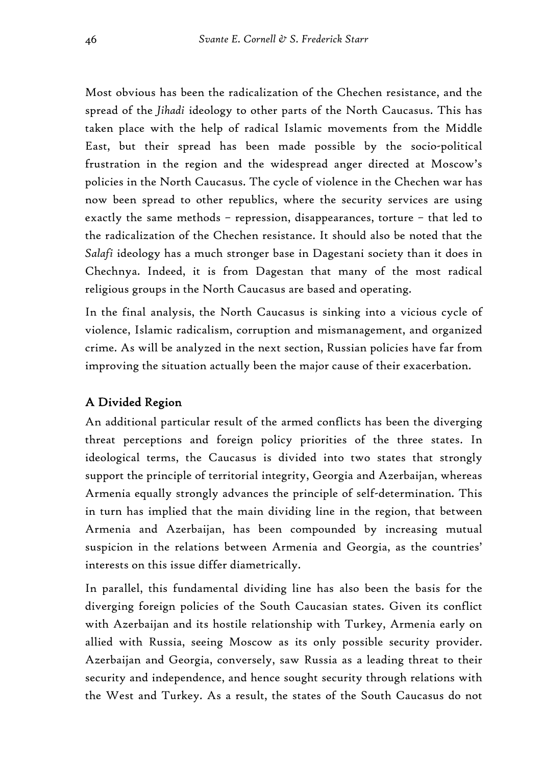Most obvious has been the radicalization of the Chechen resistance, and the spread of the *Jihadi* ideology to other parts of the North Caucasus. This has taken place with the help of radical Islamic movements from the Middle East, but their spread has been made possible by the socio-political frustration in the region and the widespread anger directed at Moscow's policies in the North Caucasus. The cycle of violence in the Chechen war has now been spread to other republics, where the security services are using exactly the same methods – repression, disappearances, torture – that led to the radicalization of the Chechen resistance. It should also be noted that the *Salafi* ideology has a much stronger base in Dagestani society than it does in Chechnya. Indeed, it is from Dagestan that many of the most radical religious groups in the North Caucasus are based and operating.

In the final analysis, the North Caucasus is sinking into a vicious cycle of violence, Islamic radicalism, corruption and mismanagement, and organized crime. As will be analyzed in the next section, Russian policies have far from improving the situation actually been the major cause of their exacerbation.

## A Divided Region

An additional particular result of the armed conflicts has been the diverging threat perceptions and foreign policy priorities of the three states. In ideological terms, the Caucasus is divided into two states that strongly support the principle of territorial integrity, Georgia and Azerbaijan, whereas Armenia equally strongly advances the principle of self-determination. This in turn has implied that the main dividing line in the region, that between Armenia and Azerbaijan, has been compounded by increasing mutual suspicion in the relations between Armenia and Georgia, as the countries' interests on this issue differ diametrically.

In parallel, this fundamental dividing line has also been the basis for the diverging foreign policies of the South Caucasian states. Given its conflict with Azerbaijan and its hostile relationship with Turkey, Armenia early on allied with Russia, seeing Moscow as its only possible security provider. Azerbaijan and Georgia, conversely, saw Russia as a leading threat to their security and independence, and hence sought security through relations with the West and Turkey. As a result, the states of the South Caucasus do not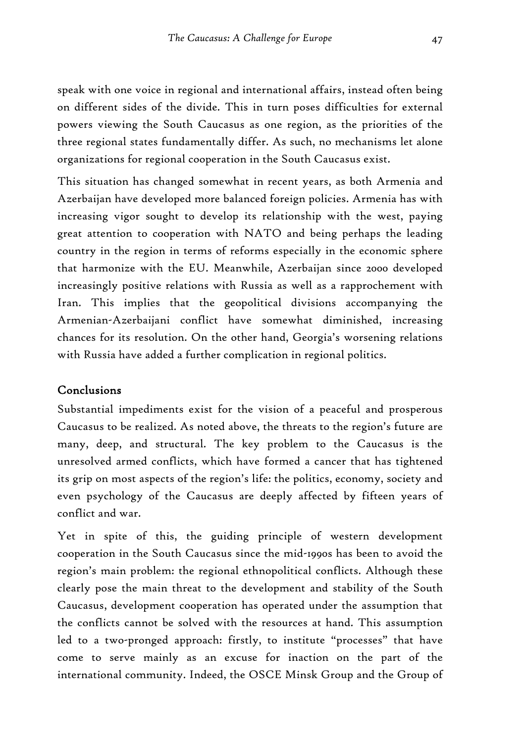speak with one voice in regional and international affairs, instead often being on different sides of the divide. This in turn poses difficulties for external powers viewing the South Caucasus as one region, as the priorities of the three regional states fundamentally differ. As such, no mechanisms let alone organizations for regional cooperation in the South Caucasus exist.

This situation has changed somewhat in recent years, as both Armenia and Azerbaijan have developed more balanced foreign policies. Armenia has with increasing vigor sought to develop its relationship with the west, paying great attention to cooperation with NATO and being perhaps the leading country in the region in terms of reforms especially in the economic sphere that harmonize with the EU. Meanwhile, Azerbaijan since 2000 developed increasingly positive relations with Russia as well as a rapprochement with Iran. This implies that the geopolitical divisions accompanying the Armenian-Azerbaijani conflict have somewhat diminished, increasing chances for its resolution. On the other hand, Georgia's worsening relations with Russia have added a further complication in regional politics.

## Conclusions

Substantial impediments exist for the vision of a peaceful and prosperous Caucasus to be realized. As noted above, the threats to the region's future are many, deep, and structural. The key problem to the Caucasus is the unresolved armed conflicts, which have formed a cancer that has tightened its grip on most aspects of the region's life: the politics, economy, society and even psychology of the Caucasus are deeply affected by fifteen years of conflict and war.

Yet in spite of this, the guiding principle of western development cooperation in the South Caucasus since the mid-1990s has been to avoid the region's main problem: the regional ethnopolitical conflicts. Although these clearly pose the main threat to the development and stability of the South Caucasus, development cooperation has operated under the assumption that the conflicts cannot be solved with the resources at hand. This assumption led to a two-pronged approach: firstly, to institute "processes" that have come to serve mainly as an excuse for inaction on the part of the international community. Indeed, the OSCE Minsk Group and the Group of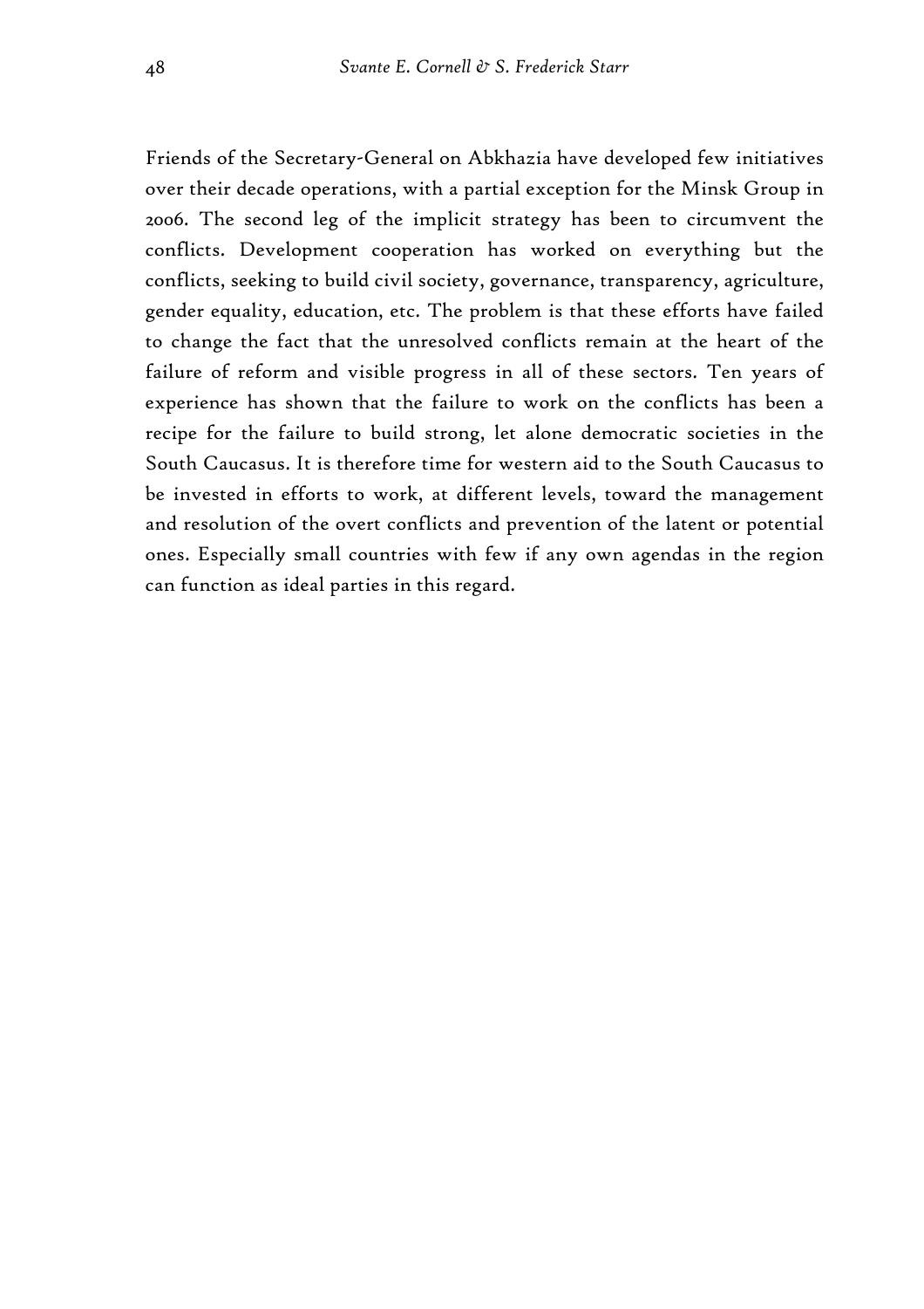Friends of the Secretary-General on Abkhazia have developed few initiatives over their decade operations, with a partial exception for the Minsk Group in 2006. The second leg of the implicit strategy has been to circumvent the conflicts. Development cooperation has worked on everything but the conflicts, seeking to build civil society, governance, transparency, agriculture, gender equality, education, etc. The problem is that these efforts have failed to change the fact that the unresolved conflicts remain at the heart of the failure of reform and visible progress in all of these sectors. Ten years of experience has shown that the failure to work on the conflicts has been a recipe for the failure to build strong, let alone democratic societies in the South Caucasus. It is therefore time for western aid to the South Caucasus to be invested in efforts to work, at different levels, toward the management and resolution of the overt conflicts and prevention of the latent or potential ones. Especially small countries with few if any own agendas in the region can function as ideal parties in this regard.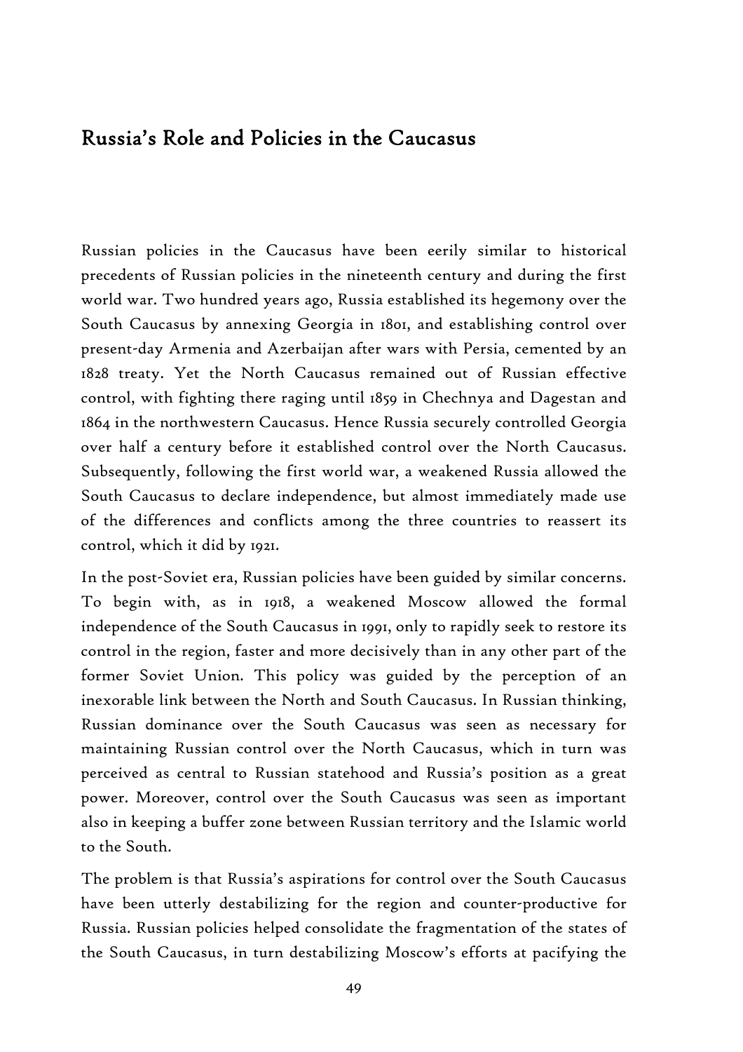## Russia's Role and Policies in the Caucasus

Russian policies in the Caucasus have been eerily similar to historical precedents of Russian policies in the nineteenth century and during the first world war. Two hundred years ago, Russia established its hegemony over the South Caucasus by annexing Georgia in 1801, and establishing control over present-day Armenia and Azerbaijan after wars with Persia, cemented by an 1828 treaty. Yet the North Caucasus remained out of Russian effective control, with fighting there raging until 1859 in Chechnya and Dagestan and 1864 in the northwestern Caucasus. Hence Russia securely controlled Georgia over half a century before it established control over the North Caucasus. Subsequently, following the first world war, a weakened Russia allowed the South Caucasus to declare independence, but almost immediately made use of the differences and conflicts among the three countries to reassert its control, which it did by 1921.

In the post-Soviet era, Russian policies have been guided by similar concerns. To begin with, as in 1918, a weakened Moscow allowed the formal independence of the South Caucasus in 1991, only to rapidly seek to restore its control in the region, faster and more decisively than in any other part of the former Soviet Union. This policy was guided by the perception of an inexorable link between the North and South Caucasus. In Russian thinking, Russian dominance over the South Caucasus was seen as necessary for maintaining Russian control over the North Caucasus, which in turn was perceived as central to Russian statehood and Russia's position as a great power. Moreover, control over the South Caucasus was seen as important also in keeping a buffer zone between Russian territory and the Islamic world to the South.

The problem is that Russia's aspirations for control over the South Caucasus have been utterly destabilizing for the region and counter-productive for Russia. Russian policies helped consolidate the fragmentation of the states of the South Caucasus, in turn destabilizing Moscow's efforts at pacifying the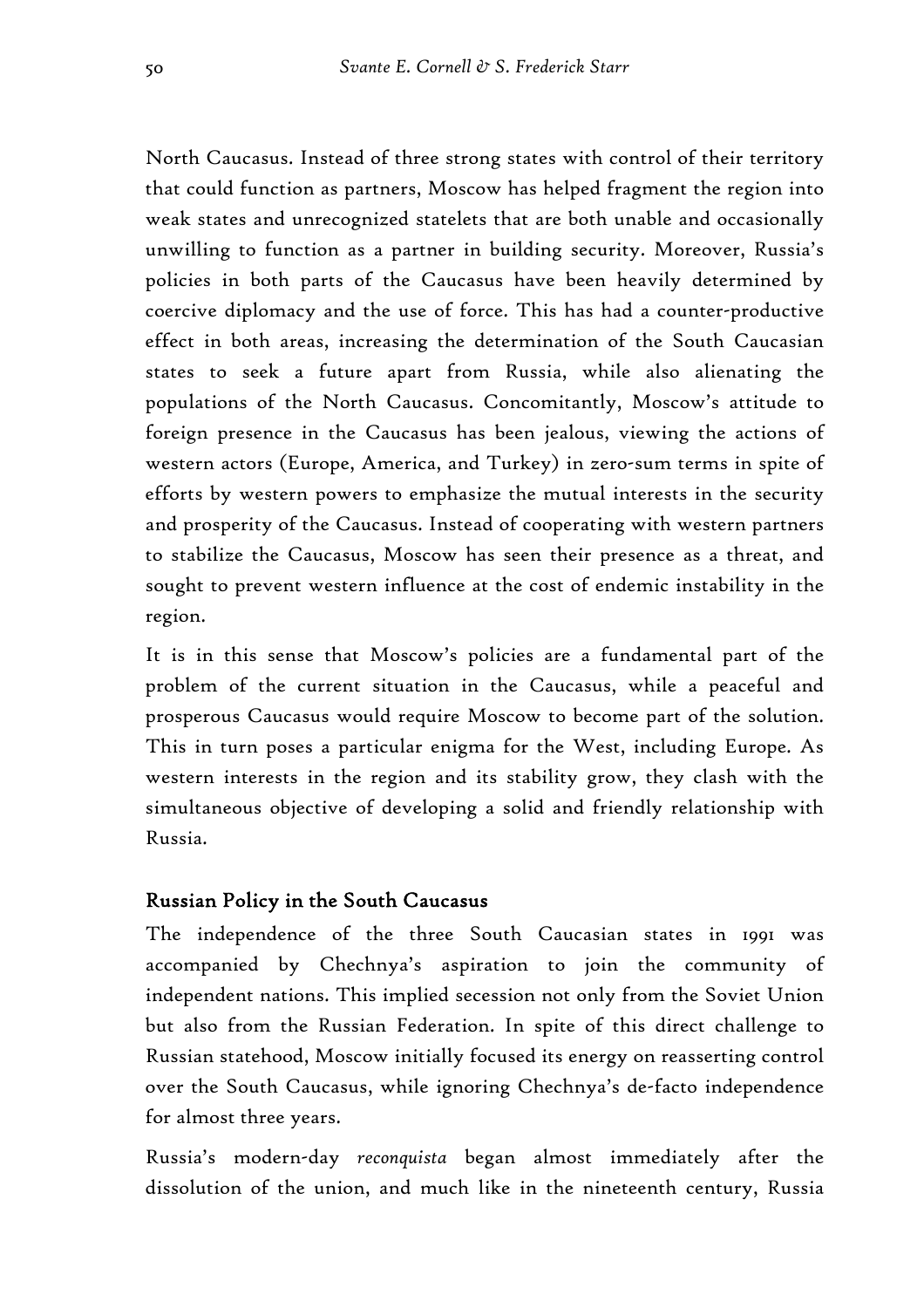North Caucasus. Instead of three strong states with control of their territory that could function as partners, Moscow has helped fragment the region into weak states and unrecognized statelets that are both unable and occasionally unwilling to function as a partner in building security. Moreover, Russia's policies in both parts of the Caucasus have been heavily determined by coercive diplomacy and the use of force. This has had a counter-productive effect in both areas, increasing the determination of the South Caucasian states to seek a future apart from Russia, while also alienating the populations of the North Caucasus. Concomitantly, Moscow's attitude to foreign presence in the Caucasus has been jealous, viewing the actions of western actors (Europe, America, and Turkey) in zero-sum terms in spite of efforts by western powers to emphasize the mutual interests in the security and prosperity of the Caucasus. Instead of cooperating with western partners to stabilize the Caucasus, Moscow has seen their presence as a threat, and sought to prevent western influence at the cost of endemic instability in the region.

It is in this sense that Moscow's policies are a fundamental part of the problem of the current situation in the Caucasus, while a peaceful and prosperous Caucasus would require Moscow to become part of the solution. This in turn poses a particular enigma for the West, including Europe. As western interests in the region and its stability grow, they clash with the simultaneous objective of developing a solid and friendly relationship with Russia.

## Russian Policy in the South Caucasus

The independence of the three South Caucasian states in 1991 was accompanied by Chechnya's aspiration to join the community of independent nations. This implied secession not only from the Soviet Union but also from the Russian Federation. In spite of this direct challenge to Russian statehood, Moscow initially focused its energy on reasserting control over the South Caucasus, while ignoring Chechnya's de-facto independence for almost three years.

Russia's modern-day *reconquista* began almost immediately after the dissolution of the union, and much like in the nineteenth century, Russia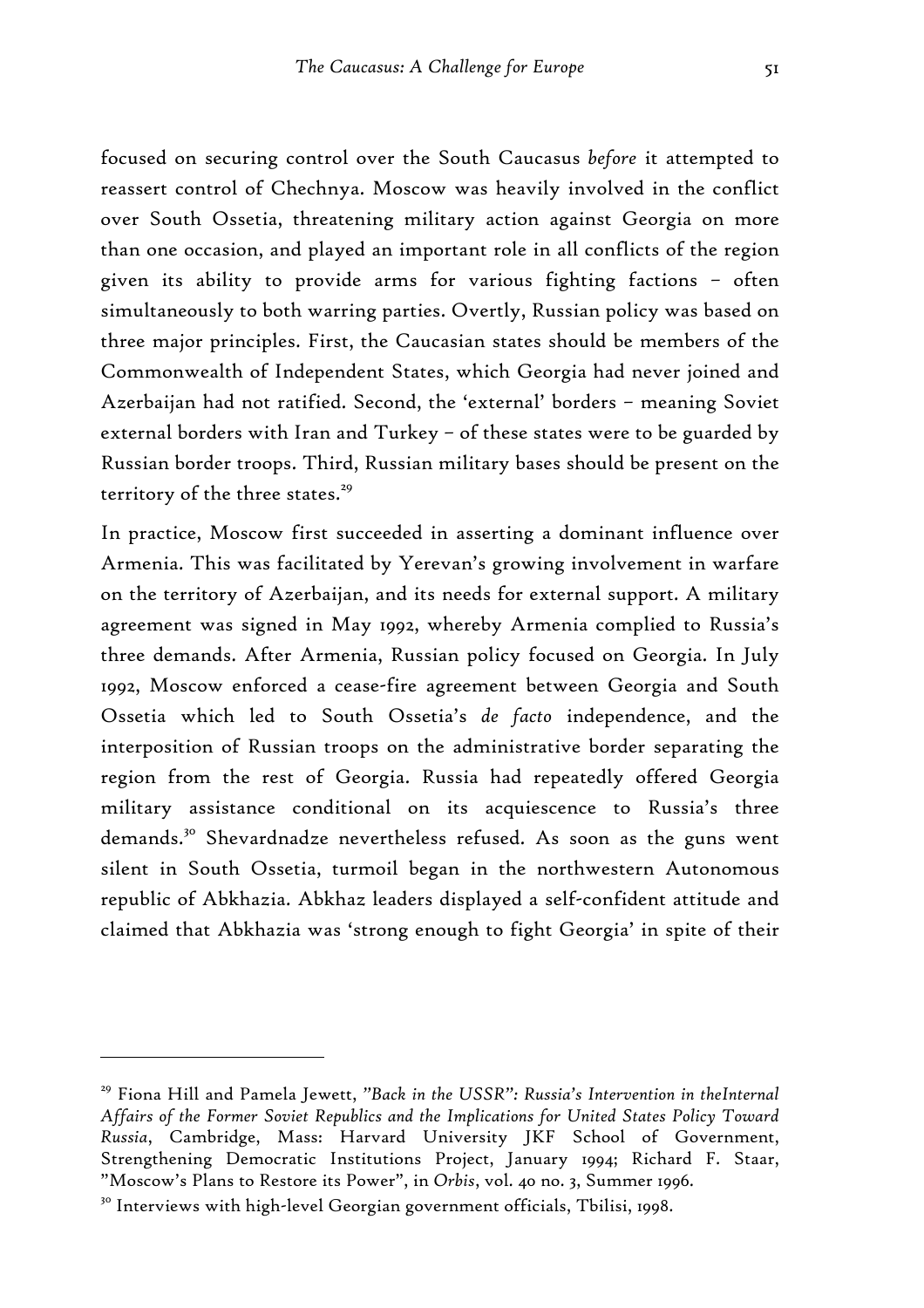focused on securing control over the South Caucasus *before* it attempted to reassert control of Chechnya. Moscow was heavily involved in the conflict over South Ossetia, threatening military action against Georgia on more than one occasion, and played an important role in all conflicts of the region given its ability to provide arms for various fighting factions – often simultaneously to both warring parties. Overtly, Russian policy was based on three major principles. First, the Caucasian states should be members of the Commonwealth of Independent States, which Georgia had never joined and Azerbaijan had not ratified. Second, the 'external' borders – meaning Soviet external borders with Iran and Turkey – of these states were to be guarded by Russian border troops. Third, Russian military bases should be present on the territory of the three states.[29]

In practice, Moscow first succeeded in asserting a dominant influence over Armenia. This was facilitated by Yerevan's growing involvement in warfare on the territory of Azerbaijan, and its needs for external support. A military agreement was signed in May 1992, whereby Armenia complied to Russia's three demands. After Armenia, Russian policy focused on Georgia. In July 1992, Moscow enforced a cease-fire agreement between Georgia and South Ossetia which led to South Ossetia's *de facto* independence, and the interposition of Russian troops on the administrative border separating the region from the rest of Georgia. Russia had repeatedly offered Georgia military assistance conditional on its acquiescence to Russia's three demands.[30] Shevardnadze nevertheless refused. As soon as the guns went silent in South Ossetia, turmoil began in the northwestern Autonomous republic of Abkhazia. Abkhaz leaders displayed a self-confident attitude and claimed that Abkhazia was 'strong enough to fight Georgia' in spite of their

---

[29] Fiona Hill and Pamela Jewett, *"Back in the USSR": Russia's Intervention in theInternal Affairs of the Former Soviet Republics and the Implications for United States Policy Toward Russia*, Cambridge, Mass: Harvard University JKF School of Government, Strengthening Democratic Institutions Project, January 1994; Richard F. Staar, "Moscow's Plans to Restore its Power", in *Orbis*, vol. 40 no. 3, Summer 1996.

[30] Interviews with high-level Georgian government officials, Tbilisi, 1998.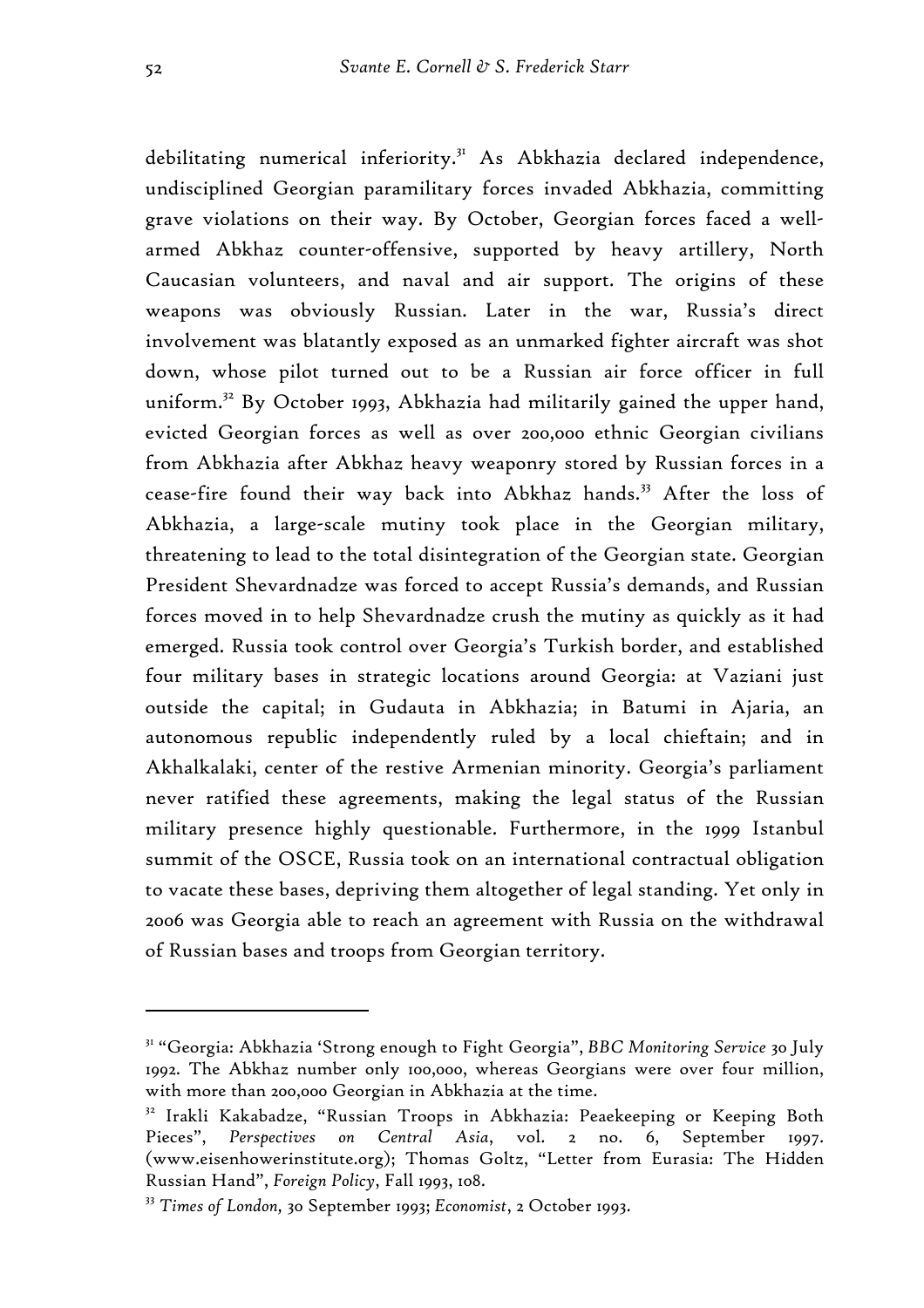debilitating numerical inferiority.[31] As Abkhazia declared independence, undisciplined Georgian paramilitary forces invaded Abkhazia, committing grave violations on their way. By October, Georgian forces faced a well-armed Abkhaz counter-offensive, supported by heavy artillery, North Caucasian volunteers, and naval and air support. The origins of these weapons was obviously Russian. Later in the war, Russia's direct involvement was blatantly exposed as an unmarked fighter aircraft was shot down, whose pilot turned out to be a Russian air force officer in full uniform.[32] By October 1993, Abkhazia had militarily gained the upper hand, evicted Georgian forces as well as over 200,000 ethnic Georgian civilians from Abkhazia after Abkhaz heavy weaponry stored by Russian forces in a cease-fire found their way back into Abkhaz hands.[33] After the loss of Abkhazia, a large-scale mutiny took place in the Georgian military, threatening to lead to the total disintegration of the Georgian state. Georgian President Shevardnadze was forced to accept Russia's demands, and Russian forces moved in to help Shevardnadze crush the mutiny as quickly as it had emerged. Russia took control over Georgia's Turkish border, and established four military bases in strategic locations around Georgia: at Vaziani just outside the capital; in Gudauta in Abkhazia; in Batumi in Ajaria, an autonomous republic independently ruled by a local chieftain; and in Akhalkalaki, center of the restive Armenian minority. Georgia's parliament never ratified these agreements, making the legal status of the Russian military presence highly questionable. Furthermore, in the 1999 Istanbul summit of the OSCE, Russia took on an international contractual obligation to vacate these bases, depriving them altogether of legal standing. Yet only in 2006 was Georgia able to reach an agreement with Russia on the withdrawal of Russian bases and troops from Georgian territory.

---

[31] "Georgia: Abkhazia 'Strong enough to Fight Georgia", *BBC Monitoring Service* 30 July 1992. The Abkhaz number only 100,000, whereas Georgians were over four million, with more than 200,000 Georgian in Abkhazia at the time.

[32] Irakli Kakabadze, "Russian Troops in Abkhazia: Peaekeeping or Keeping Both Pieces", *Perspectives on Central Asia*, vol. 2 no. 6, September 1997. (www.eisenhowerinstitute.org); Thomas Goltz, "Letter from Eurasia: The Hidden Russian Hand", *Foreign Policy*, Fall 1993, 108.

[33] *Times of London,* 30 September 1993; *Economist*, 2 October 1993.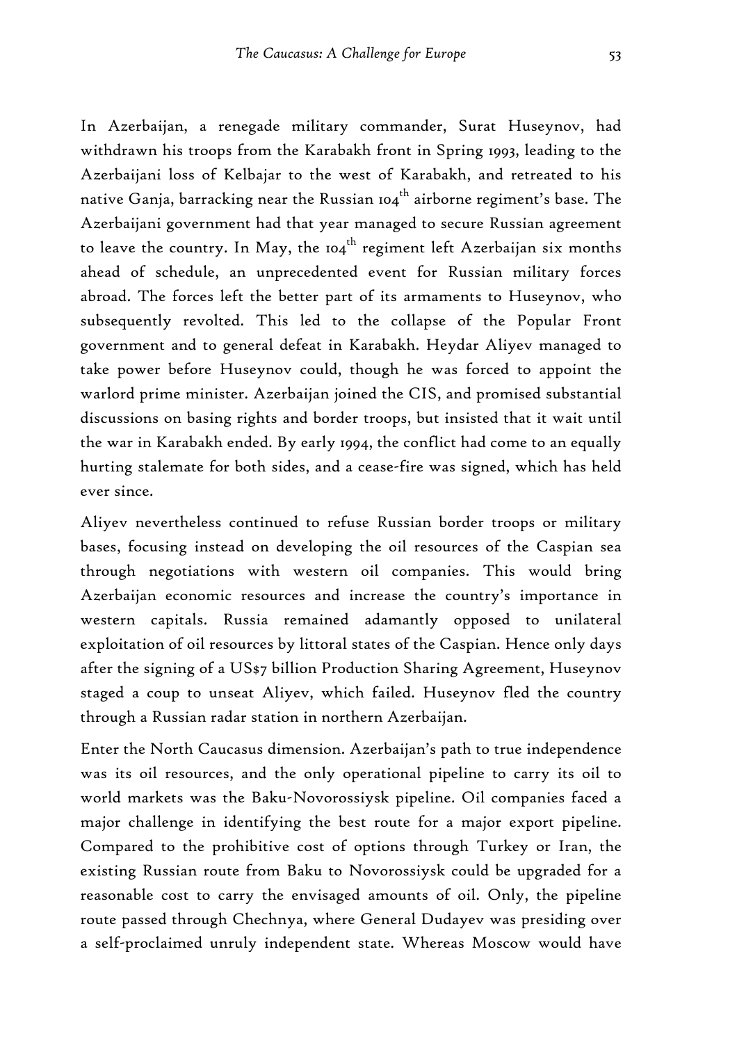In Azerbaijan, a renegade military commander, Surat Huseynov, had withdrawn his troops from the Karabakh front in Spring 1993, leading to the Azerbaijani loss of Kelbajar to the west of Karabakh, and retreated to his native Ganja, barracking near the Russian 104th airborne regiment's base. The Azerbaijani government had that year managed to secure Russian agreement to leave the country. In May, the 104th regiment left Azerbaijan six months ahead of schedule, an unprecedented event for Russian military forces abroad. The forces left the better part of its armaments to Huseynov, who subsequently revolted. This led to the collapse of the Popular Front government and to general defeat in Karabakh. Heydar Aliyev managed to take power before Huseynov could, though he was forced to appoint the warlord prime minister. Azerbaijan joined the CIS, and promised substantial discussions on basing rights and border troops, but insisted that it wait until the war in Karabakh ended. By early 1994, the conflict had come to an equally hurting stalemate for both sides, and a cease-fire was signed, which has held ever since.

Aliyev nevertheless continued to refuse Russian border troops or military bases, focusing instead on developing the oil resources of the Caspian sea through negotiations with western oil companies. This would bring Azerbaijan economic resources and increase the country's importance in western capitals. Russia remained adamantly opposed to unilateral exploitation of oil resources by littoral states of the Caspian. Hence only days after the signing of a US$7 billion Production Sharing Agreement, Huseynov staged a coup to unseat Aliyev, which failed. Huseynov fled the country through a Russian radar station in northern Azerbaijan.

Enter the North Caucasus dimension. Azerbaijan's path to true independence was its oil resources, and the only operational pipeline to carry its oil to world markets was the Baku-Novorossiysk pipeline. Oil companies faced a major challenge in identifying the best route for a major export pipeline. Compared to the prohibitive cost of options through Turkey or Iran, the existing Russian route from Baku to Novorossiysk could be upgraded for a reasonable cost to carry the envisaged amounts of oil. Only, the pipeline route passed through Chechnya, where General Dudayev was presiding over a self-proclaimed unruly independent state. Whereas Moscow would have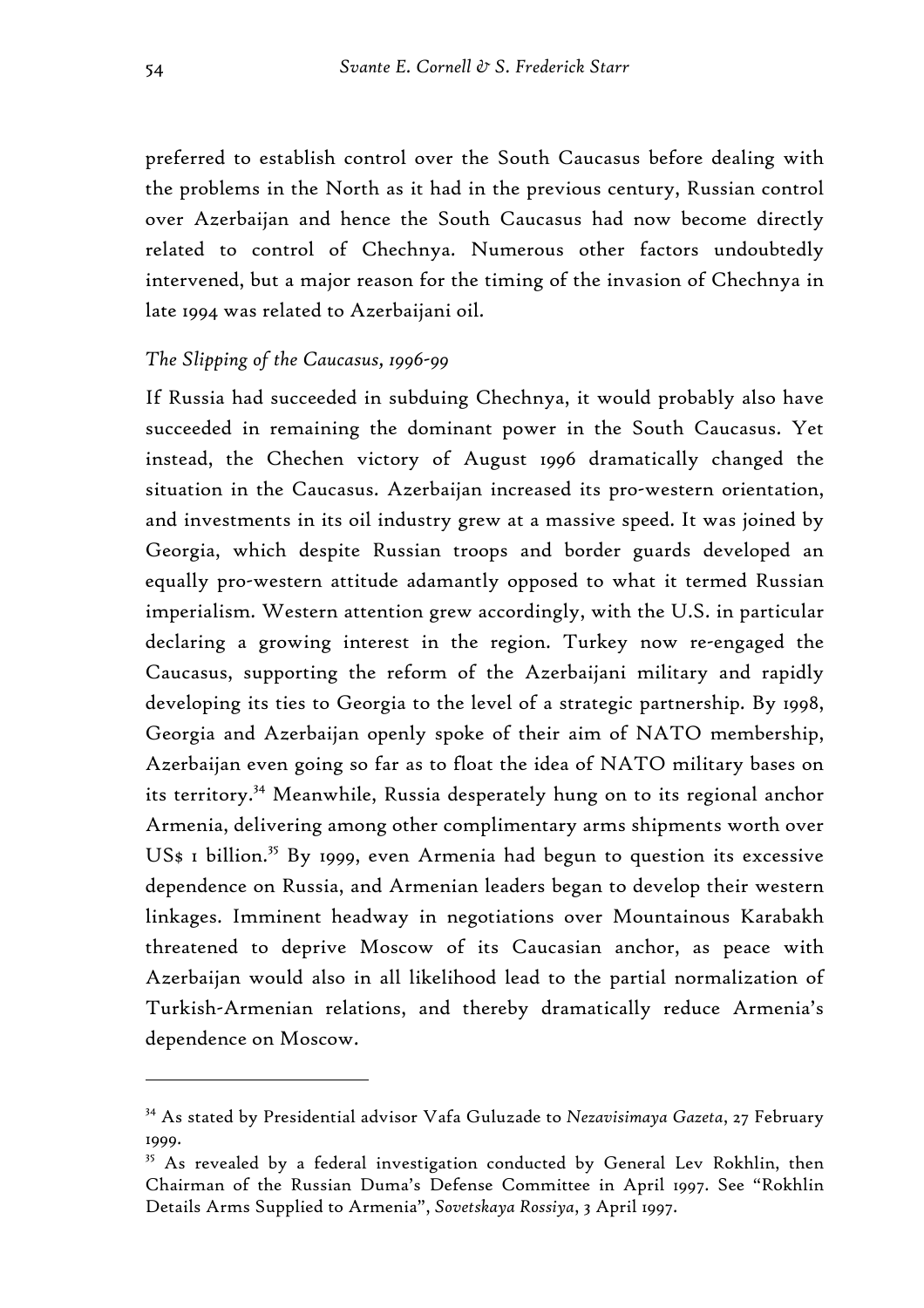preferred to establish control over the South Caucasus before dealing with the problems in the North as it had in the previous century, Russian control over Azerbaijan and hence the South Caucasus had now become directly related to control of Chechnya. Numerous other factors undoubtedly intervened, but a major reason for the timing of the invasion of Chechnya in late 1994 was related to Azerbaijani oil.

### *The Slipping of the Caucasus, 1996-99*

If Russia had succeeded in subduing Chechnya, it would probably also have succeeded in remaining the dominant power in the South Caucasus. Yet instead, the Chechen victory of August 1996 dramatically changed the situation in the Caucasus. Azerbaijan increased its pro-western orientation, and investments in its oil industry grew at a massive speed. It was joined by Georgia, which despite Russian troops and border guards developed an equally pro-western attitude adamantly opposed to what it termed Russian imperialism. Western attention grew accordingly, with the U.S. in particular declaring a growing interest in the region. Turkey now re-engaged the Caucasus, supporting the reform of the Azerbaijani military and rapidly developing its ties to Georgia to the level of a strategic partnership. By 1998, Georgia and Azerbaijan openly spoke of their aim of NATO membership, Azerbaijan even going so far as to float the idea of NATO military bases on its territory.[34] Meanwhile, Russia desperately hung on to its regional anchor Armenia, delivering among other complimentary arms shipments worth over US$ 1 billion.[35] By 1999, even Armenia had begun to question its excessive dependence on Russia, and Armenian leaders began to develop their western linkages. Imminent headway in negotiations over Mountainous Karabakh threatened to deprive Moscow of its Caucasian anchor, as peace with Azerbaijan would also in all likelihood lead to the partial normalization of Turkish-Armenian relations, and thereby dramatically reduce Armenia's dependence on Moscow.

---

[34] As stated by Presidential advisor Vafa Guluzade to *Nezavisimaya Gazeta*, 27 February 1999.

[35] As revealed by a federal investigation conducted by General Lev Rokhlin, then Chairman of the Russian Duma's Defense Committee in April 1997. See "Rokhlin Details Arms Supplied to Armenia", *Sovetskaya Rossiya*, 3 April 1997.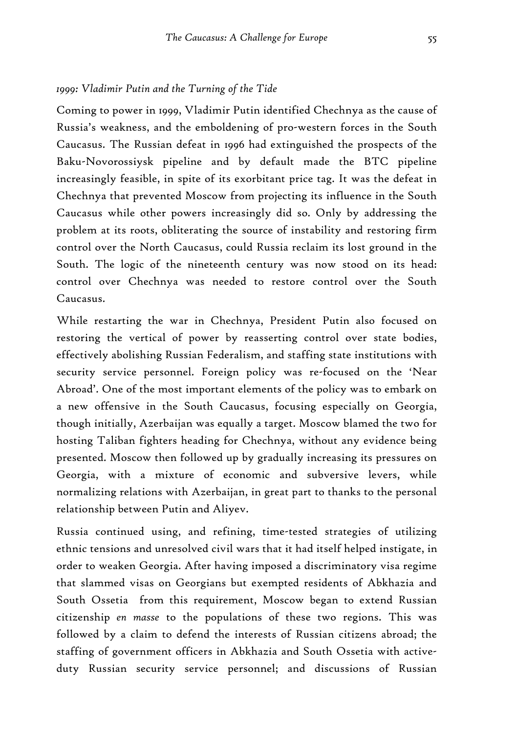*1999: Vladimir Putin and the Turning of the Tide*

Coming to power in 1999, Vladimir Putin identified Chechnya as the cause of Russia's weakness, and the emboldening of pro-western forces in the South Caucasus. The Russian defeat in 1996 had extinguished the prospects of the Baku-Novorossiysk pipeline and by default made the BTC pipeline increasingly feasible, in spite of its exorbitant price tag. It was the defeat in Chechnya that prevented Moscow from projecting its influence in the South Caucasus while other powers increasingly did so. Only by addressing the problem at its roots, obliterating the source of instability and restoring firm control over the North Caucasus, could Russia reclaim its lost ground in the South. The logic of the nineteenth century was now stood on its head: control over Chechnya was needed to restore control over the South Caucasus.

While restarting the war in Chechnya, President Putin also focused on restoring the vertical of power by reasserting control over state bodies, effectively abolishing Russian Federalism, and staffing state institutions with security service personnel. Foreign policy was re-focused on the 'Near Abroad'. One of the most important elements of the policy was to embark on a new offensive in the South Caucasus, focusing especially on Georgia, though initially, Azerbaijan was equally a target. Moscow blamed the two for hosting Taliban fighters heading for Chechnya, without any evidence being presented. Moscow then followed up by gradually increasing its pressures on Georgia, with a mixture of economic and subversive levers, while normalizing relations with Azerbaijan, in great part to thanks to the personal relationship between Putin and Aliyev.

Russia continued using, and refining, time-tested strategies of utilizing ethnic tensions and unresolved civil wars that it had itself helped instigate, in order to weaken Georgia. After having imposed a discriminatory visa regime that slammed visas on Georgians but exempted residents of Abkhazia and South Ossetia from this requirement, Moscow began to extend Russian citizenship *en masse* to the populations of these two regions. This was followed by a claim to defend the interests of Russian citizens abroad; the staffing of government officers in Abkhazia and South Ossetia with active-duty Russian security service personnel; and discussions of Russian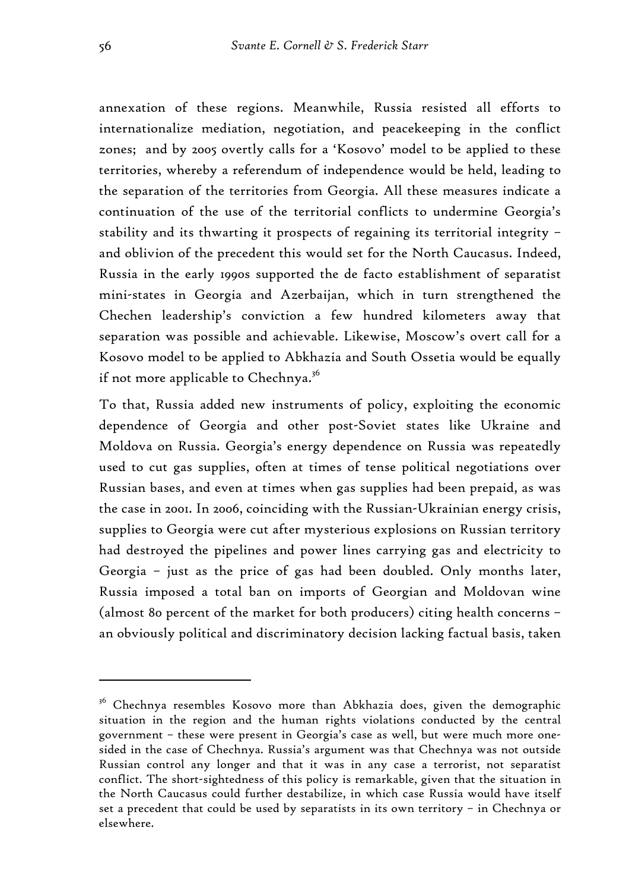annexation of these regions. Meanwhile, Russia resisted all efforts to internationalize mediation, negotiation, and peacekeeping in the conflict zones; and by 2005 overtly calls for a 'Kosovo' model to be applied to these territories, whereby a referendum of independence would be held, leading to the separation of the territories from Georgia. All these measures indicate a continuation of the use of the territorial conflicts to undermine Georgia's stability and its thwarting it prospects of regaining its territorial integrity – and oblivion of the precedent this would set for the North Caucasus. Indeed, Russia in the early 1990s supported the de facto establishment of separatist mini-states in Georgia and Azerbaijan, which in turn strengthened the Chechen leadership's conviction a few hundred kilometers away that separation was possible and achievable. Likewise, Moscow's overt call for a Kosovo model to be applied to Abkhazia and South Ossetia would be equally if not more applicable to Chechnya.[36]

To that, Russia added new instruments of policy, exploiting the economic dependence of Georgia and other post-Soviet states like Ukraine and Moldova on Russia. Georgia's energy dependence on Russia was repeatedly used to cut gas supplies, often at times of tense political negotiations over Russian bases, and even at times when gas supplies had been prepaid, as was the case in 2001. In 2006, coinciding with the Russian-Ukrainian energy crisis, supplies to Georgia were cut after mysterious explosions on Russian territory had destroyed the pipelines and power lines carrying gas and electricity to Georgia – just as the price of gas had been doubled. Only months later, Russia imposed a total ban on imports of Georgian and Moldovan wine (almost 80 percent of the market for both producers) citing health concerns – an obviously political and discriminatory decision lacking factual basis, taken

---

[36] Chechnya resembles Kosovo more than Abkhazia does, given the demographic situation in the region and the human rights violations conducted by the central government – these were present in Georgia's case as well, but were much more one-sided in the case of Chechnya. Russia's argument was that Chechnya was not outside Russian control any longer and that it was in any case a terrorist, not separatist conflict. The short-sightedness of this policy is remarkable, given that the situation in the North Caucasus could further destabilize, in which case Russia would have itself set a precedent that could be used by separatists in its own territory – in Chechnya or elsewhere.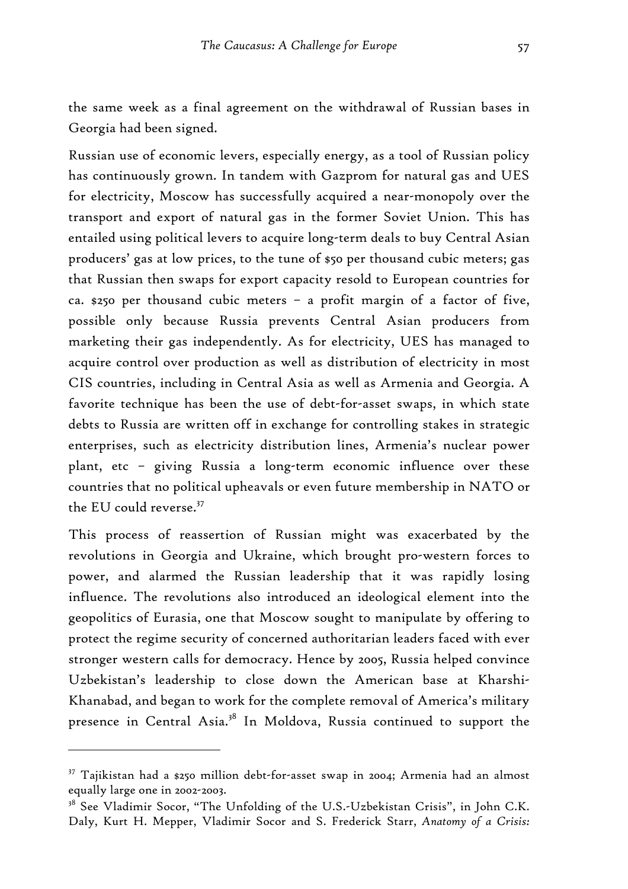the same week as a final agreement on the withdrawal of Russian bases in Georgia had been signed.

Russian use of economic levers, especially energy, as a tool of Russian policy has continuously grown. In tandem with Gazprom for natural gas and UES for electricity, Moscow has successfully acquired a near-monopoly over the transport and export of natural gas in the former Soviet Union. This has entailed using political levers to acquire long-term deals to buy Central Asian producers' gas at low prices, to the tune of $50 per thousand cubic meters; gas that Russian then swaps for export capacity resold to European countries for ca. $250 per thousand cubic meters – a profit margin of a factor of five, possible only because Russia prevents Central Asian producers from marketing their gas independently. As for electricity, UES has managed to acquire control over production as well as distribution of electricity in most CIS countries, including in Central Asia as well as Armenia and Georgia. A favorite technique has been the use of debt-for-asset swaps, in which state debts to Russia are written off in exchange for controlling stakes in strategic enterprises, such as electricity distribution lines, Armenia's nuclear power plant, etc – giving Russia a long-term economic influence over these countries that no political upheavals or even future membership in NATO or the EU could reverse.[37]

This process of reassertion of Russian might was exacerbated by the revolutions in Georgia and Ukraine, which brought pro-western forces to power, and alarmed the Russian leadership that it was rapidly losing influence. The revolutions also introduced an ideological element into the geopolitics of Eurasia, one that Moscow sought to manipulate by offering to protect the regime security of concerned authoritarian leaders faced with ever stronger western calls for democracy. Hence by 2005, Russia helped convince Uzbekistan's leadership to close down the American base at Kharshi-Khanabad, and began to work for the complete removal of America's military presence in Central Asia.[38] In Moldova, Russia continued to support the

---

[37] Tajikistan had a $250 million debt-for-asset swap in 2004; Armenia had an almost equally large one in 2002-2003.

[38] See Vladimir Socor, "The Unfolding of the U.S.-Uzbekistan Crisis", in John C.K. Daly, Kurt H. Mepper, Vladimir Socor and S. Frederick Starr, *Anatomy of a Crisis:*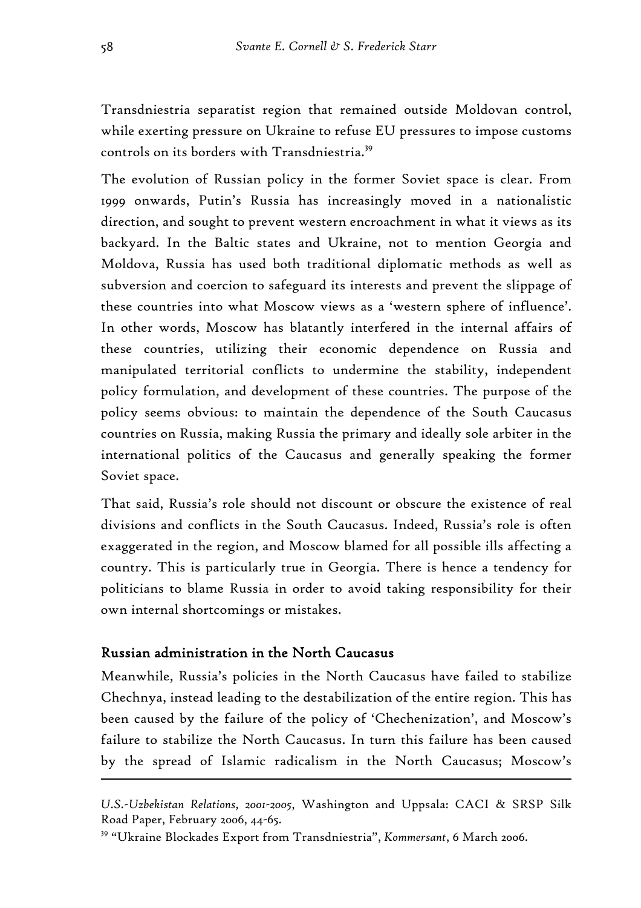Transdniestria separatist region that remained outside Moldovan control, while exerting pressure on Ukraine to refuse EU pressures to impose customs controls on its borders with Transdniestria.[39]

The evolution of Russian policy in the former Soviet space is clear. From 1999 onwards, Putin's Russia has increasingly moved in a nationalistic direction, and sought to prevent western encroachment in what it views as its backyard. In the Baltic states and Ukraine, not to mention Georgia and Moldova, Russia has used both traditional diplomatic methods as well as subversion and coercion to safeguard its interests and prevent the slippage of these countries into what Moscow views as a 'western sphere of influence'. In other words, Moscow has blatantly interfered in the internal affairs of these countries, utilizing their economic dependence on Russia and manipulated territorial conflicts to undermine the stability, independent policy formulation, and development of these countries. The purpose of the policy seems obvious: to maintain the dependence of the South Caucasus countries on Russia, making Russia the primary and ideally sole arbiter in the international politics of the Caucasus and generally speaking the former Soviet space.

That said, Russia's role should not discount or obscure the existence of real divisions and conflicts in the South Caucasus. Indeed, Russia's role is often exaggerated in the region, and Moscow blamed for all possible ills affecting a country. This is particularly true in Georgia. There is hence a tendency for politicians to blame Russia in order to avoid taking responsibility for their own internal shortcomings or mistakes.

## Russian administration in the North Caucasus

Meanwhile, Russia's policies in the North Caucasus have failed to stabilize Chechnya, instead leading to the destabilization of the entire region. This has been caused by the failure of the policy of 'Chechenization', and Moscow's failure to stabilize the North Caucasus. In turn this failure has been caused by the spread of Islamic radicalism in the North Caucasus; Moscow's

---

*U.S.-Uzbekistan Relations, 2001-2005*, Washington and Uppsala: CACI & SRSP Silk Road Paper, February 2006, 44-65.

[39] "Ukraine Blockades Export from Transdniestria", *Kommersant*, 6 March 2006.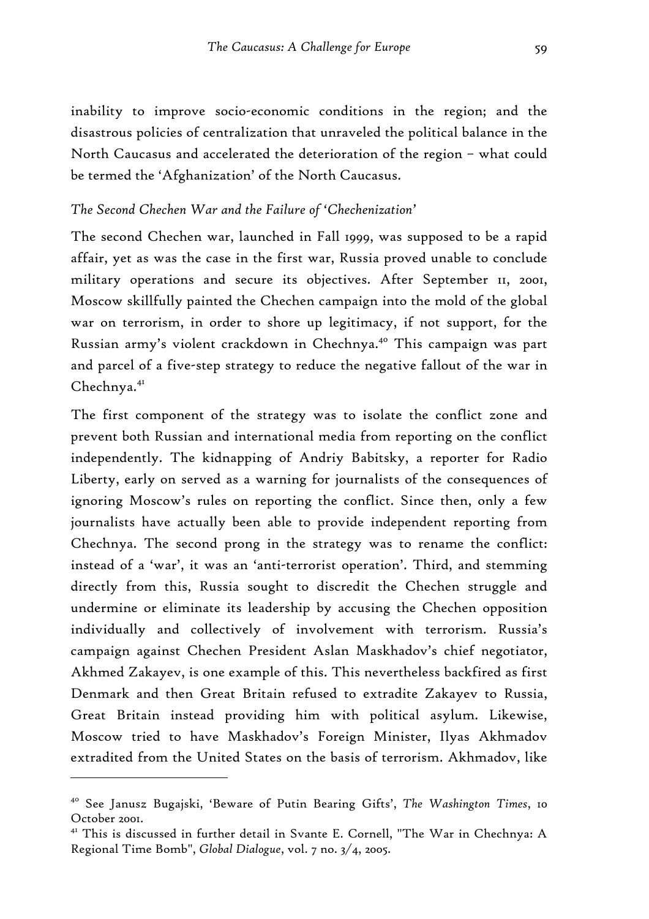inability to improve socio-economic conditions in the region; and the disastrous policies of centralization that unraveled the political balance in the North Caucasus and accelerated the deterioration of the region – what could be termed the 'Afghanization' of the North Caucasus.

### *The Second Chechen War and the Failure of 'Chechenization'*

The second Chechen war, launched in Fall 1999, was supposed to be a rapid affair, yet as was the case in the first war, Russia proved unable to conclude military operations and secure its objectives. After September 11, 2001, Moscow skillfully painted the Chechen campaign into the mold of the global war on terrorism, in order to shore up legitimacy, if not support, for the Russian army's violent crackdown in Chechnya.[40] This campaign was part and parcel of a five-step strategy to reduce the negative fallout of the war in Chechnya.[41]

The first component of the strategy was to isolate the conflict zone and prevent both Russian and international media from reporting on the conflict independently. The kidnapping of Andriy Babitsky, a reporter for Radio Liberty, early on served as a warning for journalists of the consequences of ignoring Moscow's rules on reporting the conflict. Since then, only a few journalists have actually been able to provide independent reporting from Chechnya. The second prong in the strategy was to rename the conflict: instead of a 'war', it was an 'anti-terrorist operation'. Third, and stemming directly from this, Russia sought to discredit the Chechen struggle and undermine or eliminate its leadership by accusing the Chechen opposition individually and collectively of involvement with terrorism. Russia's campaign against Chechen President Aslan Maskhadov's chief negotiator, Akhmed Zakayev, is one example of this. This nevertheless backfired as first Denmark and then Great Britain refused to extradite Zakayev to Russia, Great Britain instead providing him with political asylum. Likewise, Moscow tried to have Maskhadov's Foreign Minister, Ilyas Akhmadov extradited from the United States on the basis of terrorism. Akhmadov, like

---

[40] See Janusz Bugajski, 'Beware of Putin Bearing Gifts', *The Washington Times*, 10 October 2001.

[41] This is discussed in further detail in Svante E. Cornell, "The War in Chechnya: A Regional Time Bomb", *Global Dialogue*, vol. 7 no. 3/4, 2005.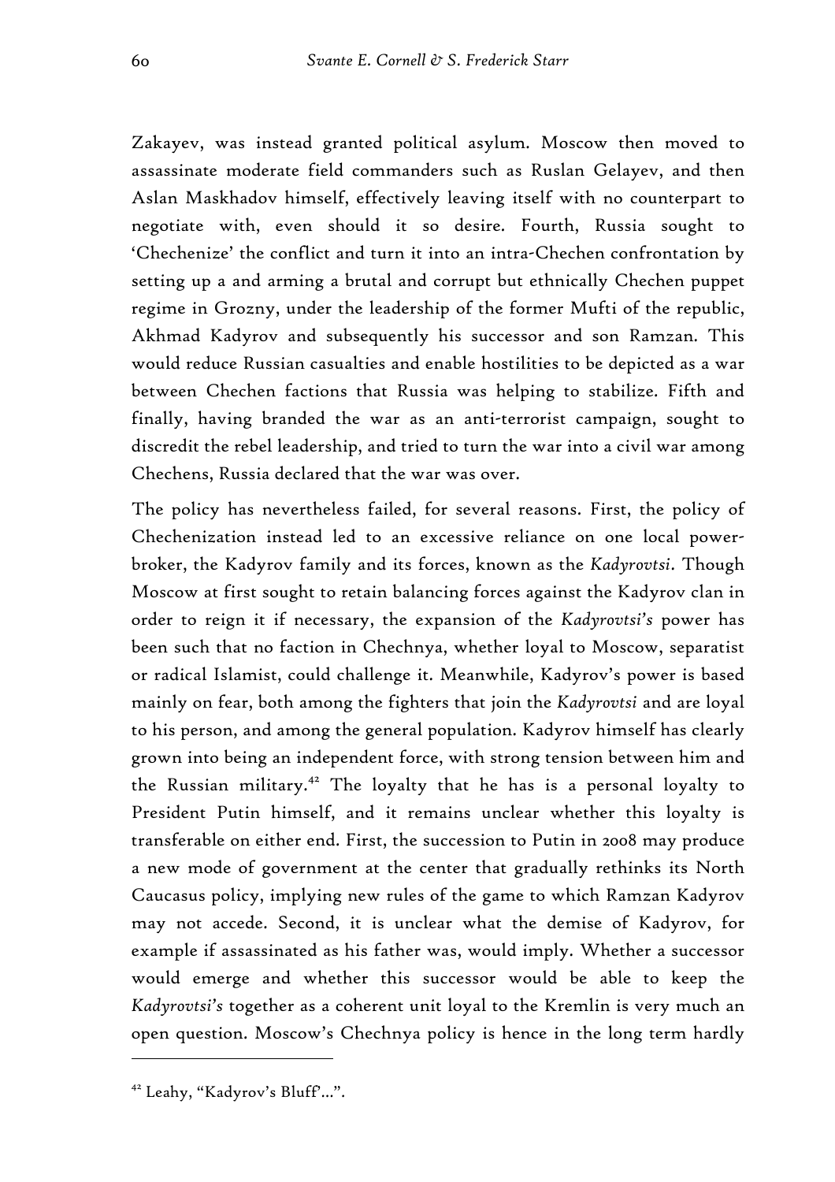Zakayev, was instead granted political asylum. Moscow then moved to assassinate moderate field commanders such as Ruslan Gelayev, and then Aslan Maskhadov himself, effectively leaving itself with no counterpart to negotiate with, even should it so desire. Fourth, Russia sought to 'Chechenize' the conflict and turn it into an intra-Chechen confrontation by setting up a and arming a brutal and corrupt but ethnically Chechen puppet regime in Grozny, under the leadership of the former Mufti of the republic, Akhmad Kadyrov and subsequently his successor and son Ramzan. This would reduce Russian casualties and enable hostilities to be depicted as a war between Chechen factions that Russia was helping to stabilize. Fifth and finally, having branded the war as an anti-terrorist campaign, sought to discredit the rebel leadership, and tried to turn the war into a civil war among Chechens, Russia declared that the war was over.

The policy has nevertheless failed, for several reasons. First, the policy of Chechenization instead led to an excessive reliance on one local power-broker, the Kadyrov family and its forces, known as the *Kadyrovtsi*. Though Moscow at first sought to retain balancing forces against the Kadyrov clan in order to reign it if necessary, the expansion of the *Kadyrovtsi's* power has been such that no faction in Chechnya, whether loyal to Moscow, separatist or radical Islamist, could challenge it. Meanwhile, Kadyrov's power is based mainly on fear, both among the fighters that join the *Kadyrovtsi* and are loyal to his person, and among the general population. Kadyrov himself has clearly grown into being an independent force, with strong tension between him and the Russian military.[42] The loyalty that he has is a personal loyalty to President Putin himself, and it remains unclear whether this loyalty is transferable on either end. First, the succession to Putin in 2008 may produce a new mode of government at the center that gradually rethinks its North Caucasus policy, implying new rules of the game to which Ramzan Kadyrov may not accede. Second, it is unclear what the demise of Kadyrov, for example if assassinated as his father was, would imply. Whether a successor would emerge and whether this successor would be able to keep the *Kadyrovtsi's* together as a coherent unit loyal to the Kremlin is very much an open question. Moscow's Chechnya policy is hence in the long term hardly

[42] Leahy, "Kadyrov's Bluff'…".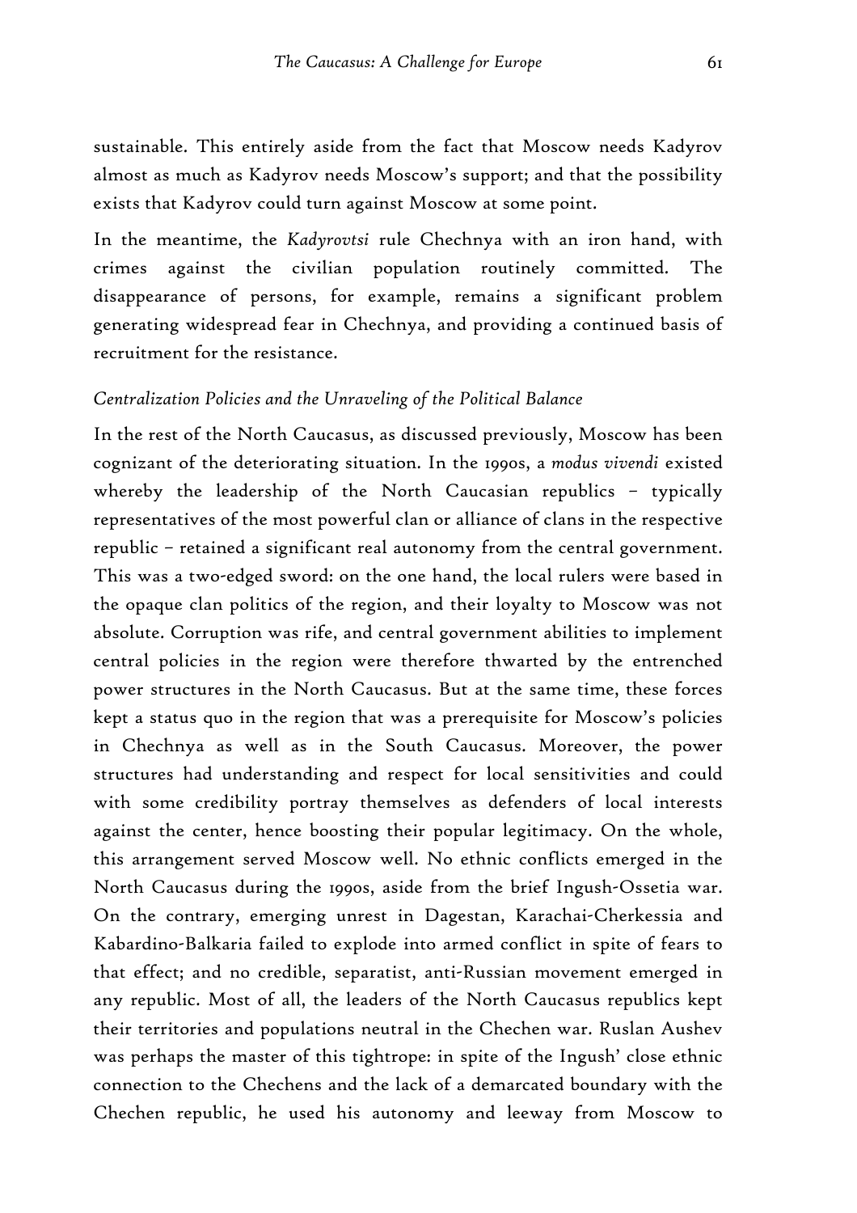sustainable. This entirely aside from the fact that Moscow needs Kadyrov almost as much as Kadyrov needs Moscow's support; and that the possibility exists that Kadyrov could turn against Moscow at some point.

In the meantime, the *Kadyrovtsi* rule Chechnya with an iron hand, with crimes against the civilian population routinely committed. The disappearance of persons, for example, remains a significant problem generating widespread fear in Chechnya, and providing a continued basis of recruitment for the resistance.

### *Centralization Policies and the Unraveling of the Political Balance*

In the rest of the North Caucasus, as discussed previously, Moscow has been cognizant of the deteriorating situation. In the 1990s, a *modus vivendi* existed whereby the leadership of the North Caucasian republics – typically representatives of the most powerful clan or alliance of clans in the respective republic – retained a significant real autonomy from the central government. This was a two-edged sword: on the one hand, the local rulers were based in the opaque clan politics of the region, and their loyalty to Moscow was not absolute. Corruption was rife, and central government abilities to implement central policies in the region were therefore thwarted by the entrenched power structures in the North Caucasus. But at the same time, these forces kept a status quo in the region that was a prerequisite for Moscow's policies in Chechnya as well as in the South Caucasus. Moreover, the power structures had understanding and respect for local sensitivities and could with some credibility portray themselves as defenders of local interests against the center, hence boosting their popular legitimacy. On the whole, this arrangement served Moscow well. No ethnic conflicts emerged in the North Caucasus during the 1990s, aside from the brief Ingush-Ossetia war. On the contrary, emerging unrest in Dagestan, Karachai-Cherkessia and Kabardino-Balkaria failed to explode into armed conflict in spite of fears to that effect; and no credible, separatist, anti-Russian movement emerged in any republic. Most of all, the leaders of the North Caucasus republics kept their territories and populations neutral in the Chechen war. Ruslan Aushev was perhaps the master of this tightrope: in spite of the Ingush' close ethnic connection to the Chechens and the lack of a demarcated boundary with the Chechen republic, he used his autonomy and leeway from Moscow to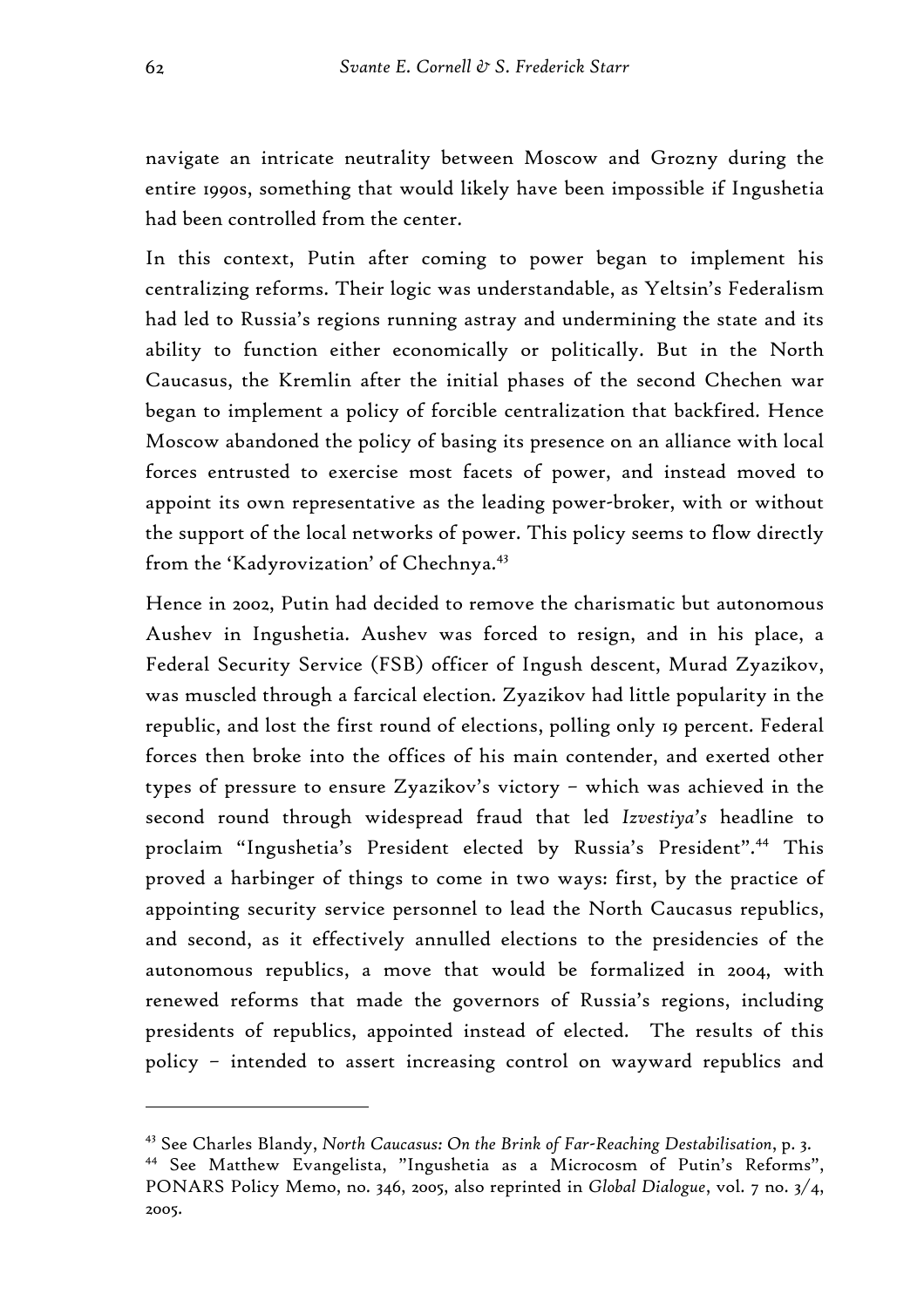navigate an intricate neutrality between Moscow and Grozny during the entire 1990s, something that would likely have been impossible if Ingushetia had been controlled from the center.

In this context, Putin after coming to power began to implement his centralizing reforms. Their logic was understandable, as Yeltsin's Federalism had led to Russia's regions running astray and undermining the state and its ability to function either economically or politically. But in the North Caucasus, the Kremlin after the initial phases of the second Chechen war began to implement a policy of forcible centralization that backfired. Hence Moscow abandoned the policy of basing its presence on an alliance with local forces entrusted to exercise most facets of power, and instead moved to appoint its own representative as the leading power-broker, with or without the support of the local networks of power. This policy seems to flow directly from the 'Kadyrovization' of Chechnya.[43]

Hence in 2002, Putin had decided to remove the charismatic but autonomous Aushev in Ingushetia. Aushev was forced to resign, and in his place, a Federal Security Service (FSB) officer of Ingush descent, Murad Zyazikov, was muscled through a farcical election. Zyazikov had little popularity in the republic, and lost the first round of elections, polling only 19 percent. Federal forces then broke into the offices of his main contender, and exerted other types of pressure to ensure Zyazikov's victory – which was achieved in the second round through widespread fraud that led *Izvestiya's* headline to proclaim "Ingushetia's President elected by Russia's President".[44] This proved a harbinger of things to come in two ways: first, by the practice of appointing security service personnel to lead the North Caucasus republics, and second, as it effectively annulled elections to the presidencies of the autonomous republics, a move that would be formalized in 2004, with renewed reforms that made the governors of Russia's regions, including presidents of republics, appointed instead of elected. The results of this policy – intended to assert increasing control on wayward republics and

---

[43] See Charles Blandy, *North Caucasus: On the Brink of Far-Reaching Destabilisation*, p. 3.

[44] See Matthew Evangelista, "Ingushetia as a Microcosm of Putin's Reforms", PONARS Policy Memo, no. 346, 2005, also reprinted in *Global Dialogue*, vol. 7 no. 3/4, 2005.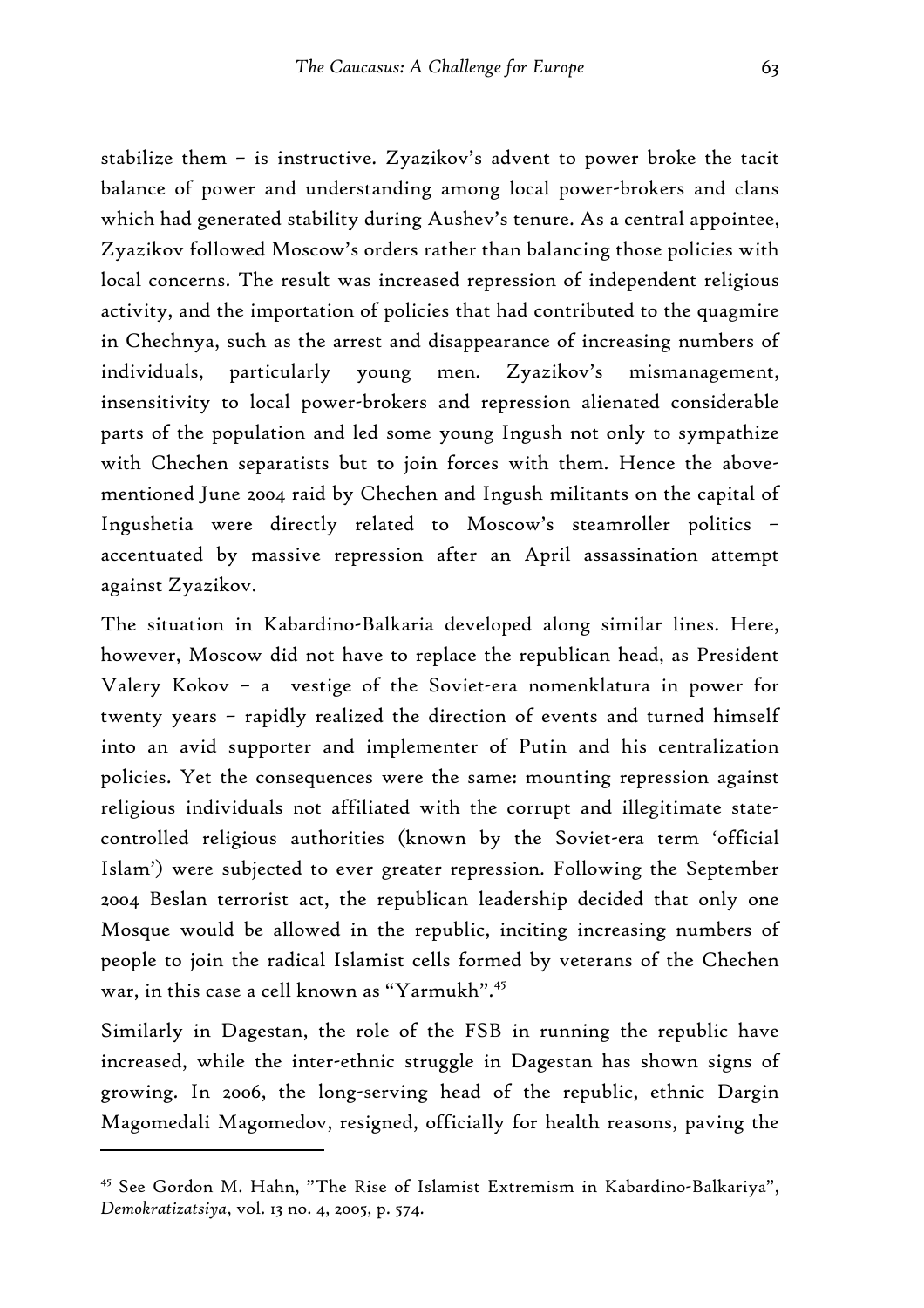stabilize them – is instructive. Zyazikov's advent to power broke the tacit balance of power and understanding among local power-brokers and clans which had generated stability during Aushev's tenure. As a central appointee, Zyazikov followed Moscow's orders rather than balancing those policies with local concerns. The result was increased repression of independent religious activity, and the importation of policies that had contributed to the quagmire in Chechnya, such as the arrest and disappearance of increasing numbers of individuals, particularly young men. Zyazikov's mismanagement, insensitivity to local power-brokers and repression alienated considerable parts of the population and led some young Ingush not only to sympathize with Chechen separatists but to join forces with them. Hence the above-mentioned June 2004 raid by Chechen and Ingush militants on the capital of Ingushetia were directly related to Moscow's steamroller politics – accentuated by massive repression after an April assassination attempt against Zyazikov.

The situation in Kabardino-Balkaria developed along similar lines. Here, however, Moscow did not have to replace the republican head, as President Valery Kokov – a vestige of the Soviet-era nomenklatura in power for twenty years – rapidly realized the direction of events and turned himself into an avid supporter and implementer of Putin and his centralization policies. Yet the consequences were the same: mounting repression against religious individuals not affiliated with the corrupt and illegitimate state-controlled religious authorities (known by the Soviet-era term 'official Islam') were subjected to ever greater repression. Following the September 2004 Beslan terrorist act, the republican leadership decided that only one Mosque would be allowed in the republic, inciting increasing numbers of people to join the radical Islamist cells formed by veterans of the Chechen war, in this case a cell known as "Yarmukh".[45]

Similarly in Dagestan, the role of the FSB in running the republic have increased, while the inter-ethnic struggle in Dagestan has shown signs of growing. In 2006, the long-serving head of the republic, ethnic Dargin Magomedali Magomedov, resigned, officially for health reasons, paving the

---

[45] See Gordon M. Hahn, "The Rise of Islamist Extremism in Kabardino-Balkariya", *Demokratizatsiya*, vol. 13 no. 4, 2005, p. 574.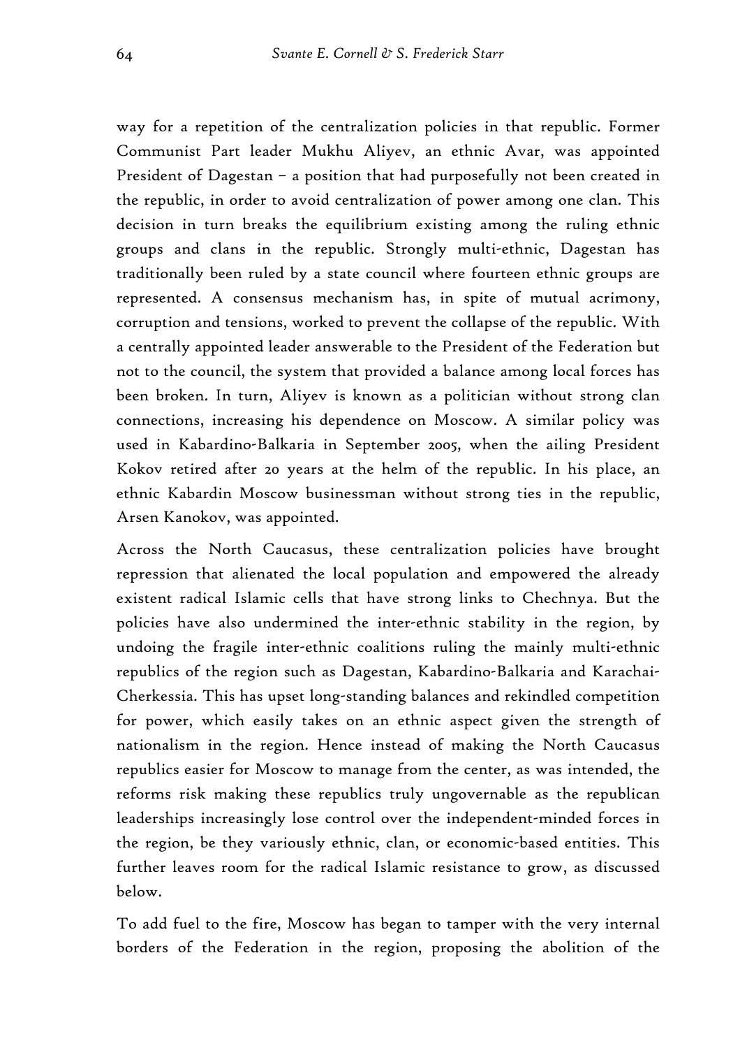way for a repetition of the centralization policies in that republic. Former Communist Part leader Mukhu Aliyev, an ethnic Avar, was appointed President of Dagestan – a position that had purposefully not been created in the republic, in order to avoid centralization of power among one clan. This decision in turn breaks the equilibrium existing among the ruling ethnic groups and clans in the republic. Strongly multi-ethnic, Dagestan has traditionally been ruled by a state council where fourteen ethnic groups are represented. A consensus mechanism has, in spite of mutual acrimony, corruption and tensions, worked to prevent the collapse of the republic. With a centrally appointed leader answerable to the President of the Federation but not to the council, the system that provided a balance among local forces has been broken. In turn, Aliyev is known as a politician without strong clan connections, increasing his dependence on Moscow. A similar policy was used in Kabardino-Balkaria in September 2005, when the ailing President Kokov retired after 20 years at the helm of the republic. In his place, an ethnic Kabardin Moscow businessman without strong ties in the republic, Arsen Kanokov, was appointed.

Across the North Caucasus, these centralization policies have brought repression that alienated the local population and empowered the already existent radical Islamic cells that have strong links to Chechnya. But the policies have also undermined the inter-ethnic stability in the region, by undoing the fragile inter-ethnic coalitions ruling the mainly multi-ethnic republics of the region such as Dagestan, Kabardino-Balkaria and Karachai-Cherkessia. This has upset long-standing balances and rekindled competition for power, which easily takes on an ethnic aspect given the strength of nationalism in the region. Hence instead of making the North Caucasus republics easier for Moscow to manage from the center, as was intended, the reforms risk making these republics truly ungovernable as the republican leaderships increasingly lose control over the independent-minded forces in the region, be they variously ethnic, clan, or economic-based entities. This further leaves room for the radical Islamic resistance to grow, as discussed below.

To add fuel to the fire, Moscow has began to tamper with the very internal borders of the Federation in the region, proposing the abolition of the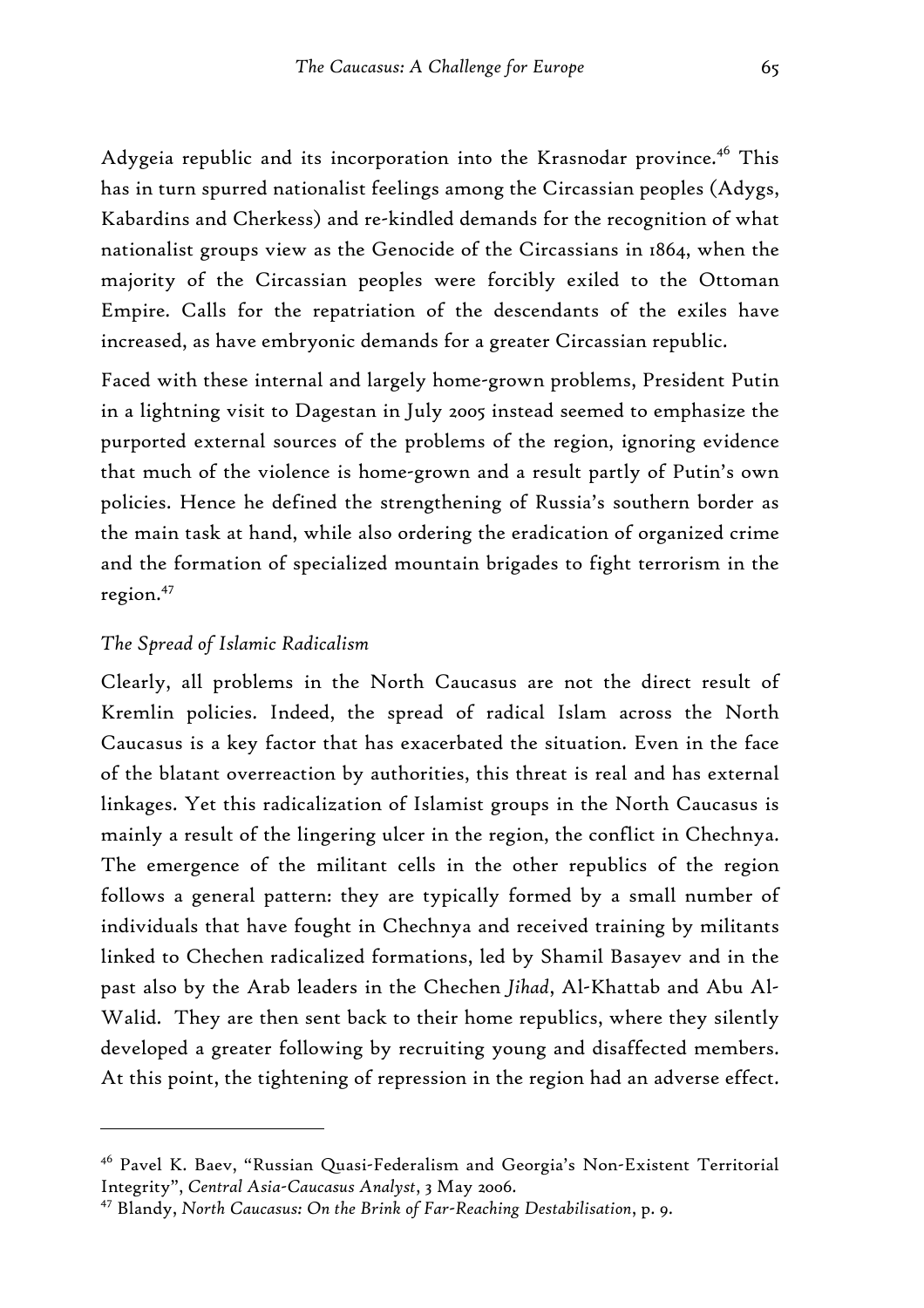Adygeia republic and its incorporation into the Krasnodar province.[46] This has in turn spurred nationalist feelings among the Circassian peoples (Adygs, Kabardins and Cherkess) and re-kindled demands for the recognition of what nationalist groups view as the Genocide of the Circassians in 1864, when the majority of the Circassian peoples were forcibly exiled to the Ottoman Empire. Calls for the repatriation of the descendants of the exiles have increased, as have embryonic demands for a greater Circassian republic.

Faced with these internal and largely home-grown problems, President Putin in a lightning visit to Dagestan in July 2005 instead seemed to emphasize the purported external sources of the problems of the region, ignoring evidence that much of the violence is home-grown and a result partly of Putin's own policies. Hence he defined the strengthening of Russia's southern border as the main task at hand, while also ordering the eradication of organized crime and the formation of specialized mountain brigades to fight terrorism in the region.[47]

### *The Spread of Islamic Radicalism*

Clearly, all problems in the North Caucasus are not the direct result of Kremlin policies. Indeed, the spread of radical Islam across the North Caucasus is a key factor that has exacerbated the situation. Even in the face of the blatant overreaction by authorities, this threat is real and has external linkages. Yet this radicalization of Islamist groups in the North Caucasus is mainly a result of the lingering ulcer in the region, the conflict in Chechnya. The emergence of the militant cells in the other republics of the region follows a general pattern: they are typically formed by a small number of individuals that have fought in Chechnya and received training by militants linked to Chechen radicalized formations, led by Shamil Basayev and in the past also by the Arab leaders in the Chechen *Jihad*, Al-Khattab and Abu Al-Walid. They are then sent back to their home republics, where they silently developed a greater following by recruiting young and disaffected members. At this point, the tightening of repression in the region had an adverse effect.

---

[46] Pavel K. Baev, "Russian Quasi-Federalism and Georgia's Non-Existent Territorial Integrity", *Central Asia-Caucasus Analyst*, 3 May 2006.

[47] Blandy, *North Caucasus: On the Brink of Far-Reaching Destabilisation*, p. 9.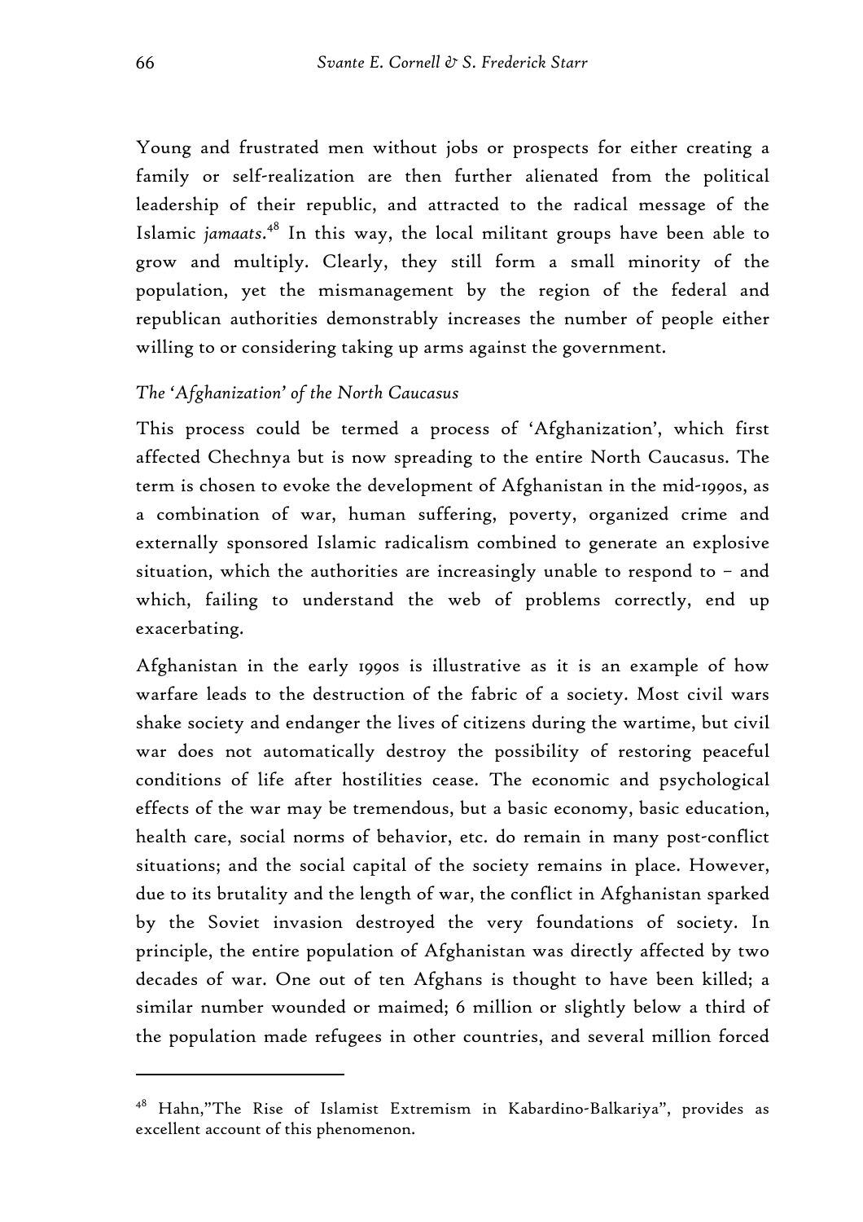Young and frustrated men without jobs or prospects for either creating a family or self-realization are then further alienated from the political leadership of their republic, and attracted to the radical message of the Islamic *jamaats*.[48] In this way, the local militant groups have been able to grow and multiply. Clearly, they still form a small minority of the population, yet the mismanagement by the region of the federal and republican authorities demonstrably increases the number of people either willing to or considering taking up arms against the government.

### *The 'Afghanization' of the North Caucasus*

This process could be termed a process of 'Afghanization', which first affected Chechnya but is now spreading to the entire North Caucasus. The term is chosen to evoke the development of Afghanistan in the mid-1990s, as a combination of war, human suffering, poverty, organized crime and externally sponsored Islamic radicalism combined to generate an explosive situation, which the authorities are increasingly unable to respond to – and which, failing to understand the web of problems correctly, end up exacerbating.

Afghanistan in the early 1990s is illustrative as it is an example of how warfare leads to the destruction of the fabric of a society. Most civil wars shake society and endanger the lives of citizens during the wartime, but civil war does not automatically destroy the possibility of restoring peaceful conditions of life after hostilities cease. The economic and psychological effects of the war may be tremendous, but a basic economy, basic education, health care, social norms of behavior, etc. do remain in many post-conflict situations; and the social capital of the society remains in place. However, due to its brutality and the length of war, the conflict in Afghanistan sparked by the Soviet invasion destroyed the very foundations of society. In principle, the entire population of Afghanistan was directly affected by two decades of war. One out of ten Afghans is thought to have been killed; a similar number wounded or maimed; 6 million or slightly below a third of the population made refugees in other countries, and several million forced

---

[48] Hahn,"The Rise of Islamist Extremism in Kabardino-Balkariya", provides as excellent account of this phenomenon.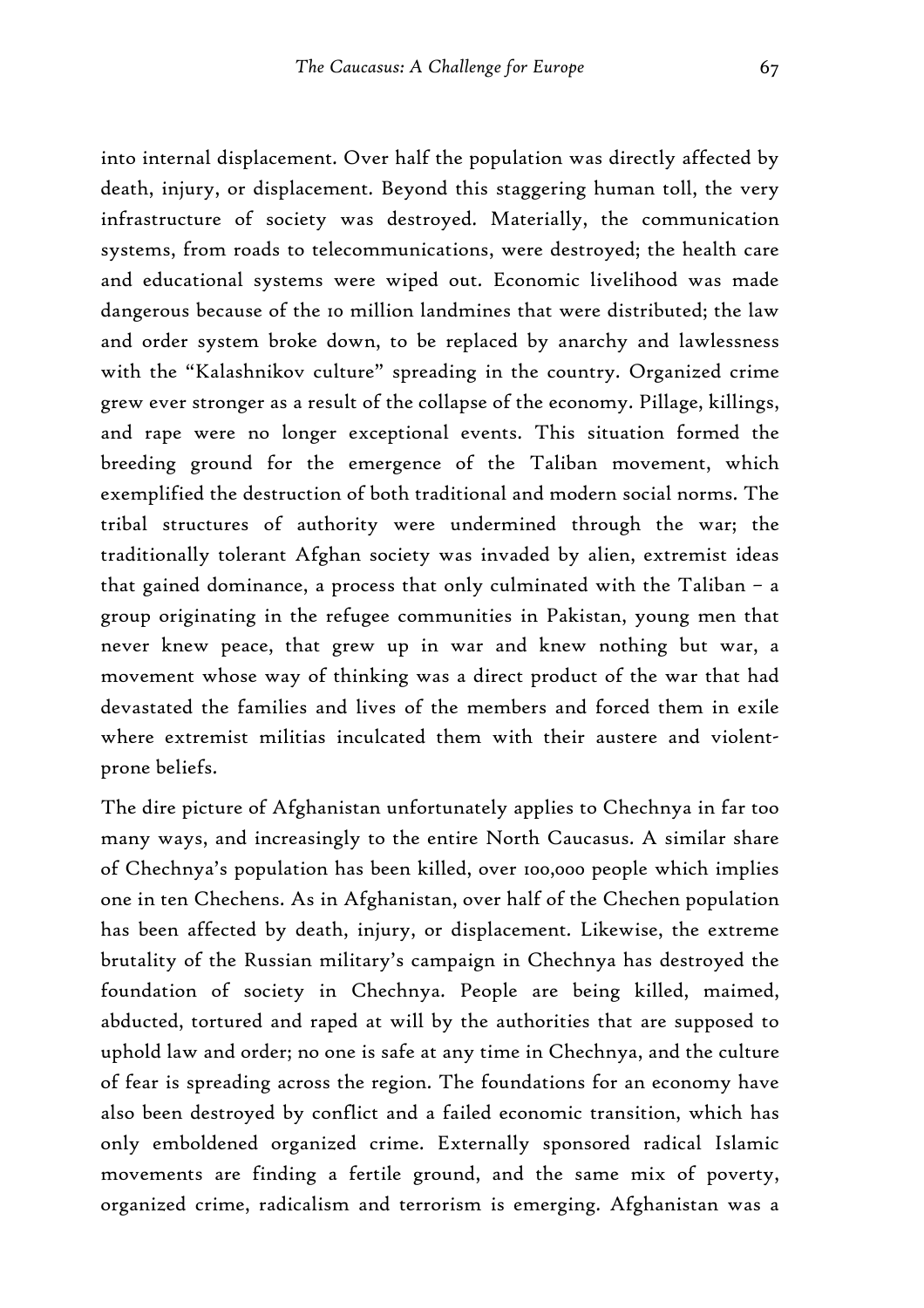into internal displacement. Over half the population was directly affected by death, injury, or displacement. Beyond this staggering human toll, the very infrastructure of society was destroyed. Materially, the communication systems, from roads to telecommunications, were destroyed; the health care and educational systems were wiped out. Economic livelihood was made dangerous because of the 10 million landmines that were distributed; the law and order system broke down, to be replaced by anarchy and lawlessness with the "Kalashnikov culture" spreading in the country. Organized crime grew ever stronger as a result of the collapse of the economy. Pillage, killings, and rape were no longer exceptional events. This situation formed the breeding ground for the emergence of the Taliban movement, which exemplified the destruction of both traditional and modern social norms. The tribal structures of authority were undermined through the war; the traditionally tolerant Afghan society was invaded by alien, extremist ideas that gained dominance, a process that only culminated with the Taliban – a group originating in the refugee communities in Pakistan, young men that never knew peace, that grew up in war and knew nothing but war, a movement whose way of thinking was a direct product of the war that had devastated the families and lives of the members and forced them in exile where extremist militias inculcated them with their austere and violent-prone beliefs.

The dire picture of Afghanistan unfortunately applies to Chechnya in far too many ways, and increasingly to the entire North Caucasus. A similar share of Chechnya's population has been killed, over 100,000 people which implies one in ten Chechens. As in Afghanistan, over half of the Chechen population has been affected by death, injury, or displacement. Likewise, the extreme brutality of the Russian military's campaign in Chechnya has destroyed the foundation of society in Chechnya. People are being killed, maimed, abducted, tortured and raped at will by the authorities that are supposed to uphold law and order; no one is safe at any time in Chechnya, and the culture of fear is spreading across the region. The foundations for an economy have also been destroyed by conflict and a failed economic transition, which has only emboldened organized crime. Externally sponsored radical Islamic movements are finding a fertile ground, and the same mix of poverty, organized crime, radicalism and terrorism is emerging. Afghanistan was a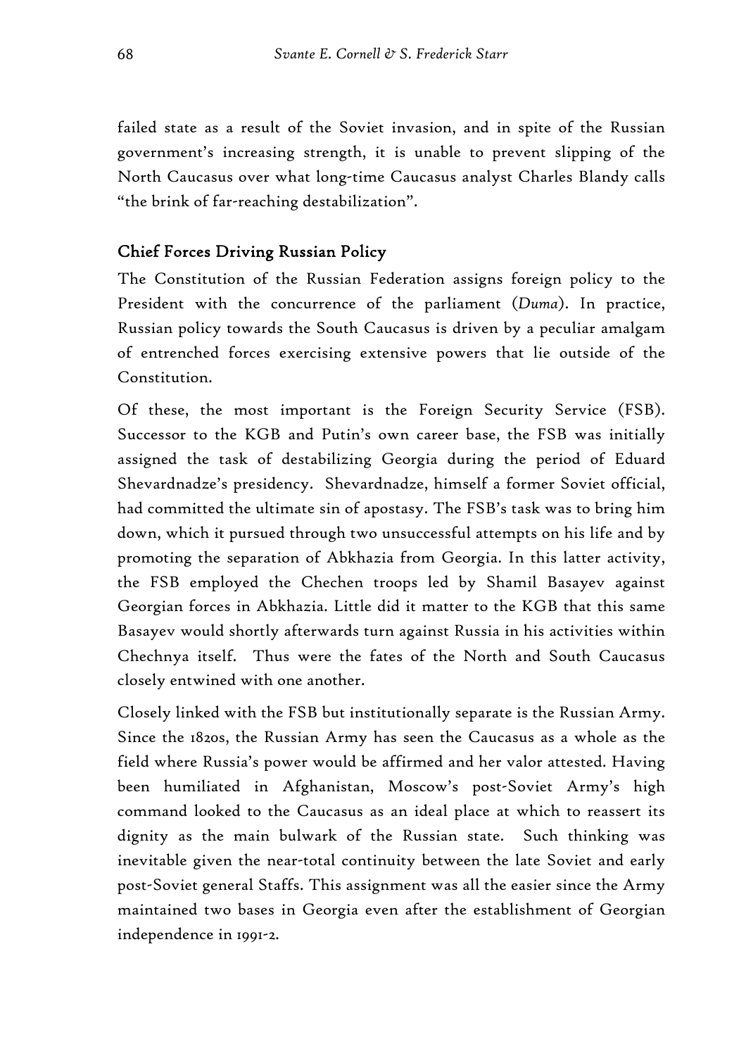failed state as a result of the Soviet invasion, and in spite of the Russian government's increasing strength, it is unable to prevent slipping of the North Caucasus over what long-time Caucasus analyst Charles Blandy calls "the brink of far-reaching destabilization".

## Chief Forces Driving Russian Policy

The Constitution of the Russian Federation assigns foreign policy to the President with the concurrence of the parliament (*Duma*). In practice, Russian policy towards the South Caucasus is driven by a peculiar amalgam of entrenched forces exercising extensive powers that lie outside of the Constitution.

Of these, the most important is the Foreign Security Service (FSB). Successor to the KGB and Putin's own career base, the FSB was initially assigned the task of destabilizing Georgia during the period of Eduard Shevardnadze's presidency. Shevardnadze, himself a former Soviet official, had committed the ultimate sin of apostasy. The FSB's task was to bring him down, which it pursued through two unsuccessful attempts on his life and by promoting the separation of Abkhazia from Georgia. In this latter activity, the FSB employed the Chechen troops led by Shamil Basayev against Georgian forces in Abkhazia. Little did it matter to the KGB that this same Basayev would shortly afterwards turn against Russia in his activities within Chechnya itself. Thus were the fates of the North and South Caucasus closely entwined with one another.

Closely linked with the FSB but institutionally separate is the Russian Army. Since the 1820s, the Russian Army has seen the Caucasus as a whole as the field where Russia's power would be affirmed and her valor attested. Having been humiliated in Afghanistan, Moscow's post-Soviet Army's high command looked to the Caucasus as an ideal place at which to reassert its dignity as the main bulwark of the Russian state. Such thinking was inevitable given the near-total continuity between the late Soviet and early post-Soviet general Staffs. This assignment was all the easier since the Army maintained two bases in Georgia even after the establishment of Georgian independence in 1991-2.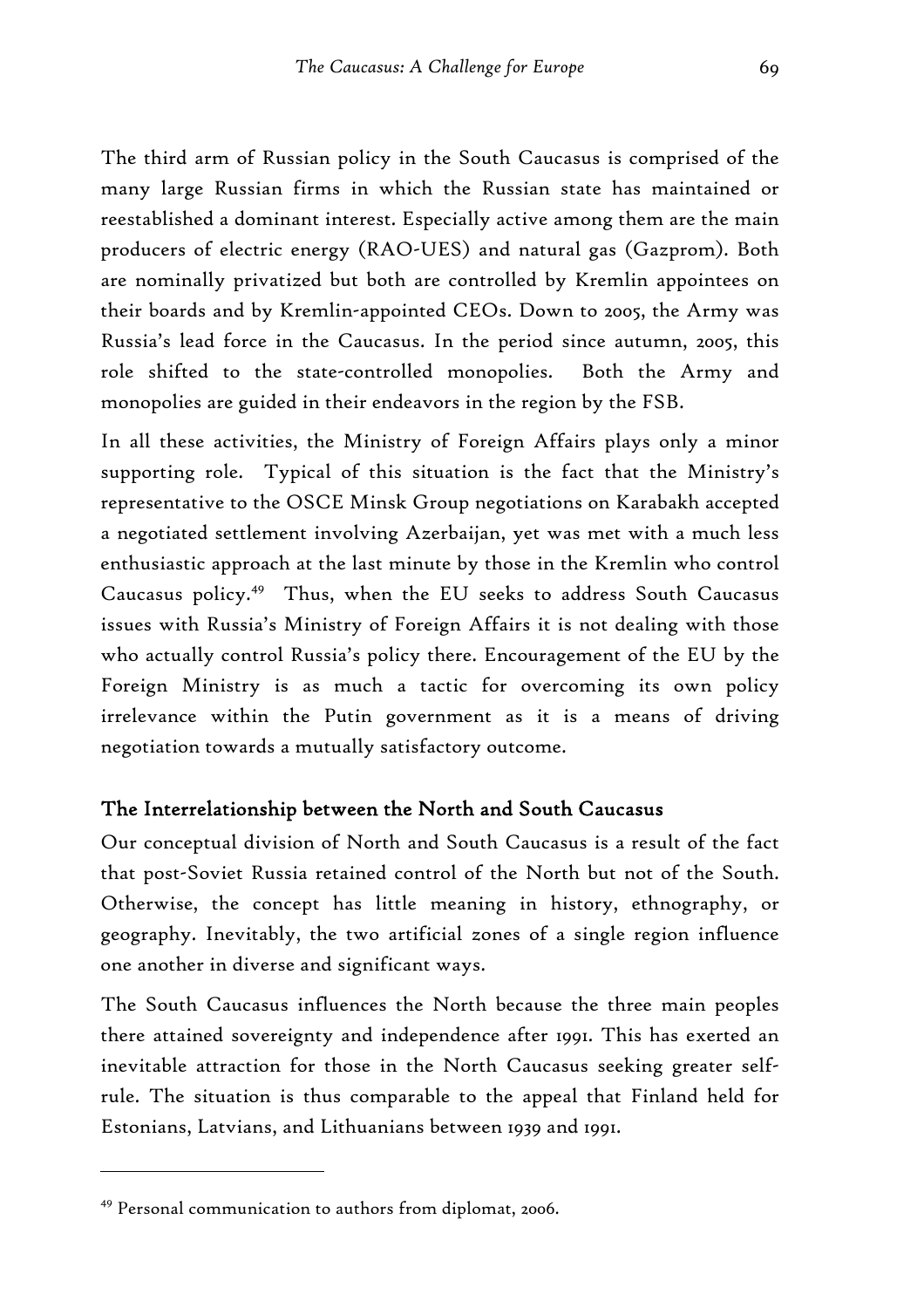The third arm of Russian policy in the South Caucasus is comprised of the many large Russian firms in which the Russian state has maintained or reestablished a dominant interest. Especially active among them are the main producers of electric energy (RAO-UES) and natural gas (Gazprom). Both are nominally privatized but both are controlled by Kremlin appointees on their boards and by Kremlin-appointed CEOs. Down to 2005, the Army was Russia's lead force in the Caucasus. In the period since autumn, 2005, this role shifted to the state-controlled monopolies. Both the Army and monopolies are guided in their endeavors in the region by the FSB.

In all these activities, the Ministry of Foreign Affairs plays only a minor supporting role. Typical of this situation is the fact that the Ministry's representative to the OSCE Minsk Group negotiations on Karabakh accepted a negotiated settlement involving Azerbaijan, yet was met with a much less enthusiastic approach at the last minute by those in the Kremlin who control Caucasus policy.[49] Thus, when the EU seeks to address South Caucasus issues with Russia's Ministry of Foreign Affairs it is not dealing with those who actually control Russia's policy there. Encouragement of the EU by the Foreign Ministry is as much a tactic for overcoming its own policy irrelevance within the Putin government as it is a means of driving negotiation towards a mutually satisfactory outcome.

### The Interrelationship between the North and South Caucasus

Our conceptual division of North and South Caucasus is a result of the fact that post-Soviet Russia retained control of the North but not of the South. Otherwise, the concept has little meaning in history, ethnography, or geography. Inevitably, the two artificial zones of a single region influence one another in diverse and significant ways.

The South Caucasus influences the North because the three main peoples there attained sovereignty and independence after 1991. This has exerted an inevitable attraction for those in the North Caucasus seeking greater self-rule. The situation is thus comparable to the appeal that Finland held for Estonians, Latvians, and Lithuanians between 1939 and 1991.

---

[49] Personal communication to authors from diplomat, 2006.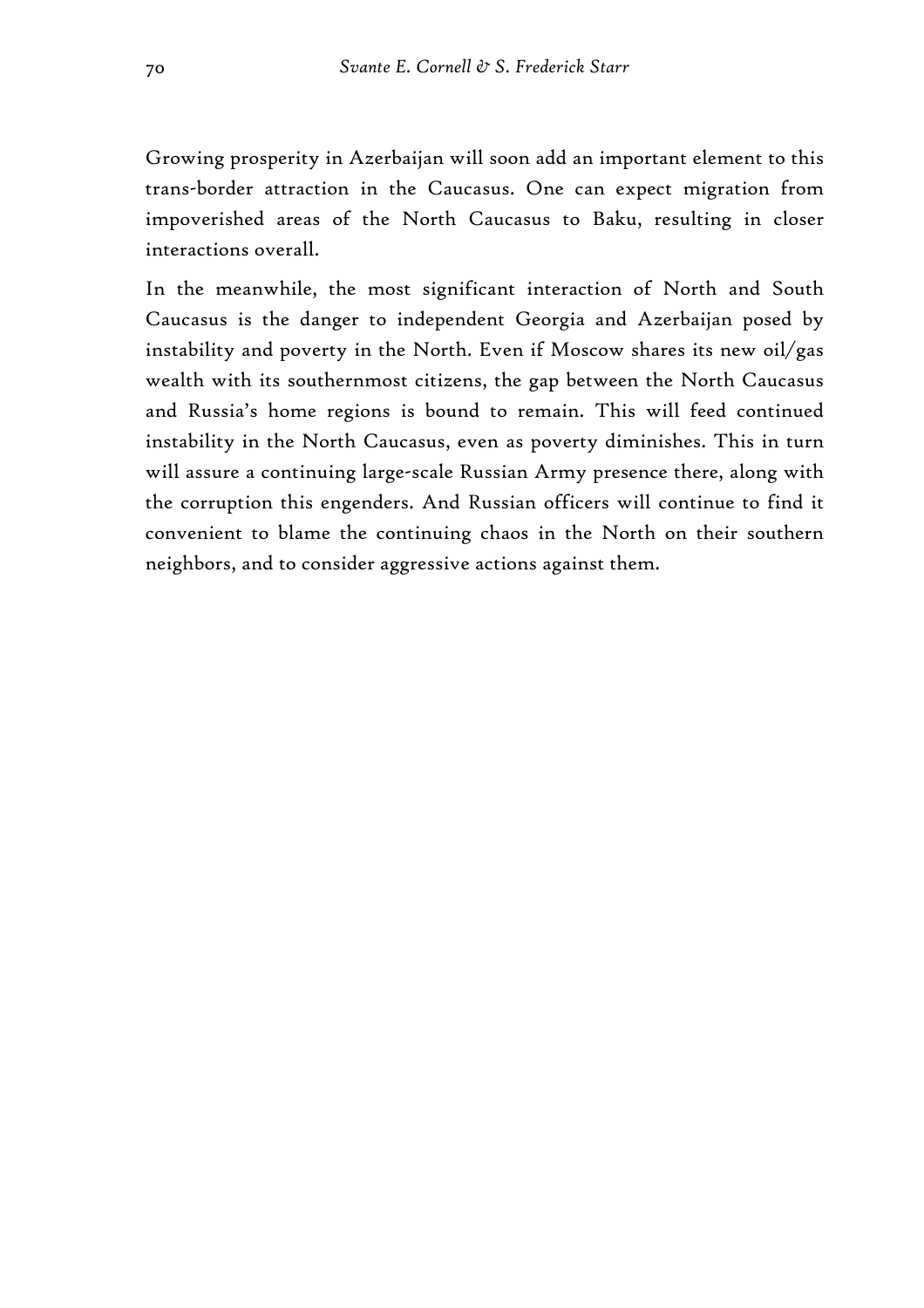Growing prosperity in Azerbaijan will soon add an important element to this trans-border attraction in the Caucasus. One can expect migration from impoverished areas of the North Caucasus to Baku, resulting in closer interactions overall.

In the meanwhile, the most significant interaction of North and South Caucasus is the danger to independent Georgia and Azerbaijan posed by instability and poverty in the North. Even if Moscow shares its new oil/gas wealth with its southernmost citizens, the gap between the North Caucasus and Russia's home regions is bound to remain. This will feed continued instability in the North Caucasus, even as poverty diminishes. This in turn will assure a continuing large-scale Russian Army presence there, along with the corruption this engenders. And Russian officers will continue to find it convenient to blame the continuing chaos in the North on their southern neighbors, and to consider aggressive actions against them.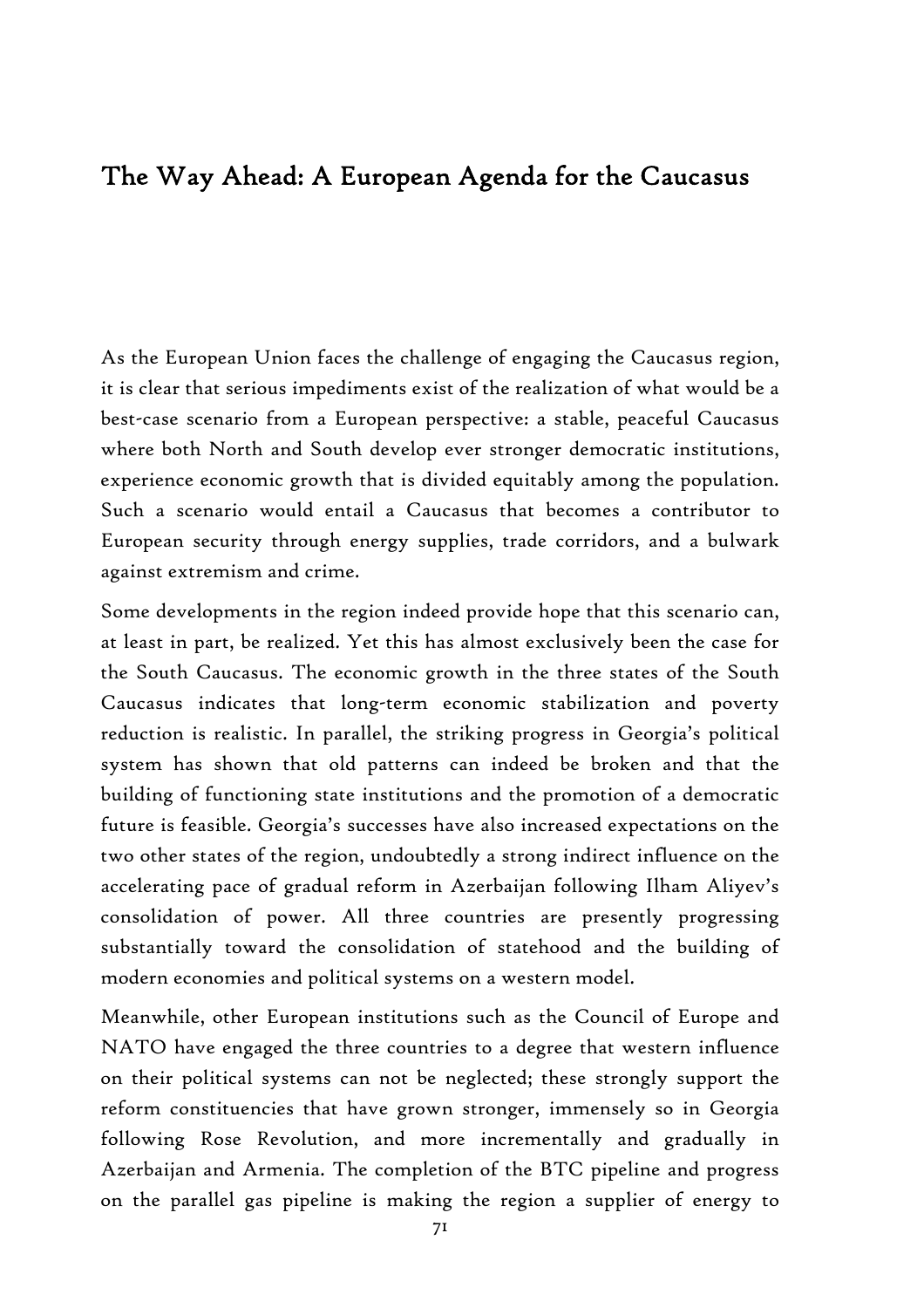# The Way Ahead: A European Agenda for the Caucasus

As the European Union faces the challenge of engaging the Caucasus region, it is clear that serious impediments exist of the realization of what would be a best-case scenario from a European perspective: a stable, peaceful Caucasus where both North and South develop ever stronger democratic institutions, experience economic growth that is divided equitably among the population. Such a scenario would entail a Caucasus that becomes a contributor to European security through energy supplies, trade corridors, and a bulwark against extremism and crime.

Some developments in the region indeed provide hope that this scenario can, at least in part, be realized. Yet this has almost exclusively been the case for the South Caucasus. The economic growth in the three states of the South Caucasus indicates that long-term economic stabilization and poverty reduction is realistic. In parallel, the striking progress in Georgia's political system has shown that old patterns can indeed be broken and that the building of functioning state institutions and the promotion of a democratic future is feasible. Georgia's successes have also increased expectations on the two other states of the region, undoubtedly a strong indirect influence on the accelerating pace of gradual reform in Azerbaijan following Ilham Aliyev's consolidation of power. All three countries are presently progressing substantially toward the consolidation of statehood and the building of modern economies and political systems on a western model.

Meanwhile, other European institutions such as the Council of Europe and NATO have engaged the three countries to a degree that western influence on their political systems can not be neglected; these strongly support the reform constituencies that have grown stronger, immensely so in Georgia following Rose Revolution, and more incrementally and gradually in Azerbaijan and Armenia. The completion of the BTC pipeline and progress on the parallel gas pipeline is making the region a supplier of energy to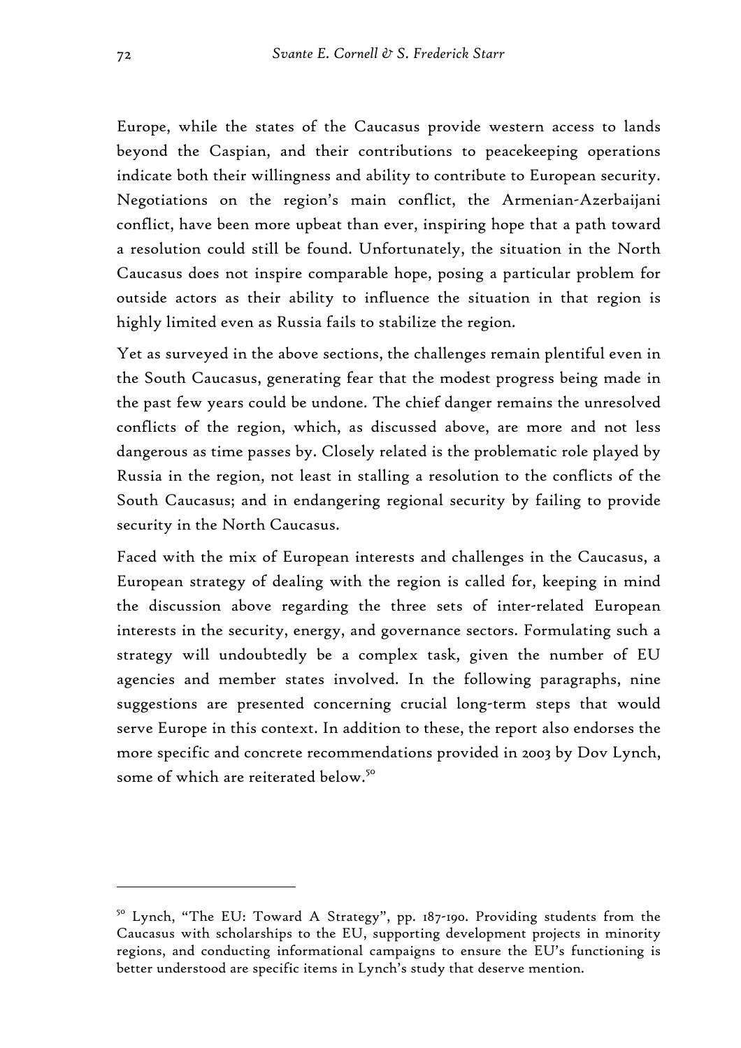Europe, while the states of the Caucasus provide western access to lands beyond the Caspian, and their contributions to peacekeeping operations indicate both their willingness and ability to contribute to European security. Negotiations on the region's main conflict, the Armenian-Azerbaijani conflict, have been more upbeat than ever, inspiring hope that a path toward a resolution could still be found. Unfortunately, the situation in the North Caucasus does not inspire comparable hope, posing a particular problem for outside actors as their ability to influence the situation in that region is highly limited even as Russia fails to stabilize the region.

Yet as surveyed in the above sections, the challenges remain plentiful even in the South Caucasus, generating fear that the modest progress being made in the past few years could be undone. The chief danger remains the unresolved conflicts of the region, which, as discussed above, are more and not less dangerous as time passes by. Closely related is the problematic role played by Russia in the region, not least in stalling a resolution to the conflicts of the South Caucasus; and in endangering regional security by failing to provide security in the North Caucasus.

Faced with the mix of European interests and challenges in the Caucasus, a European strategy of dealing with the region is called for, keeping in mind the discussion above regarding the three sets of inter-related European interests in the security, energy, and governance sectors. Formulating such a strategy will undoubtedly be a complex task, given the number of EU agencies and member states involved. In the following paragraphs, nine suggestions are presented concerning crucial long-term steps that would serve Europe in this context. In addition to these, the report also endorses the more specific and concrete recommendations provided in 2003 by Dov Lynch, some of which are reiterated below.[50]

---

[50] Lynch, "The EU: Toward A Strategy", pp. 187-190. Providing students from the Caucasus with scholarships to the EU, supporting development projects in minority regions, and conducting informational campaigns to ensure the EU's functioning is better understood are specific items in Lynch's study that deserve mention.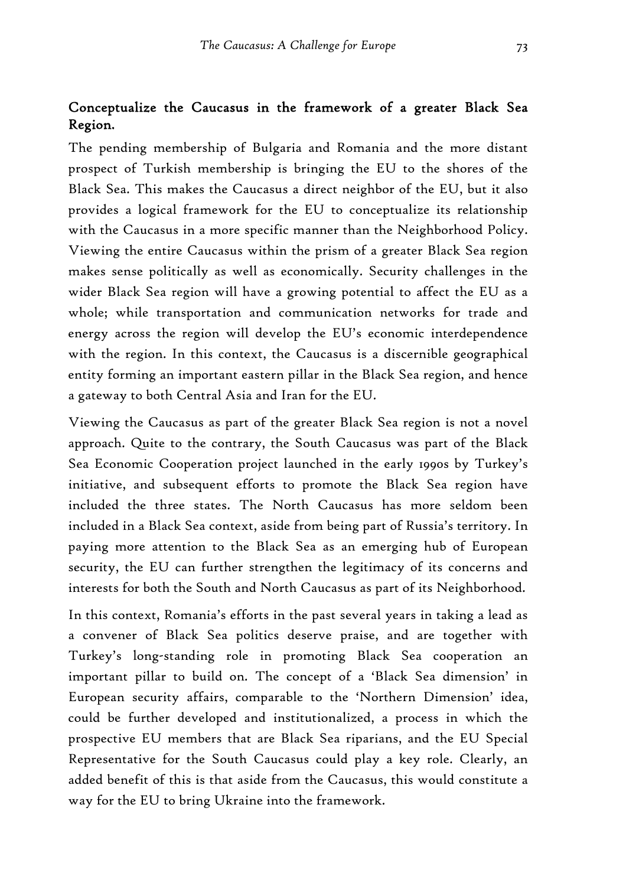## Conceptualize the Caucasus in the framework of a greater Black Sea Region.

The pending membership of Bulgaria and Romania and the more distant prospect of Turkish membership is bringing the EU to the shores of the Black Sea. This makes the Caucasus a direct neighbor of the EU, but it also provides a logical framework for the EU to conceptualize its relationship with the Caucasus in a more specific manner than the Neighborhood Policy. Viewing the entire Caucasus within the prism of a greater Black Sea region makes sense politically as well as economically. Security challenges in the wider Black Sea region will have a growing potential to affect the EU as a whole; while transportation and communication networks for trade and energy across the region will develop the EU's economic interdependence with the region. In this context, the Caucasus is a discernible geographical entity forming an important eastern pillar in the Black Sea region, and hence a gateway to both Central Asia and Iran for the EU.

Viewing the Caucasus as part of the greater Black Sea region is not a novel approach. Quite to the contrary, the South Caucasus was part of the Black Sea Economic Cooperation project launched in the early 1990s by Turkey's initiative, and subsequent efforts to promote the Black Sea region have included the three states. The North Caucasus has more seldom been included in a Black Sea context, aside from being part of Russia's territory. In paying more attention to the Black Sea as an emerging hub of European security, the EU can further strengthen the legitimacy of its concerns and interests for both the South and North Caucasus as part of its Neighborhood.

In this context, Romania's efforts in the past several years in taking a lead as a convener of Black Sea politics deserve praise, and are together with Turkey's long-standing role in promoting Black Sea cooperation an important pillar to build on. The concept of a 'Black Sea dimension' in European security affairs, comparable to the 'Northern Dimension' idea, could be further developed and institutionalized, a process in which the prospective EU members that are Black Sea riparians, and the EU Special Representative for the South Caucasus could play a key role. Clearly, an added benefit of this is that aside from the Caucasus, this would constitute a way for the EU to bring Ukraine into the framework.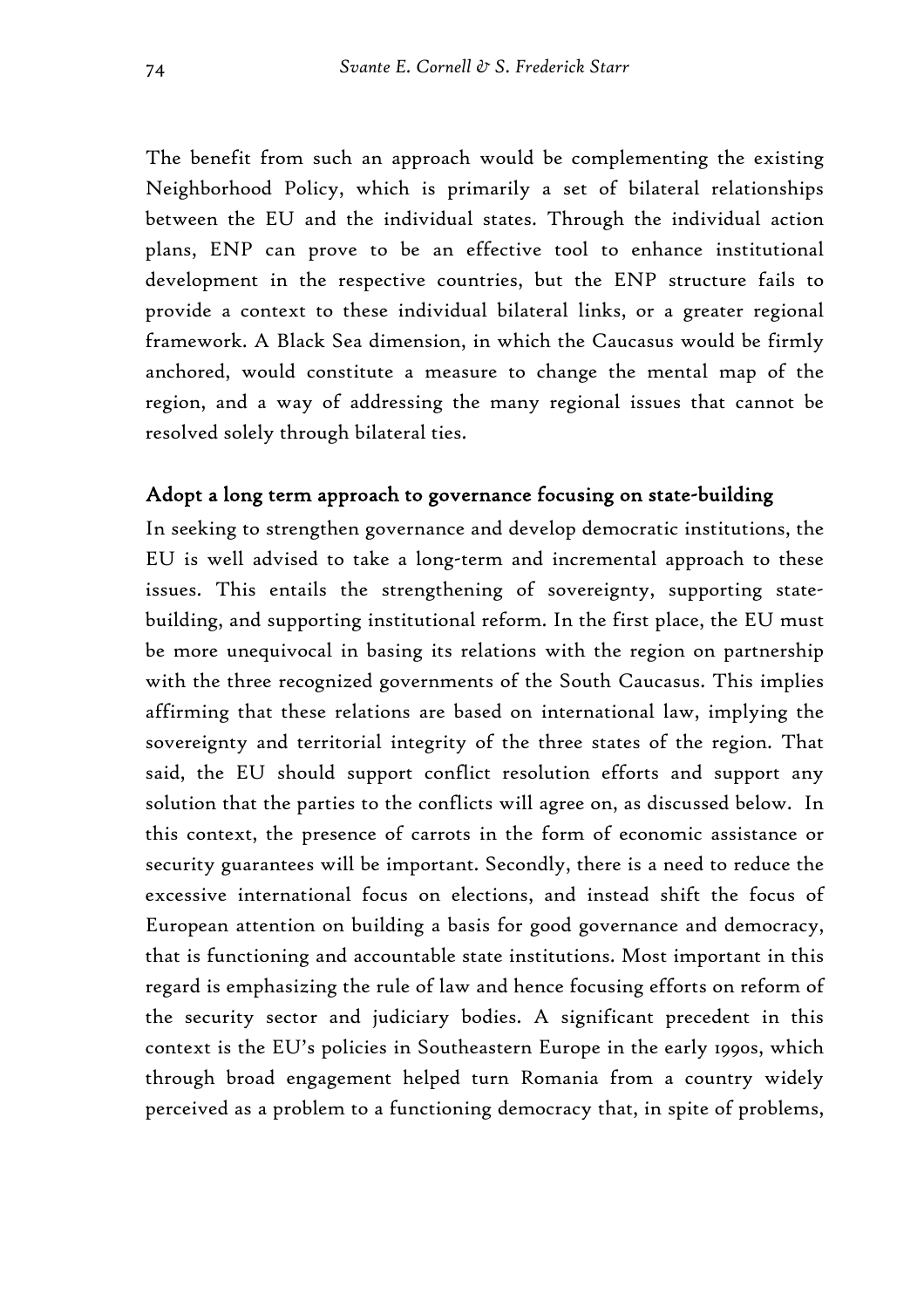The benefit from such an approach would be complementing the existing Neighborhood Policy, which is primarily a set of bilateral relationships between the EU and the individual states. Through the individual action plans, ENP can prove to be an effective tool to enhance institutional development in the respective countries, but the ENP structure fails to provide a context to these individual bilateral links, or a greater regional framework. A Black Sea dimension, in which the Caucasus would be firmly anchored, would constitute a measure to change the mental map of the region, and a way of addressing the many regional issues that cannot be resolved solely through bilateral ties.

### Adopt a long term approach to governance focusing on state-building

In seeking to strengthen governance and develop democratic institutions, the EU is well advised to take a long-term and incremental approach to these issues. This entails the strengthening of sovereignty, supporting state-building, and supporting institutional reform. In the first place, the EU must be more unequivocal in basing its relations with the region on partnership with the three recognized governments of the South Caucasus. This implies affirming that these relations are based on international law, implying the sovereignty and territorial integrity of the three states of the region. That said, the EU should support conflict resolution efforts and support any solution that the parties to the conflicts will agree on, as discussed below. In this context, the presence of carrots in the form of economic assistance or security guarantees will be important. Secondly, there is a need to reduce the excessive international focus on elections, and instead shift the focus of European attention on building a basis for good governance and democracy, that is functioning and accountable state institutions. Most important in this regard is emphasizing the rule of law and hence focusing efforts on reform of the security sector and judiciary bodies. A significant precedent in this context is the EU's policies in Southeastern Europe in the early 1990s, which through broad engagement helped turn Romania from a country widely perceived as a problem to a functioning democracy that, in spite of problems,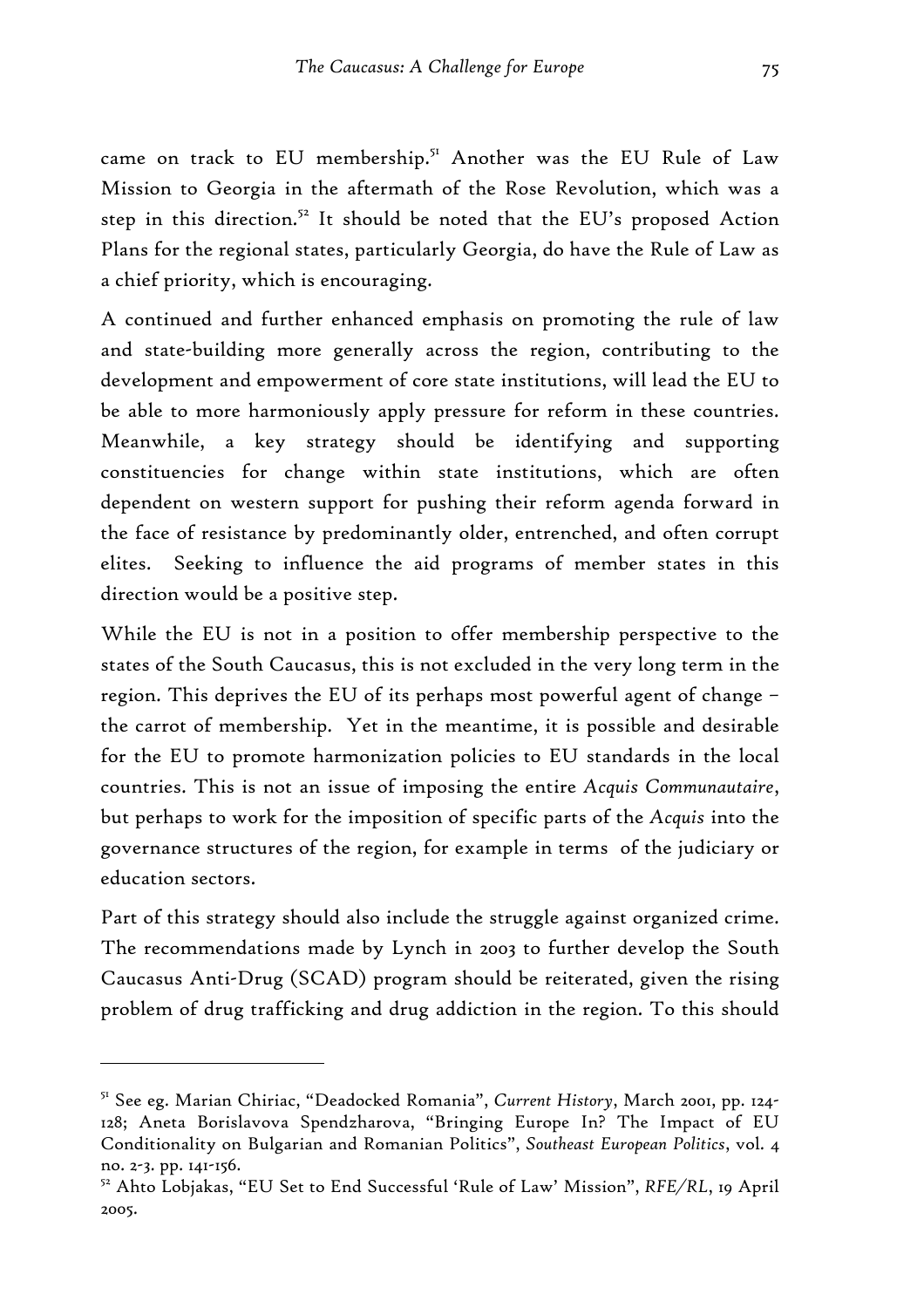came on track to EU membership.[51] Another was the EU Rule of Law Mission to Georgia in the aftermath of the Rose Revolution, which was a step in this direction.[52] It should be noted that the EU's proposed Action Plans for the regional states, particularly Georgia, do have the Rule of Law as a chief priority, which is encouraging.

A continued and further enhanced emphasis on promoting the rule of law and state-building more generally across the region, contributing to the development and empowerment of core state institutions, will lead the EU to be able to more harmoniously apply pressure for reform in these countries. Meanwhile, a key strategy should be identifying and supporting constituencies for change within state institutions, which are often dependent on western support for pushing their reform agenda forward in the face of resistance by predominantly older, entrenched, and often corrupt elites. Seeking to influence the aid programs of member states in this direction would be a positive step.

While the EU is not in a position to offer membership perspective to the states of the South Caucasus, this is not excluded in the very long term in the region. This deprives the EU of its perhaps most powerful agent of change – the carrot of membership. Yet in the meantime, it is possible and desirable for the EU to promote harmonization policies to EU standards in the local countries. This is not an issue of imposing the entire *Acquis Communautaire*, but perhaps to work for the imposition of specific parts of the *Acquis* into the governance structures of the region, for example in terms of the judiciary or education sectors.

Part of this strategy should also include the struggle against organized crime. The recommendations made by Lynch in 2003 to further develop the South Caucasus Anti-Drug (SCAD) program should be reiterated, given the rising problem of drug trafficking and drug addiction in the region. To this should

---

[51] See eg. Marian Chiriac, "Deadocked Romania", *Current History*, March 2001, pp. 124-128; Aneta Borislavova Spendzharova, "Bringing Europe In? The Impact of EU Conditionality on Bulgarian and Romanian Politics", *Southeast European Politics*, vol. 4 no. 2-3. pp. 141-156.

[52] Ahto Lobjakas, "EU Set to End Successful 'Rule of Law' Mission", *RFE/RL*, 19 April 2005.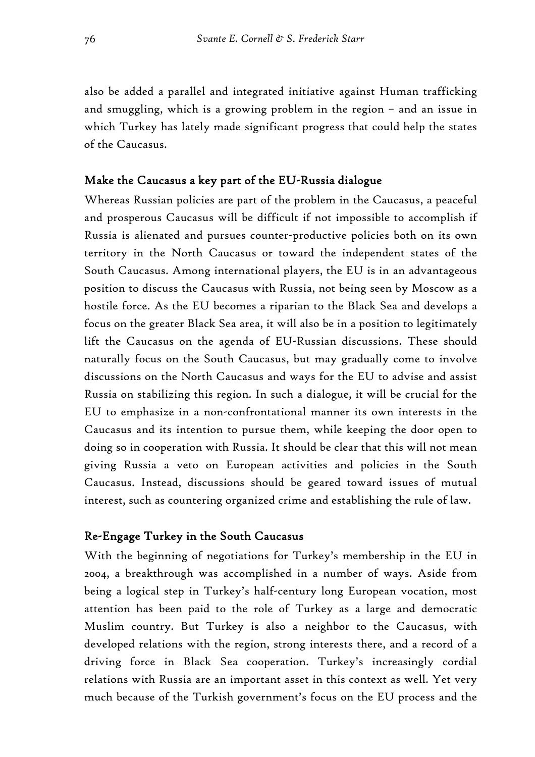also be added a parallel and integrated initiative against Human trafficking and smuggling, which is a growing problem in the region – and an issue in which Turkey has lately made significant progress that could help the states of the Caucasus.

### Make the Caucasus a key part of the EU-Russia dialogue

Whereas Russian policies are part of the problem in the Caucasus, a peaceful and prosperous Caucasus will be difficult if not impossible to accomplish if Russia is alienated and pursues counter-productive policies both on its own territory in the North Caucasus or toward the independent states of the South Caucasus. Among international players, the EU is in an advantageous position to discuss the Caucasus with Russia, not being seen by Moscow as a hostile force. As the EU becomes a riparian to the Black Sea and develops a focus on the greater Black Sea area, it will also be in a position to legitimately lift the Caucasus on the agenda of EU-Russian discussions. These should naturally focus on the South Caucasus, but may gradually come to involve discussions on the North Caucasus and ways for the EU to advise and assist Russia on stabilizing this region. In such a dialogue, it will be crucial for the EU to emphasize in a non-confrontational manner its own interests in the Caucasus and its intention to pursue them, while keeping the door open to doing so in cooperation with Russia. It should be clear that this will not mean giving Russia a veto on European activities and policies in the South Caucasus. Instead, discussions should be geared toward issues of mutual interest, such as countering organized crime and establishing the rule of law.

### Re-Engage Turkey in the South Caucasus

With the beginning of negotiations for Turkey's membership in the EU in 2004, a breakthrough was accomplished in a number of ways. Aside from being a logical step in Turkey's half-century long European vocation, most attention has been paid to the role of Turkey as a large and democratic Muslim country. But Turkey is also a neighbor to the Caucasus, with developed relations with the region, strong interests there, and a record of a driving force in Black Sea cooperation. Turkey's increasingly cordial relations with Russia are an important asset in this context as well. Yet very much because of the Turkish government's focus on the EU process and the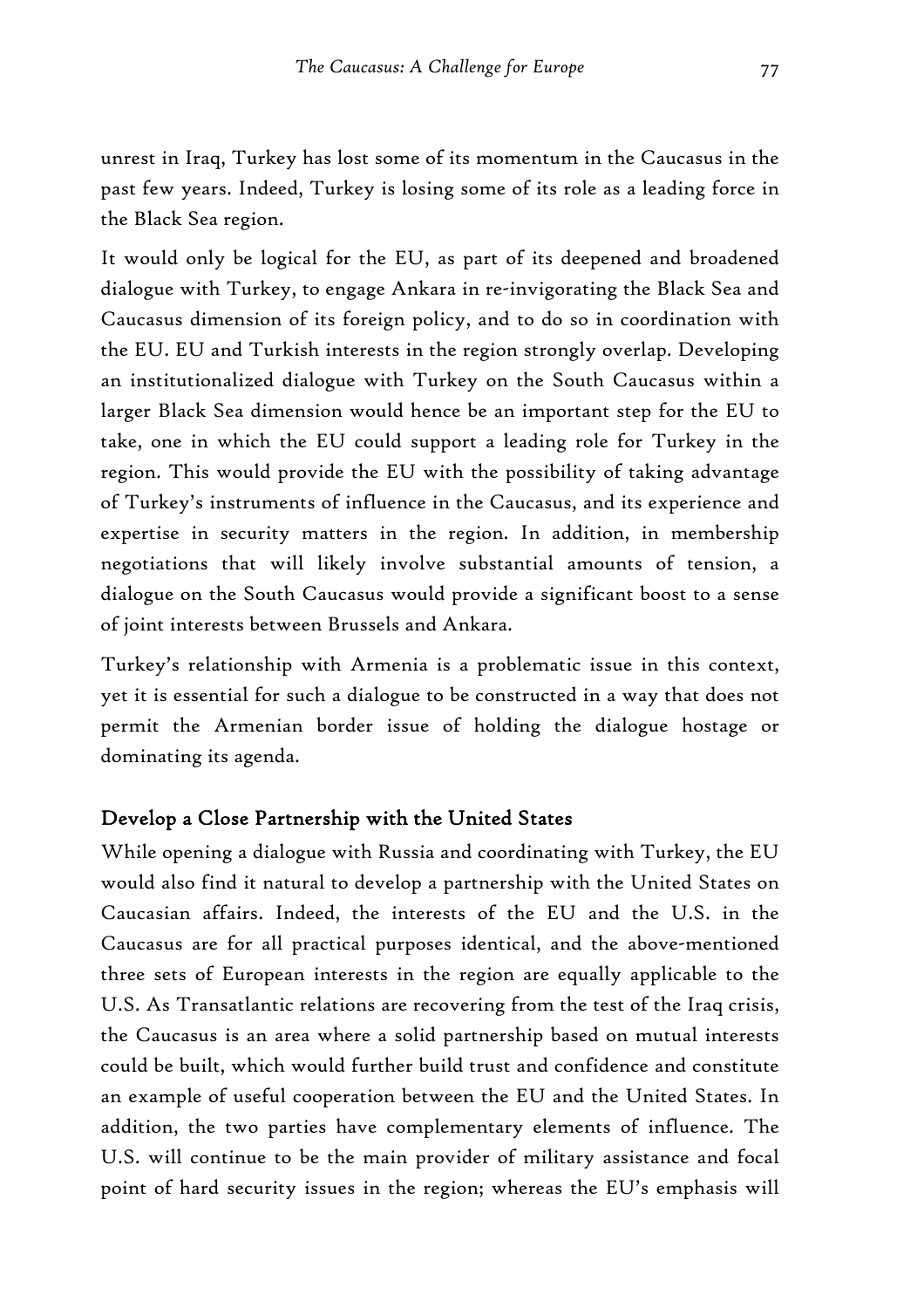unrest in Iraq, Turkey has lost some of its momentum in the Caucasus in the past few years. Indeed, Turkey is losing some of its role as a leading force in the Black Sea region.

It would only be logical for the EU, as part of its deepened and broadened dialogue with Turkey, to engage Ankara in re-invigorating the Black Sea and Caucasus dimension of its foreign policy, and to do so in coordination with the EU. EU and Turkish interests in the region strongly overlap. Developing an institutionalized dialogue with Turkey on the South Caucasus within a larger Black Sea dimension would hence be an important step for the EU to take, one in which the EU could support a leading role for Turkey in the region. This would provide the EU with the possibility of taking advantage of Turkey's instruments of influence in the Caucasus, and its experience and expertise in security matters in the region. In addition, in membership negotiations that will likely involve substantial amounts of tension, a dialogue on the South Caucasus would provide a significant boost to a sense of joint interests between Brussels and Ankara.

Turkey's relationship with Armenia is a problematic issue in this context, yet it is essential for such a dialogue to be constructed in a way that does not permit the Armenian border issue of holding the dialogue hostage or dominating its agenda.

### Develop a Close Partnership with the United States

While opening a dialogue with Russia and coordinating with Turkey, the EU would also find it natural to develop a partnership with the United States on Caucasian affairs. Indeed, the interests of the EU and the U.S. in the Caucasus are for all practical purposes identical, and the above-mentioned three sets of European interests in the region are equally applicable to the U.S. As Transatlantic relations are recovering from the test of the Iraq crisis, the Caucasus is an area where a solid partnership based on mutual interests could be built, which would further build trust and confidence and constitute an example of useful cooperation between the EU and the United States. In addition, the two parties have complementary elements of influence. The U.S. will continue to be the main provider of military assistance and focal point of hard security issues in the region; whereas the EU's emphasis will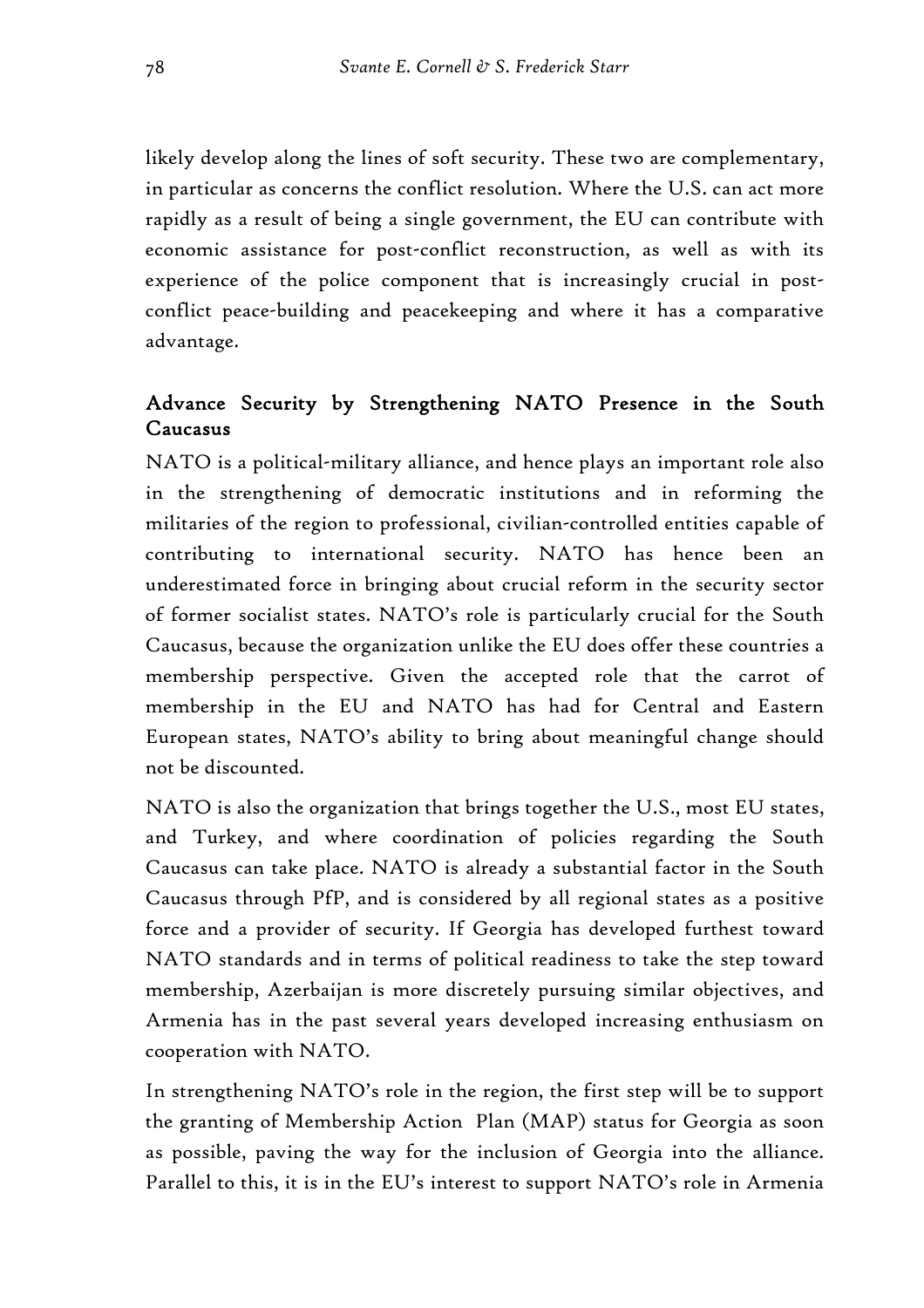likely develop along the lines of soft security. These two are complementary, in particular as concerns the conflict resolution. Where the U.S. can act more rapidly as a result of being a single government, the EU can contribute with economic assistance for post-conflict reconstruction, as well as with its experience of the police component that is increasingly crucial in post-conflict peace-building and peacekeeping and where it has a comparative advantage.

## Advance Security by Strengthening NATO Presence in the South Caucasus

NATO is a political-military alliance, and hence plays an important role also in the strengthening of democratic institutions and in reforming the militaries of the region to professional, civilian-controlled entities capable of contributing to international security. NATO has hence been an underestimated force in bringing about crucial reform in the security sector of former socialist states. NATO's role is particularly crucial for the South Caucasus, because the organization unlike the EU does offer these countries a membership perspective. Given the accepted role that the carrot of membership in the EU and NATO has had for Central and Eastern European states, NATO's ability to bring about meaningful change should not be discounted.

NATO is also the organization that brings together the U.S., most EU states, and Turkey, and where coordination of policies regarding the South Caucasus can take place. NATO is already a substantial factor in the South Caucasus through PfP, and is considered by all regional states as a positive force and a provider of security. If Georgia has developed furthest toward NATO standards and in terms of political readiness to take the step toward membership, Azerbaijan is more discretely pursuing similar objectives, and Armenia has in the past several years developed increasing enthusiasm on cooperation with NATO.

In strengthening NATO's role in the region, the first step will be to support the granting of Membership Action Plan (MAP) status for Georgia as soon as possible, paving the way for the inclusion of Georgia into the alliance. Parallel to this, it is in the EU's interest to support NATO's role in Armenia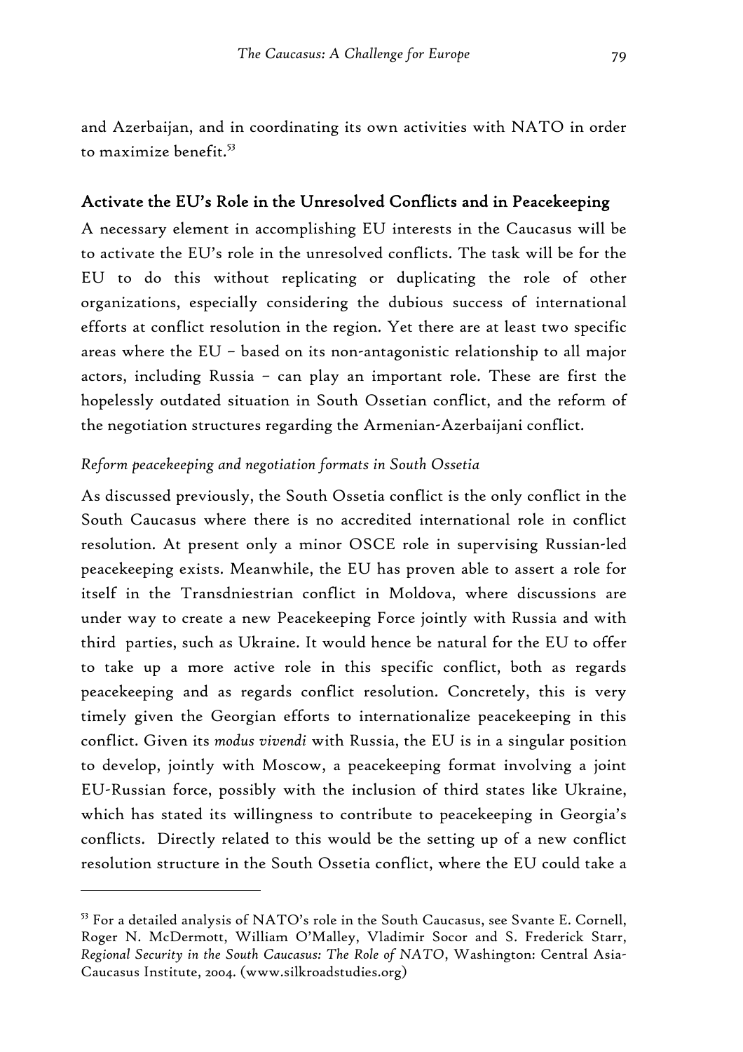and Azerbaijan, and in coordinating its own activities with NATO in order to maximize benefit.[53]

## Activate the EU's Role in the Unresolved Conflicts and in Peacekeeping

A necessary element in accomplishing EU interests in the Caucasus will be to activate the EU's role in the unresolved conflicts. The task will be for the EU to do this without replicating or duplicating the role of other organizations, especially considering the dubious success of international efforts at conflict resolution in the region. Yet there are at least two specific areas where the EU – based on its non-antagonistic relationship to all major actors, including Russia – can play an important role. These are first the hopelessly outdated situation in South Ossetian conflict, and the reform of the negotiation structures regarding the Armenian-Azerbaijani conflict.

### *Reform peacekeeping and negotiation formats in South Ossetia*

As discussed previously, the South Ossetia conflict is the only conflict in the South Caucasus where there is no accredited international role in conflict resolution. At present only a minor OSCE role in supervising Russian-led peacekeeping exists. Meanwhile, the EU has proven able to assert a role for itself in the Transdniestrian conflict in Moldova, where discussions are under way to create a new Peacekeeping Force jointly with Russia and with third parties, such as Ukraine. It would hence be natural for the EU to offer to take up a more active role in this specific conflict, both as regards peacekeeping and as regards conflict resolution. Concretely, this is very timely given the Georgian efforts to internationalize peacekeeping in this conflict. Given its *modus vivendi* with Russia, the EU is in a singular position to develop, jointly with Moscow, a peacekeeping format involving a joint EU-Russian force, possibly with the inclusion of third states like Ukraine, which has stated its willingness to contribute to peacekeeping in Georgia's conflicts. Directly related to this would be the setting up of a new conflict resolution structure in the South Ossetia conflict, where the EU could take a

---

[53] For a detailed analysis of NATO's role in the South Caucasus, see Svante E. Cornell, Roger N. McDermott, William O'Malley, Vladimir Socor and S. Frederick Starr, *Regional Security in the South Caucasus: The Role of NATO*, Washington: Central Asia-Caucasus Institute, 2004. (www.silkroadstudies.org)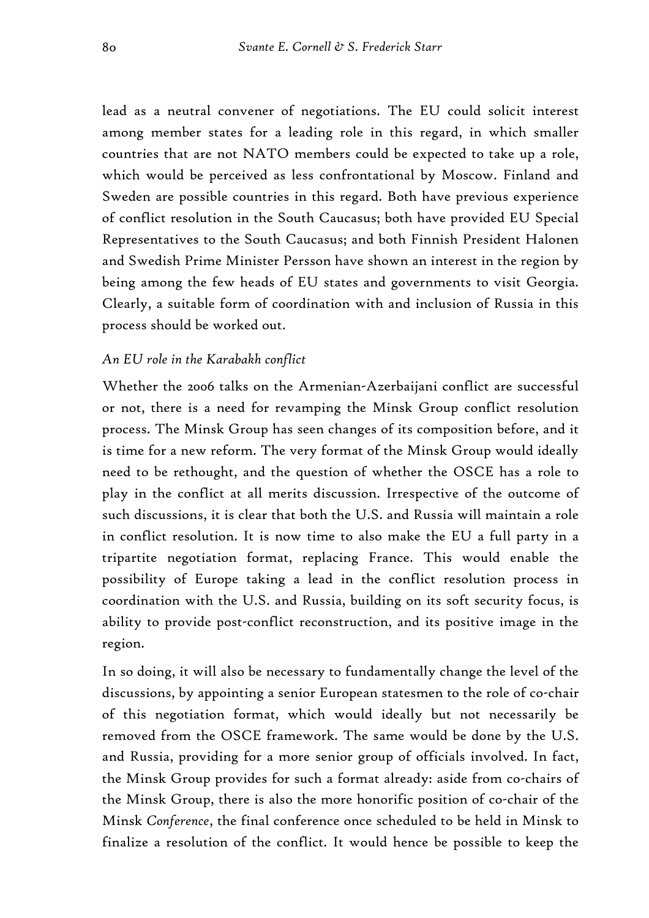lead as a neutral convener of negotiations. The EU could solicit interest among member states for a leading role in this regard, in which smaller countries that are not NATO members could be expected to take up a role, which would be perceived as less confrontational by Moscow. Finland and Sweden are possible countries in this regard. Both have previous experience of conflict resolution in the South Caucasus; both have provided EU Special Representatives to the South Caucasus; and both Finnish President Halonen and Swedish Prime Minister Persson have shown an interest in the region by being among the few heads of EU states and governments to visit Georgia. Clearly, a suitable form of coordination with and inclusion of Russia in this process should be worked out.

*An EU role in the Karabakh conflict*

Whether the 2006 talks on the Armenian-Azerbaijani conflict are successful or not, there is a need for revamping the Minsk Group conflict resolution process. The Minsk Group has seen changes of its composition before, and it is time for a new reform. The very format of the Minsk Group would ideally need to be rethought, and the question of whether the OSCE has a role to play in the conflict at all merits discussion. Irrespective of the outcome of such discussions, it is clear that both the U.S. and Russia will maintain a role in conflict resolution. It is now time to also make the EU a full party in a tripartite negotiation format, replacing France. This would enable the possibility of Europe taking a lead in the conflict resolution process in coordination with the U.S. and Russia, building on its soft security focus, is ability to provide post-conflict reconstruction, and its positive image in the region.

In so doing, it will also be necessary to fundamentally change the level of the discussions, by appointing a senior European statesmen to the role of co-chair of this negotiation format, which would ideally but not necessarily be removed from the OSCE framework. The same would be done by the U.S. and Russia, providing for a more senior group of officials involved. In fact, the Minsk Group provides for such a format already: aside from co-chairs of the Minsk Group, there is also the more honorific position of co-chair of the Minsk *Conference*, the final conference once scheduled to be held in Minsk to finalize a resolution of the conflict. It would hence be possible to keep the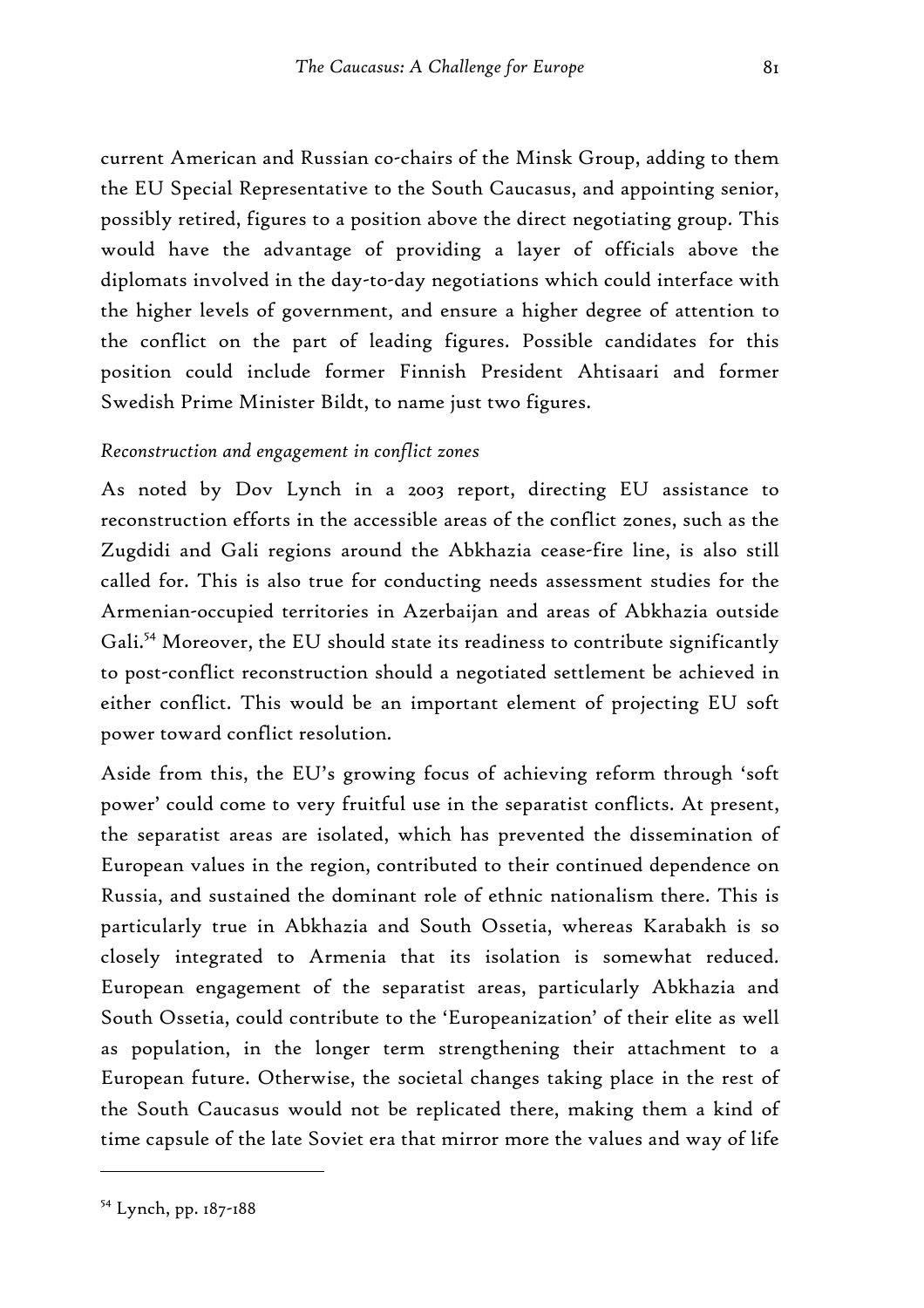current American and Russian co-chairs of the Minsk Group, adding to them the EU Special Representative to the South Caucasus, and appointing senior, possibly retired, figures to a position above the direct negotiating group. This would have the advantage of providing a layer of officials above the diplomats involved in the day-to-day negotiations which could interface with the higher levels of government, and ensure a higher degree of attention to the conflict on the part of leading figures. Possible candidates for this position could include former Finnish President Ahtisaari and former Swedish Prime Minister Bildt, to name just two figures.

*Reconstruction and engagement in conflict zones*

As noted by Dov Lynch in a 2003 report, directing EU assistance to reconstruction efforts in the accessible areas of the conflict zones, such as the Zugdidi and Gali regions around the Abkhazia cease-fire line, is also still called for. This is also true for conducting needs assessment studies for the Armenian-occupied territories in Azerbaijan and areas of Abkhazia outside Gali.[54] Moreover, the EU should state its readiness to contribute significantly to post-conflict reconstruction should a negotiated settlement be achieved in either conflict. This would be an important element of projecting EU soft power toward conflict resolution.

Aside from this, the EU's growing focus of achieving reform through 'soft power' could come to very fruitful use in the separatist conflicts. At present, the separatist areas are isolated, which has prevented the dissemination of European values in the region, contributed to their continued dependence on Russia, and sustained the dominant role of ethnic nationalism there. This is particularly true in Abkhazia and South Ossetia, whereas Karabakh is so closely integrated to Armenia that its isolation is somewhat reduced. European engagement of the separatist areas, particularly Abkhazia and South Ossetia, could contribute to the 'Europeanization' of their elite as well as population, in the longer term strengthening their attachment to a European future. Otherwise, the societal changes taking place in the rest of the South Caucasus would not be replicated there, making them a kind of time capsule of the late Soviet era that mirror more the values and way of life

---

[54] Lynch, pp. 187-188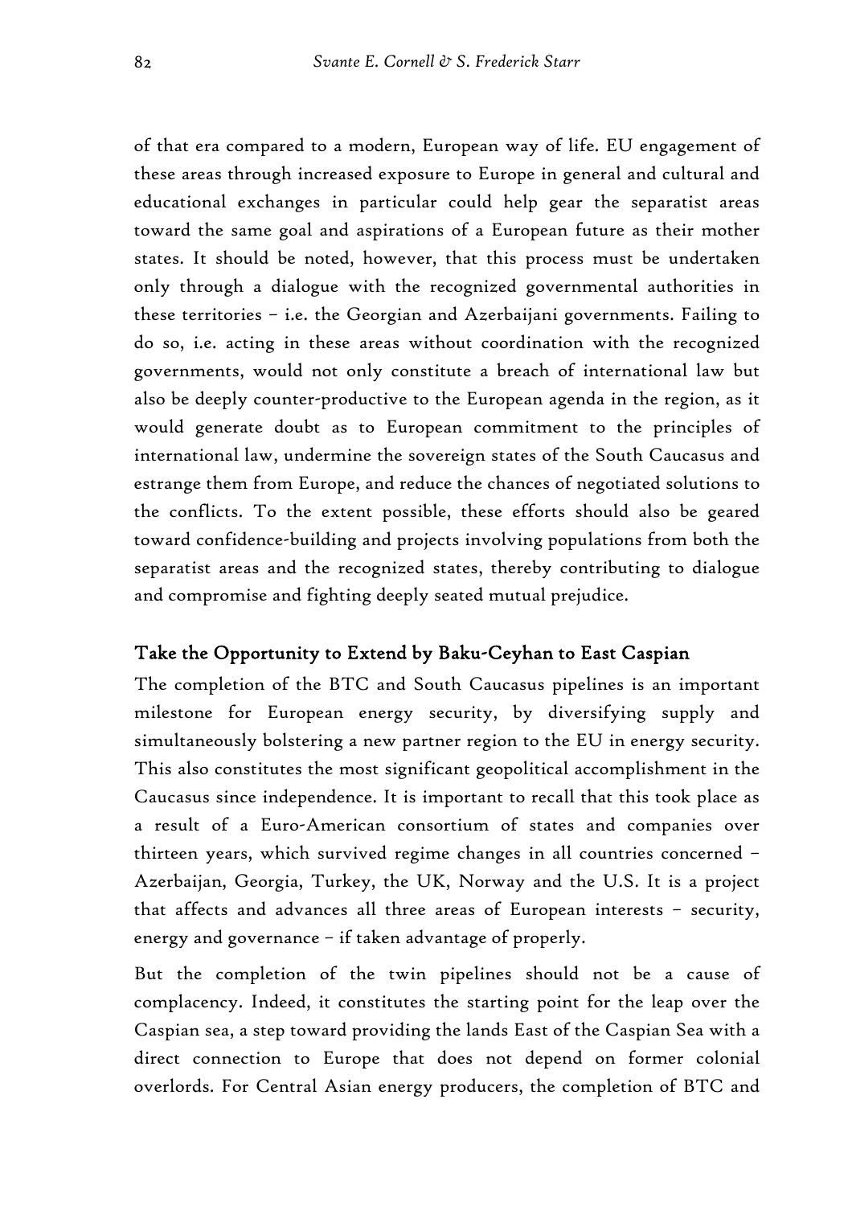of that era compared to a modern, European way of life. EU engagement of these areas through increased exposure to Europe in general and cultural and educational exchanges in particular could help gear the separatist areas toward the same goal and aspirations of a European future as their mother states. It should be noted, however, that this process must be undertaken only through a dialogue with the recognized governmental authorities in these territories – i.e. the Georgian and Azerbaijani governments. Failing to do so, i.e. acting in these areas without coordination with the recognized governments, would not only constitute a breach of international law but also be deeply counter-productive to the European agenda in the region, as it would generate doubt as to European commitment to the principles of international law, undermine the sovereign states of the South Caucasus and estrange them from Europe, and reduce the chances of negotiated solutions to the conflicts. To the extent possible, these efforts should also be geared toward confidence-building and projects involving populations from both the separatist areas and the recognized states, thereby contributing to dialogue and compromise and fighting deeply seated mutual prejudice.

## Take the Opportunity to Extend by Baku-Ceyhan to East Caspian

The completion of the BTC and South Caucasus pipelines is an important milestone for European energy security, by diversifying supply and simultaneously bolstering a new partner region to the EU in energy security. This also constitutes the most significant geopolitical accomplishment in the Caucasus since independence. It is important to recall that this took place as a result of a Euro-American consortium of states and companies over thirteen years, which survived regime changes in all countries concerned – Azerbaijan, Georgia, Turkey, the UK, Norway and the U.S. It is a project that affects and advances all three areas of European interests – security, energy and governance – if taken advantage of properly.

But the completion of the twin pipelines should not be a cause of complacency. Indeed, it constitutes the starting point for the leap over the Caspian sea, a step toward providing the lands East of the Caspian Sea with a direct connection to Europe that does not depend on former colonial overlords. For Central Asian energy producers, the completion of BTC and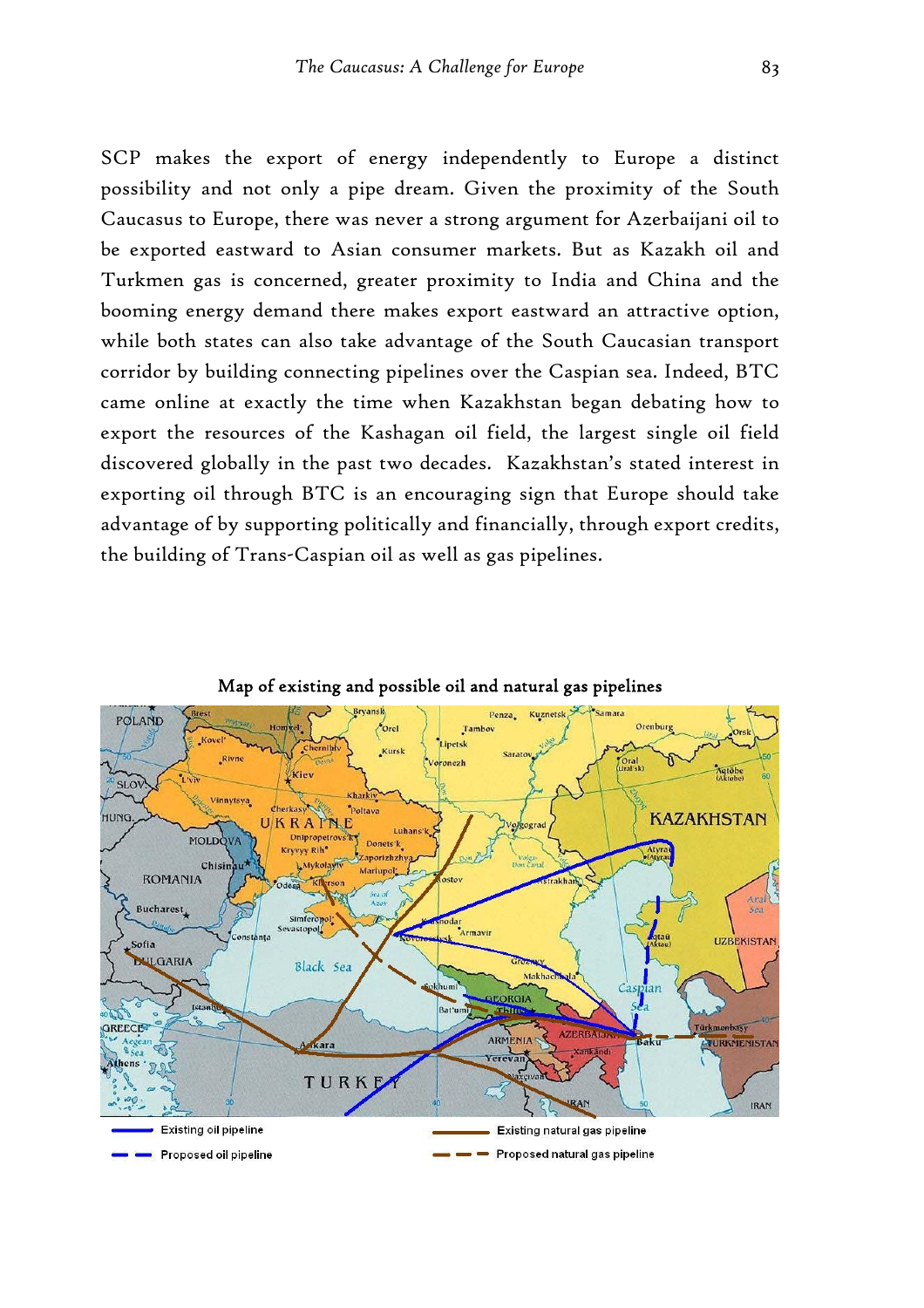SCP makes the export of energy independently to Europe a distinct possibility and not only a pipe dream. Given the proximity of the South Caucasus to Europe, there was never a strong argument for Azerbaijani oil to be exported eastward to Asian consumer markets. But as Kazakh oil and Turkmen gas is concerned, greater proximity to India and China and the booming energy demand there makes export eastward an attractive option, while both states can also take advantage of the South Caucasian transport corridor by building connecting pipelines over the Caspian sea. Indeed, BTC came online at exactly the time when Kazakhstan began debating how to export the resources of the Kashagan oil field, the largest single oil field discovered globally in the past two decades. Kazakhstan's stated interest in exporting oil through BTC is an encouraging sign that Europe should take advantage of by supporting politically and financially, through export credits, the building of Trans-Caspian oil as well as gas pipelines.

**Map of existing and possible oil and natural gas pipelines**

Existing oil pipeline — Proposed oil pipeline — Existing natural gas pipeline — Proposed natural gas pipeline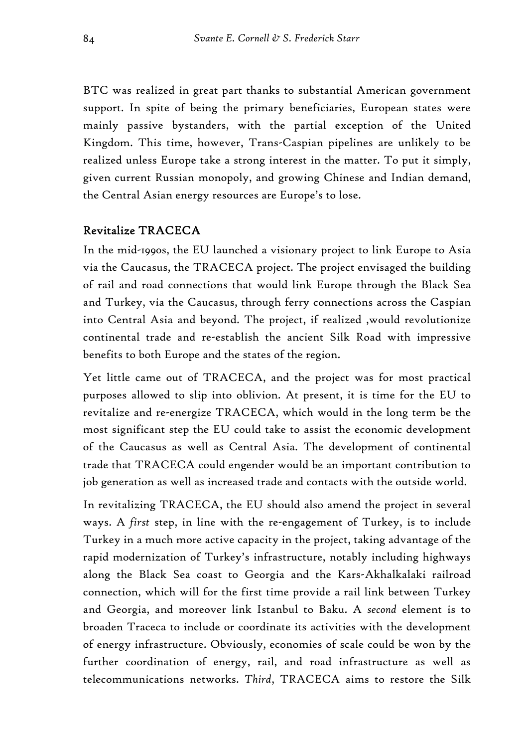BTC was realized in great part thanks to substantial American government support. In spite of being the primary beneficiaries, European states were mainly passive bystanders, with the partial exception of the United Kingdom. This time, however, Trans-Caspian pipelines are unlikely to be realized unless Europe take a strong interest in the matter. To put it simply, given current Russian monopoly, and growing Chinese and Indian demand, the Central Asian energy resources are Europe's to lose.

### Revitalize TRACECA

In the mid-1990s, the EU launched a visionary project to link Europe to Asia via the Caucasus, the TRACECA project. The project envisaged the building of rail and road connections that would link Europe through the Black Sea and Turkey, via the Caucasus, through ferry connections across the Caspian into Central Asia and beyond. The project, if realized ,would revolutionize continental trade and re-establish the ancient Silk Road with impressive benefits to both Europe and the states of the region.

Yet little came out of TRACECA, and the project was for most practical purposes allowed to slip into oblivion. At present, it is time for the EU to revitalize and re-energize TRACECA, which would in the long term be the most significant step the EU could take to assist the economic development of the Caucasus as well as Central Asia. The development of continental trade that TRACECA could engender would be an important contribution to job generation as well as increased trade and contacts with the outside world.

In revitalizing TRACECA, the EU should also amend the project in several ways. A *first* step, in line with the re-engagement of Turkey, is to include Turkey in a much more active capacity in the project, taking advantage of the rapid modernization of Turkey's infrastructure, notably including highways along the Black Sea coast to Georgia and the Kars-Akhalkalaki railroad connection, which will for the first time provide a rail link between Turkey and Georgia, and moreover link Istanbul to Baku. A *second* element is to broaden Traceca to include or coordinate its activities with the development of energy infrastructure. Obviously, economies of scale could be won by the further coordination of energy, rail, and road infrastructure as well as telecommunications networks. *Third*, TRACECA aims to restore the Silk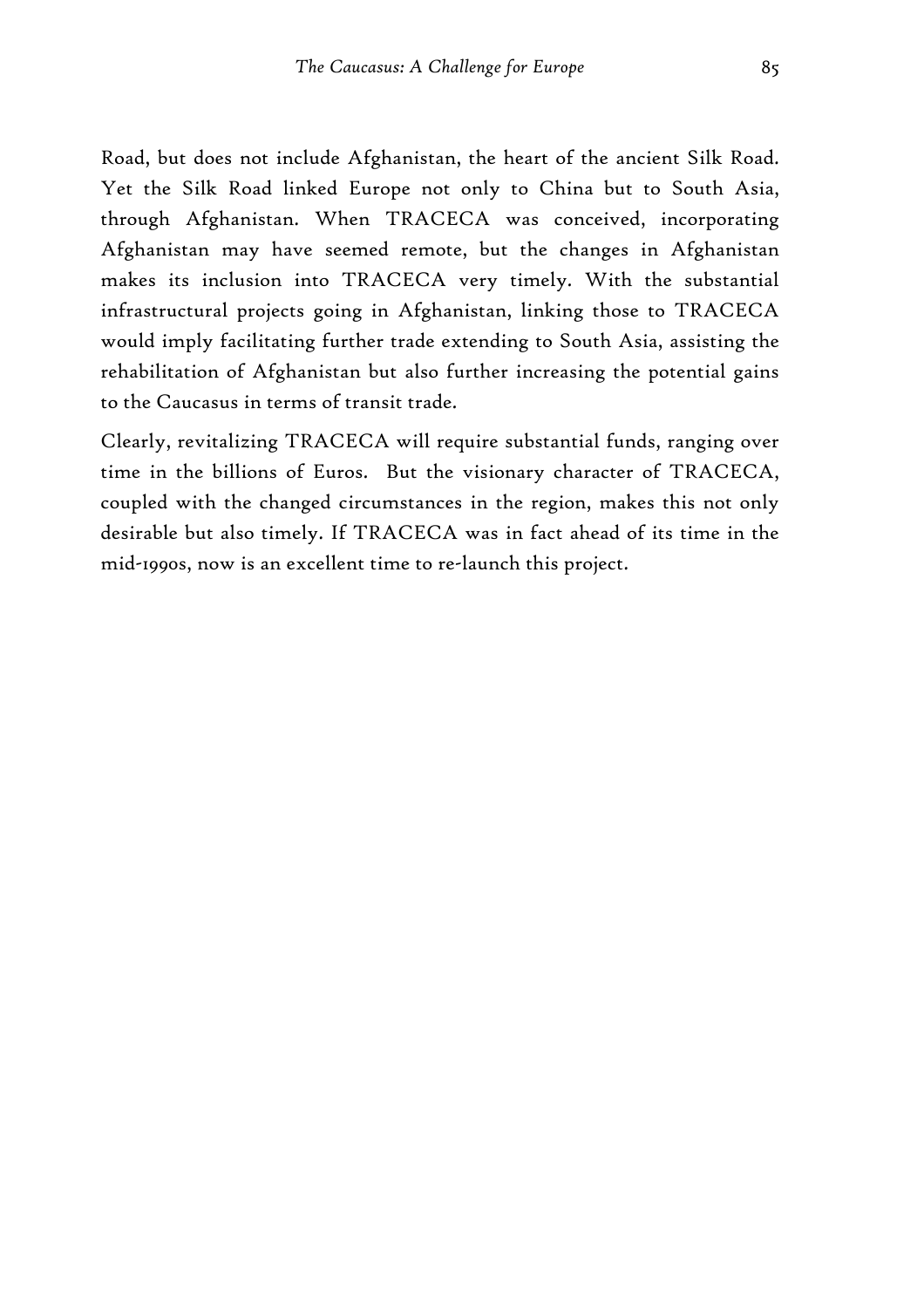Road, but does not include Afghanistan, the heart of the ancient Silk Road. Yet the Silk Road linked Europe not only to China but to South Asia, through Afghanistan. When TRACECA was conceived, incorporating Afghanistan may have seemed remote, but the changes in Afghanistan makes its inclusion into TRACECA very timely. With the substantial infrastructural projects going in Afghanistan, linking those to TRACECA would imply facilitating further trade extending to South Asia, assisting the rehabilitation of Afghanistan but also further increasing the potential gains to the Caucasus in terms of transit trade.

Clearly, revitalizing TRACECA will require substantial funds, ranging over time in the billions of Euros. But the visionary character of TRACECA, coupled with the changed circumstances in the region, makes this not only desirable but also timely. If TRACECA was in fact ahead of its time in the mid-1990s, now is an excellent time to re-launch this project.